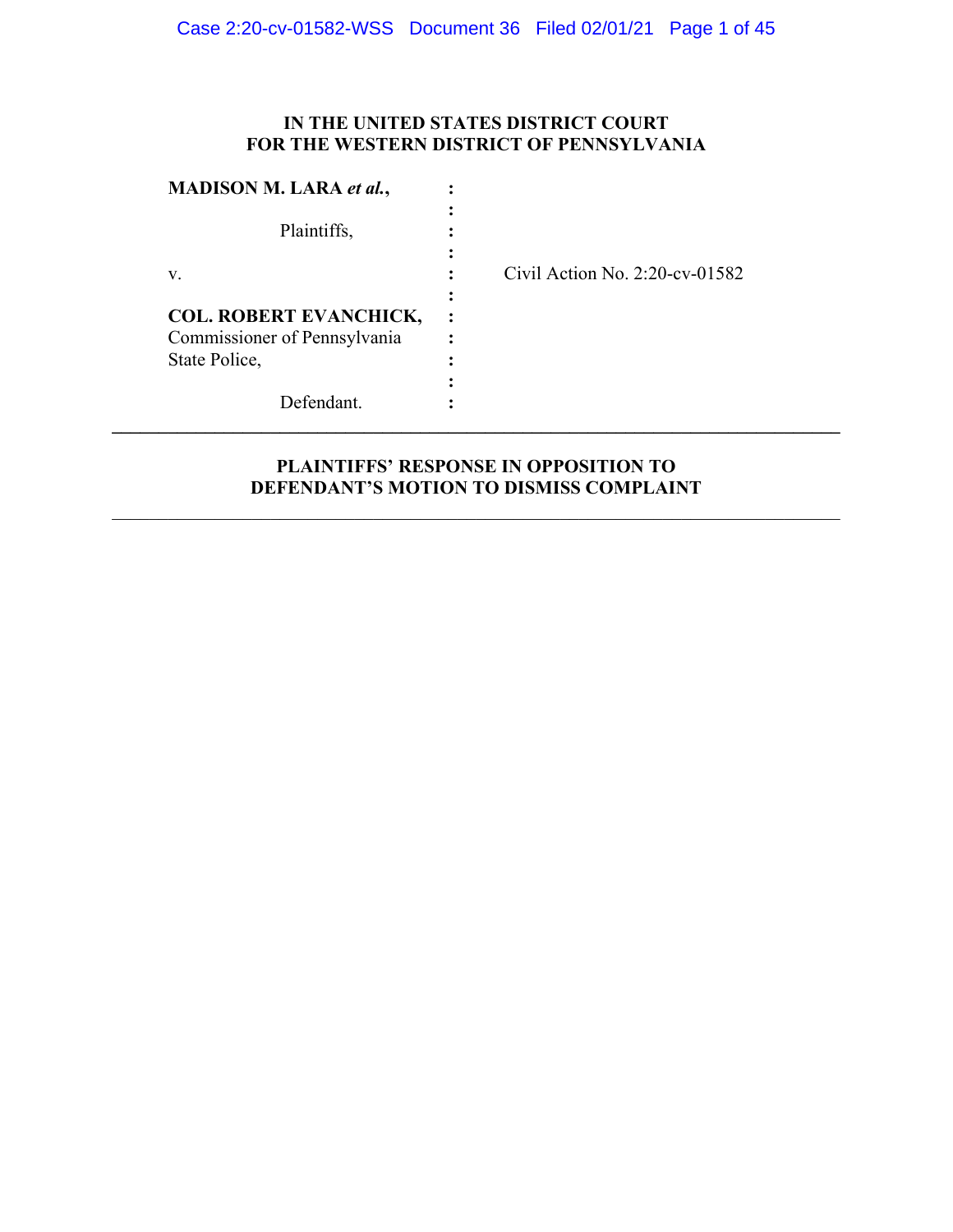**IN THE UNITED STATES DISTRICT COURT**
**FOR THE WESTERN DISTRICT OF PENNSYLVANIA**

| | | |
|---|---|---|
| **MADISON M. LARA *et al.*,** | : | |
| | : | |
| Plaintiffs, | : | |
| | : | |
| v. | : | Civil Action No. 2:20-cv-01582 |
| | : | |
| **COL. ROBERT EVANCHICK,** | : | |
| Commissioner of Pennsylvania | : | |
| State Police, | : | |
| | : | |
| Defendant. | : | |

---

**PLAINTIFFS' RESPONSE IN OPPOSITION TO**
**DEFENDANT'S MOTION TO DISMISS COMPLAINT**

---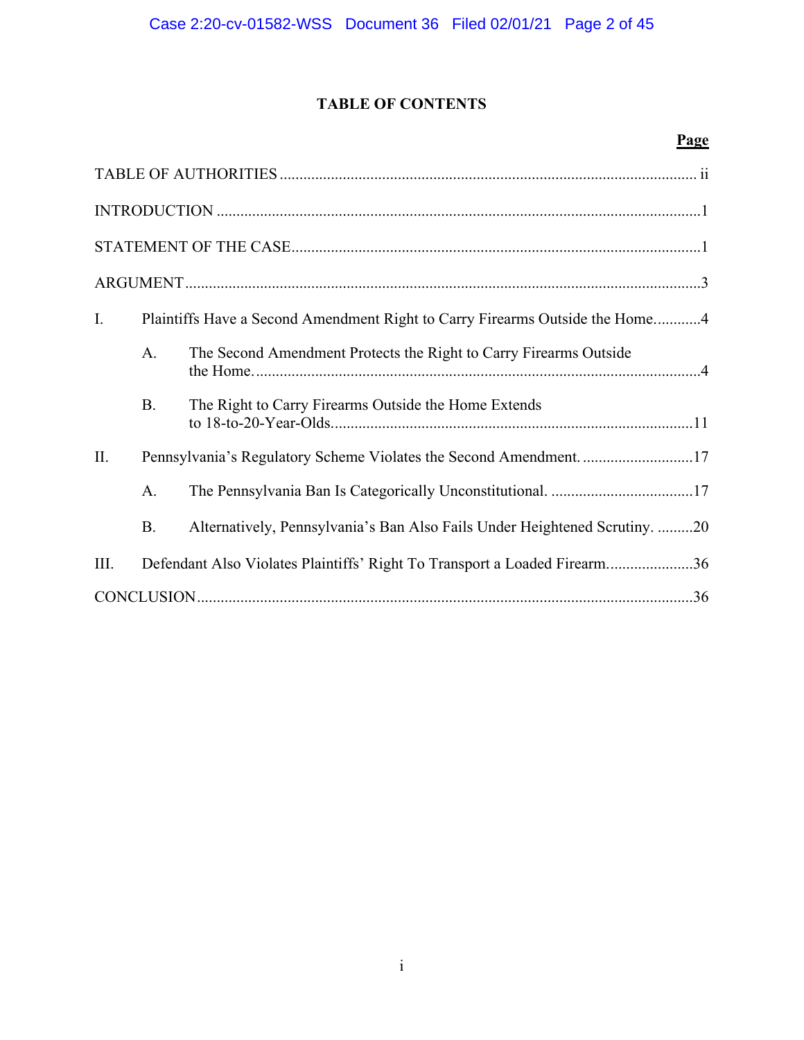# TABLE OF CONTENTS

| | | Page |
|---|---|---|
| TABLE OF AUTHORITIES | | ii |
| INTRODUCTION | | 1 |
| STATEMENT OF THE CASE | | 1 |
| ARGUMENT | | 3 |
| I. | Plaintiffs Have a Second Amendment Right to Carry Firearms Outside the Home. | 4 |
| | A. The Second Amendment Protects the Right to Carry Firearms Outside the Home. | 4 |
| | B. The Right to Carry Firearms Outside the Home Extends to 18-to-20-Year-Olds. | 11 |
| II. | Pennsylvania's Regulatory Scheme Violates the Second Amendment. | 17 |
| | A. The Pennsylvania Ban Is Categorically Unconstitutional. | 17 |
| | B. Alternatively, Pennsylvania's Ban Also Fails Under Heightened Scrutiny. | 20 |
| III. | Defendant Also Violates Plaintiffs' Right To Transport a Loaded Firearm. | 36 |
| CONCLUSION | | 36 |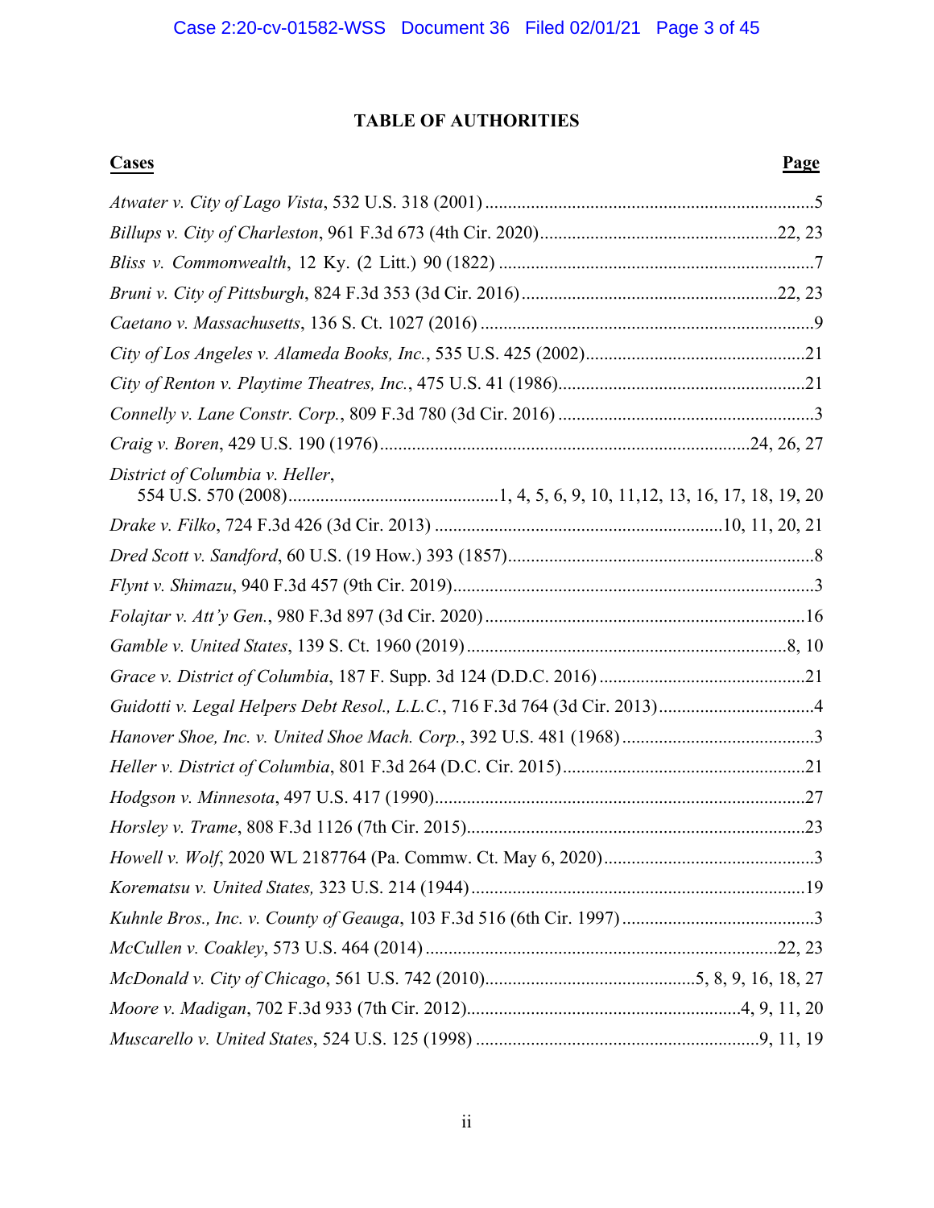## TABLE OF AUTHORITIES

| Cases | Page |
|---|---|
| *Atwater v. City of Lago Vista*, 532 U.S. 318 (2001) | 5 |
| *Billups v. City of Charleston*, 961 F.3d 673 (4th Cir. 2020) | 22, 23 |
| *Bliss v. Commonwealth*, 12 Ky. (2 Litt.) 90 (1822) | 7 |
| *Bruni v. City of Pittsburgh*, 824 F.3d 353 (3d Cir. 2016) | 22, 23 |
| *Caetano v. Massachusetts*, 136 S. Ct. 1027 (2016) | 9 |
| *City of Los Angeles v. Alameda Books, Inc.*, 535 U.S. 425 (2002) | 21 |
| *City of Renton v. Playtime Theatres, Inc.*, 475 U.S. 41 (1986) | 21 |
| *Connelly v. Lane Constr. Corp.*, 809 F.3d 780 (3d Cir. 2016) | 3 |
| *Craig v. Boren*, 429 U.S. 190 (1976) | 24, 26, 27 |
| *District of Columbia v. Heller*, 554 U.S. 570 (2008) | 1, 4, 5, 6, 9, 10, 11,12, 13, 16, 17, 18, 19, 20 |
| *Drake v. Filko*, 724 F.3d 426 (3d Cir. 2013) | 10, 11, 20, 21 |
| *Dred Scott v. Sandford*, 60 U.S. (19 How.) 393 (1857) | 8 |
| *Flynt v. Shimazu*, 940 F.3d 457 (9th Cir. 2019) | 3 |
| *Folajtar v. Att'y Gen.*, 980 F.3d 897 (3d Cir. 2020) | 16 |
| *Gamble v. United States*, 139 S. Ct. 1960 (2019) | 8, 10 |
| *Grace v. District of Columbia*, 187 F. Supp. 3d 124 (D.D.C. 2016) | 21 |
| *Guidotti v. Legal Helpers Debt Resol., L.L.C.*, 716 F.3d 764 (3d Cir. 2013) | 4 |
| *Hanover Shoe, Inc. v. United Shoe Mach. Corp.*, 392 U.S. 481 (1968) | 3 |
| *Heller v. District of Columbia*, 801 F.3d 264 (D.C. Cir. 2015) | 21 |
| *Hodgson v. Minnesota*, 497 U.S. 417 (1990) | 27 |
| *Horsley v. Trame*, 808 F.3d 1126 (7th Cir. 2015) | 23 |
| *Howell v. Wolf*, 2020 WL 2187764 (Pa. Commw. Ct. May 6, 2020) | 3 |
| *Korematsu v. United States,* 323 U.S. 214 (1944) | 19 |
| *Kuhnle Bros., Inc. v. County of Geauga*, 103 F.3d 516 (6th Cir. 1997) | 3 |
| *McCullen v. Coakley*, 573 U.S. 464 (2014) | 22, 23 |
| *McDonald v. City of Chicago*, 561 U.S. 742 (2010) | 5, 8, 9, 16, 18, 27 |
| *Moore v. Madigan*, 702 F.3d 933 (7th Cir. 2012) | 4, 9, 11, 20 |
| *Muscarello v. United States*, 524 U.S. 125 (1998) | 9, 11, 19 |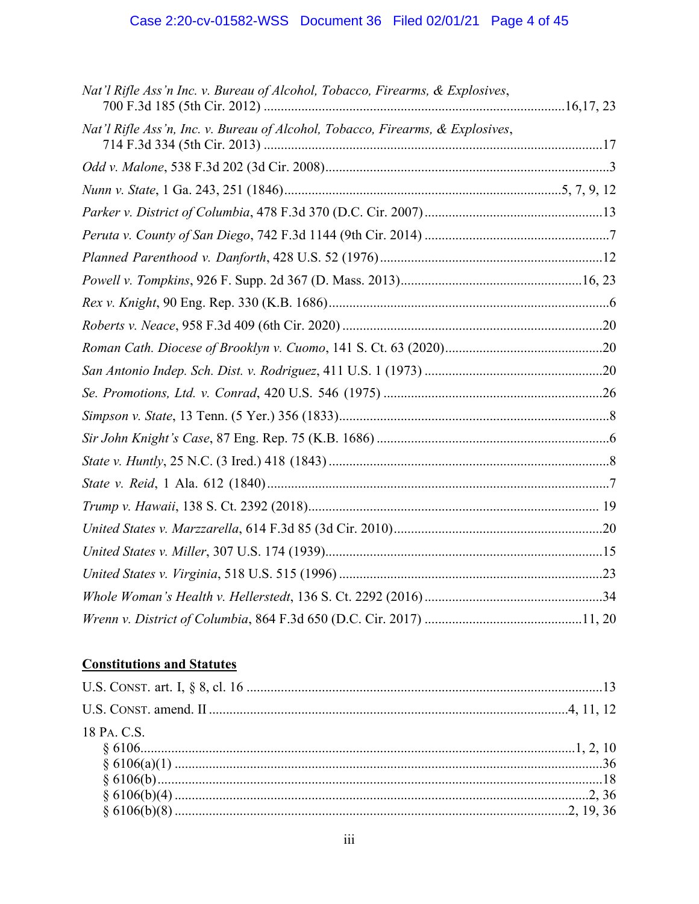*Nat'l Rifle Ass'n Inc. v. Bureau of Alcohol, Tobacco, Firearms, & Explosives*, 700 F.3d 185 (5th Cir. 2012) ........................................................................................16,17, 23

*Nat'l Rifle Ass'n, Inc. v. Bureau of Alcohol, Tobacco, Firearms, & Explosives*, 714 F.3d 334 (5th Cir. 2013) ..................................................................................................17

*Odd v. Malone*, 538 F.3d 202 (3d Cir. 2008)..................................................................................3

*Nunn v. State*, 1 Ga. 243, 251 (1846)................................................................................5, 7, 9, 12

*Parker v. District of Columbia*, 478 F.3d 370 (D.C. Cir. 2007)...................................................13

*Peruta v. County of San Diego*, 742 F.3d 1144 (9th Cir. 2014) .....................................................7

*Planned Parenthood v. Danforth*, 428 U.S. 52 (1976)................................................................12

*Powell v. Tompkins*, 926 F. Supp. 2d 367 (D. Mass. 2013)....................................................16, 23

*Rex v. Knight*, 90 Eng. Rep. 330 (K.B. 1686)..................................................................................6

*Roberts v. Neace*, 958 F.3d 409 (6th Cir. 2020) ............................................................................20

*Roman Cath. Diocese of Brooklyn v. Cuomo*, 141 S. Ct. 63 (2020).............................................20

*San Antonio Indep. Sch. Dist. v. Rodriguez*, 411 U.S. 1 (1973) ...................................................20

*Se. Promotions, Ltd. v. Conrad*, 420 U.S. 546 (1975) ................................................................26

*Simpson v. State*, 13 Tenn. (5 Yer.) 356 (1833)..............................................................................8

*Sir John Knight's Case*, 87 Eng. Rep. 75 (K.B. 1686) ....................................................................6

*State v. Huntly*, 25 N.C. (3 Ired.) 418 (1843) ..................................................................................8

*State v. Reid*, 1 Ala. 612 (1840)....................................................................................................7

*Trump v. Hawaii*, 138 S. Ct. 2392 (2018).................................................................................... 19

*United States v. Marzzarella*, 614 F.3d 85 (3d Cir. 2010)............................................................20

*United States v. Miller*, 307 U.S. 174 (1939).................................................................................15

*United States v. Virginia*, 518 U.S. 515 (1996) ............................................................................23

*Whole Woman's Health v. Hellerstedt*, 136 S. Ct. 2292 (2016) ...................................................34

*Wrenn v. District of Columbia*, 864 F.3d 650 (D.C. Cir. 2017) .............................................11, 20

**Constitutions and Statutes**

U.S. CONST. art. I, § 8, cl. 16 .......................................................................................................13

U.S. CONST. amend. II ......................................................................................................4, 11, 12

18 PA. C.S.

§ 6106.............................................................................................................................1, 2, 10

§ 6106(a)(1) .............................................................................................................................36

§ 6106(b)..................................................................................................................................18

§ 6106(b)(4) .........................................................................................................................2, 36

§ 6106(b)(8) ......................................................................................................................2, 19, 36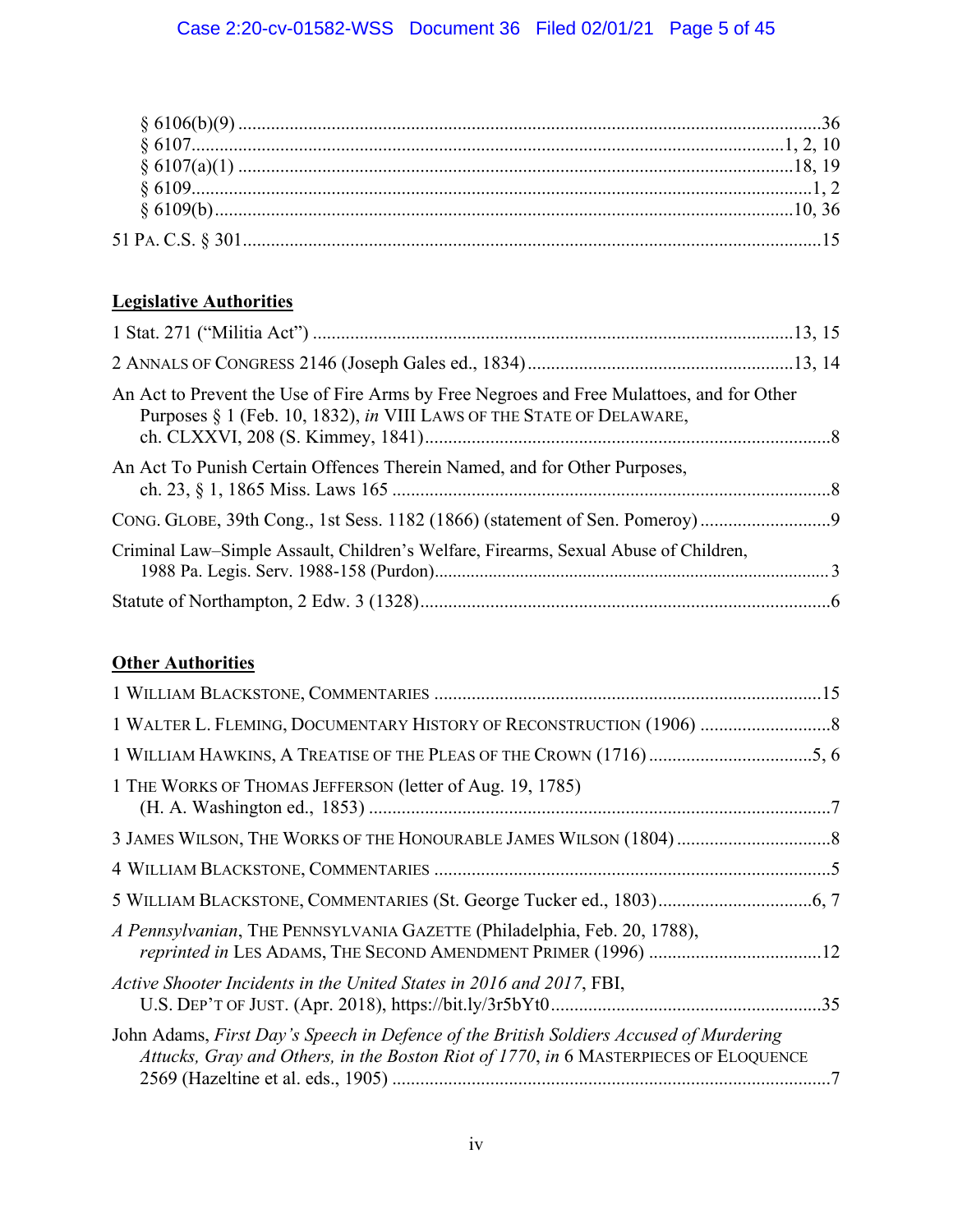§ 6106(b)(9) .......................................................................................................................36
§ 6107.................................................................................................................................1, 2, 10
§ 6107(a)(1) ......................................................................................................................18, 19
§ 6109...................................................................................................................................1, 2
§ 6109(b)...........................................................................................................................10, 36

51 PA. C.S. § 301.........................................................................................................................15

**Legislative Authorities**

1 Stat. 271 ("Militia Act") .....................................................................................................13, 15

2 ANNALS OF CONGRESS 2146 (Joseph Gales ed., 1834).........................................................13, 14

An Act to Prevent the Use of Fire Arms by Free Negroes and Free Mulattoes, and for Other Purposes § 1 (Feb. 10, 1832), *in* VIII LAWS OF THE STATE OF DELAWARE, ch. CLXXVI, 208 (S. Kimmey, 1841).......................................................................................8

An Act To Punish Certain Offences Therein Named, and for Other Purposes, ch. 23, § 1, 1865 Miss. Laws 165 ..............................................................................................8

CONG. GLOBE, 39th Cong., 1st Sess. 1182 (1866) (statement of Sen. Pomeroy) ............................9

Criminal Law–Simple Assault, Children's Welfare, Firearms, Sexual Abuse of Children, 1988 Pa. Legis. Serv. 1988-158 (Purdon).....................................................................................3

Statute of Northampton, 2 Edw. 3 (1328).......................................................................................6

**Other Authorities**

1 WILLIAM BLACKSTONE, COMMENTARIES ..................................................................................15

1 WALTER L. FLEMING, DOCUMENTARY HISTORY OF RECONSTRUCTION (1906) ............................8

1 WILLIAM HAWKINS, A TREATISE OF THE PLEAS OF THE CROWN (1716) ..................................5, 6

1 THE WORKS OF THOMAS JEFFERSON (letter of Aug. 19, 1785) (H. A. Washington ed., 1853) ..................................................................................................7

3 JAMES WILSON, THE WORKS OF THE HONOURABLE JAMES WILSON (1804) .................................8

4 WILLIAM BLACKSTONE, COMMENTARIES .....................................................................................5

5 WILLIAM BLACKSTONE, COMMENTARIES (St. George Tucker ed., 1803).................................6, 7

*A Pennsylvanian*, THE PENNSYLVANIA GAZETTE (Philadelphia, Feb. 20, 1788), *reprinted in* LES ADAMS, THE SECOND AMENDMENT PRIMER (1996) .....................................12

*Active Shooter Incidents in the United States in 2016 and 2017*, FBI, U.S. DEP'T OF JUST. (Apr. 2018), https://bit.ly/3r5bYt0..........................................................35

John Adams, *First Day's Speech in Defence of the British Soldiers Accused of Murdering Attucks, Gray and Others, in the Boston Riot of 1770*, *in* 6 MASTERPIECES OF ELOQUENCE 2569 (Hazeltine et al. eds., 1905) .............................................................................................7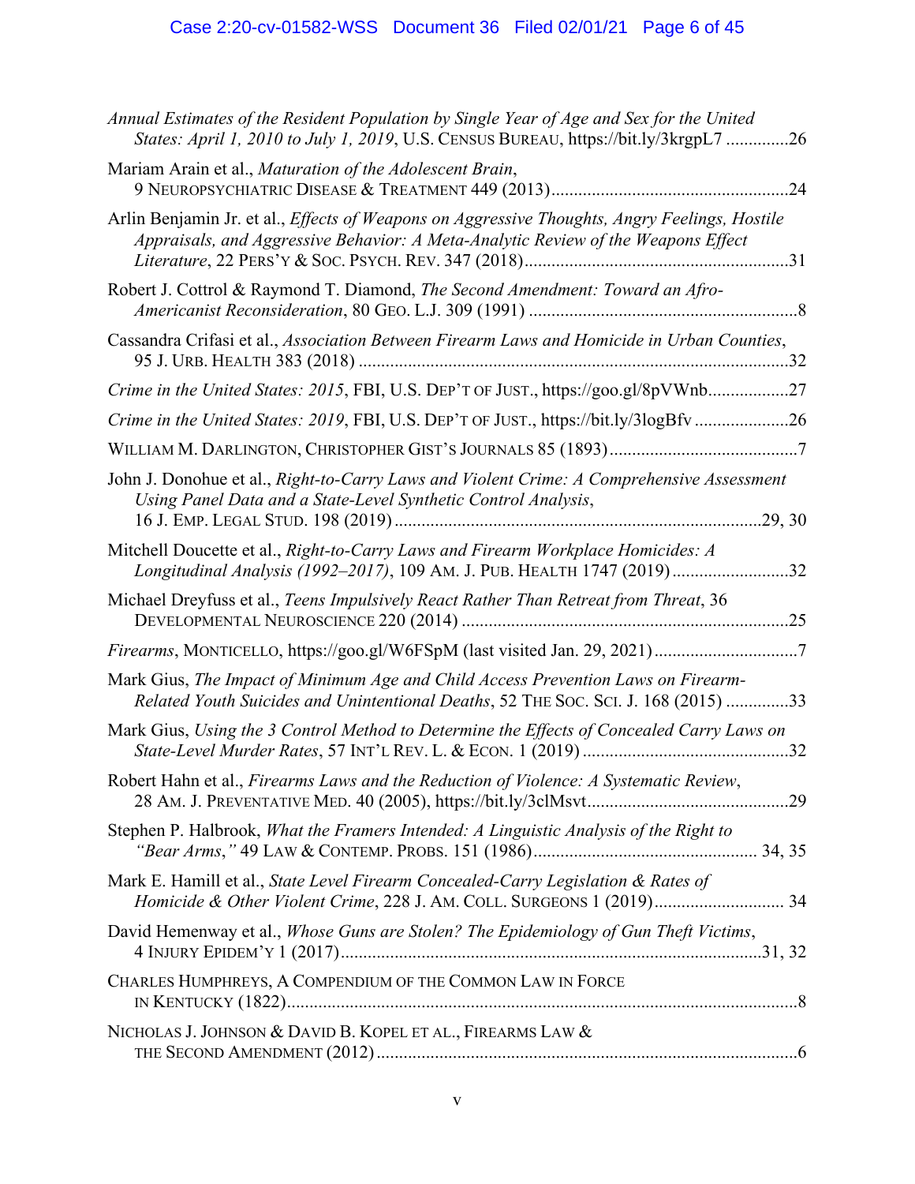*Annual Estimates of the Resident Population by Single Year of Age and Sex for the United States: April 1, 2010 to July 1, 2019*, U.S. CENSUS BUREAU, https://bit.ly/3krgpL7 ..............26

Mariam Arain et al., *Maturation of the Adolescent Brain*, 9 NEUROPSYCHIATRIC DISEASE & TREATMENT 449 (2013)....................................................24

Arlin Benjamin Jr. et al., *Effects of Weapons on Aggressive Thoughts, Angry Feelings, Hostile Appraisals, and Aggressive Behavior: A Meta-Analytic Review of the Weapons Effect Literature*, 22 PERS'Y & SOC. PSYCH. REV. 347 (2018)..........................................................31

Robert J. Cottrol & Raymond T. Diamond, *The Second Amendment: Toward an Afro-Americanist Reconsideration*, 80 GEO. L.J. 309 (1991) ...........................................................8

Cassandra Crifasi et al., *Association Between Firearm Laws and Homicide in Urban Counties*, 95 J. URB. HEALTH 383 (2018) ...............................................................................................32

*Crime in the United States: 2015*, FBI, U.S. DEP'T OF JUST., https://goo.gl/8pVWnb..................27

*Crime in the United States: 2019*, FBI, U.S. DEP'T OF JUST., https://bit.ly/3logBfv .....................26

WILLIAM M. DARLINGTON, CHRISTOPHER GIST'S JOURNALS 85 (1893)..........................................7

John J. Donohue et al., *Right-to-Carry Laws and Violent Crime: A Comprehensive Assessment Using Panel Data and a State-Level Synthetic Control Analysis*, 16 J. EMP. LEGAL STUD. 198 (2019)................................................................................29, 30

Mitchell Doucette et al., *Right-to-Carry Laws and Firearm Workplace Homicides: A Longitudinal Analysis (1992–2017)*, 109 AM. J. PUB. HEALTH 1747 (2019)..........................32

Michael Dreyfuss et al., *Teens Impulsively React Rather Than Retreat from Threat*, 36 DEVELOPMENTAL NEUROSCIENCE 220 (2014) ........................................................................25

*Firearms*, MONTICELLO, https://goo.gl/W6FSpM (last visited Jan. 29, 2021)................................7

Mark Gius, *The Impact of Minimum Age and Child Access Prevention Laws on Firearm-Related Youth Suicides and Unintentional Deaths*, 52 THE SOC. SCI. J. 168 (2015) ..............33

Mark Gius, *Using the 3 Control Method to Determine the Effects of Concealed Carry Laws on State-Level Murder Rates*, 57 INT'L REV. L. & ECON. 1 (2019) ..............................................32

Robert Hahn et al., *Firearms Laws and the Reduction of Violence: A Systematic Review*, 28 AM. J. PREVENTATIVE MED. 40 (2005), https://bit.ly/3clMsvt............................................29

Stephen P. Halbrook, *What the Framers Intended: A Linguistic Analysis of the Right to "Bear Arms,"* 49 LAW & CONTEMP. PROBS. 151 (1986)................................................. 34, 35

Mark E. Hamill et al., *State Level Firearm Concealed-Carry Legislation & Rates of Homicide & Other Violent Crime*, 228 J. AM. COLL. SURGEONS 1 (2019)............................ 34

David Hemenway et al., *Whose Guns are Stolen? The Epidemiology of Gun Theft Victims*, 4 INJURY EPIDEM'Y 1 (2017).............................................................................................31, 32

CHARLES HUMPHREYS, A COMPENDIUM OF THE COMMON LAW IN FORCE IN KENTUCKY (1822).................................................................................................................8

NICHOLAS J. JOHNSON & DAVID B. KOPEL ET AL., FIREARMS LAW & THE SECOND AMENDMENT (2012).............................................................................................6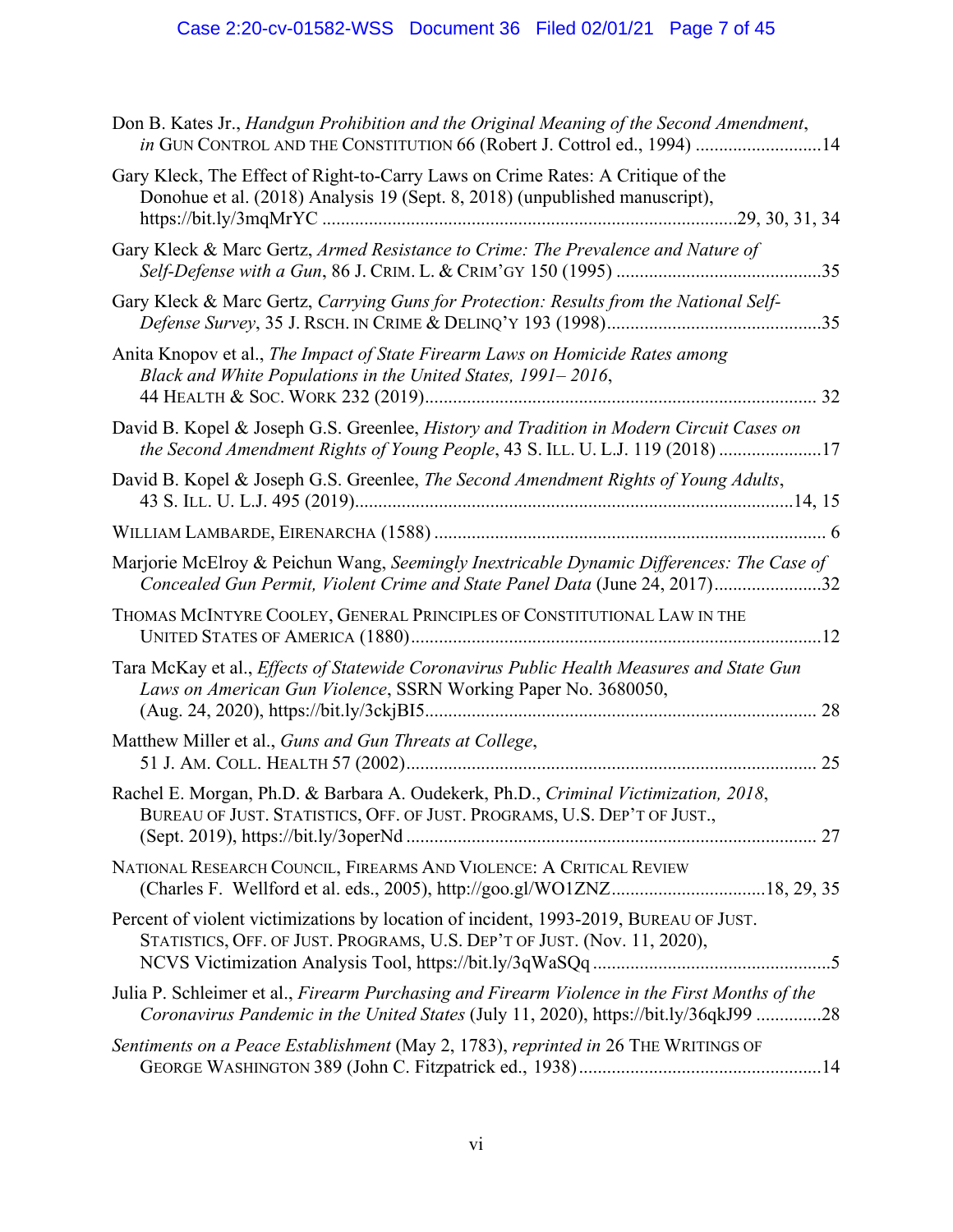Don B. Kates Jr., *Handgun Prohibition and the Original Meaning of the Second Amendment*, *in* GUN CONTROL AND THE CONSTITUTION 66 (Robert J. Cottrol ed., 1994) ............................14

Gary Kleck, The Effect of Right-to-Carry Laws on Crime Rates: A Critique of the Donohue et al. (2018) Analysis 19 (Sept. 8, 2018) (unpublished manuscript), https://bit.ly/3mqMrYC ........................................................................................29, 30, 31, 34

Gary Kleck & Marc Gertz, *Armed Resistance to Crime: The Prevalence and Nature of Self-Defense with a Gun*, 86 J. CRIM. L. & CRIM'GY 150 (1995) ............................................35

Gary Kleck & Marc Gertz, *Carrying Guns for Protection: Results from the National Self-Defense Survey*, 35 J. RSCH. IN CRIME & DELINQ'Y 193 (1998).............................................35

Anita Knopov et al., *The Impact of State Firearm Laws on Homicide Rates among Black and White Populations in the United States, 1991– 2016*, 44 HEALTH & SOC. WORK 232 (2019)................................................................................... 32

David B. Kopel & Joseph G.S. Greenlee, *History and Tradition in Modern Circuit Cases on the Second Amendment Rights of Young People*, 43 S. ILL. U. L.J. 119 (2018) ......................17

David B. Kopel & Joseph G.S. Greenlee, *The Second Amendment Rights of Young Adults*, 43 S. ILL. U. L.J. 495 (2019).............................................................................................14, 15

WILLIAM LAMBARDE, EIRENARCHA (1588) .................................................................................... 6

Marjorie McElroy & Peichun Wang, *Seemingly Inextricable Dynamic Differences: The Case of Concealed Gun Permit, Violent Crime and State Panel Data* (June 24, 2017).......................32

THOMAS MCINTYRE COOLEY, GENERAL PRINCIPLES OF CONSTITUTIONAL LAW IN THE UNITED STATES OF AMERICA (1880).......................................................................................12

Tara McKay et al., *Effects of Statewide Coronavirus Public Health Measures and State Gun Laws on American Gun Violence*, SSRN Working Paper No. 3680050, (Aug. 24, 2020), https://bit.ly/3ckjBI5................................................................................... 28

Matthew Miller et al., *Guns and Gun Threats at College*, 51 J. AM. COLL. HEALTH 57 (2002)....................................................................................... 25

Rachel E. Morgan, Ph.D. & Barbara A. Oudekerk, Ph.D., *Criminal Victimization, 2018*, BUREAU OF JUST. STATISTICS, OFF. OF JUST. PROGRAMS, U.S. DEP'T OF JUST., (Sept. 2019), https://bit.ly/3operNd ....................................................................................... 27

NATIONAL RESEARCH COUNCIL, FIREARMS AND VIOLENCE: A CRITICAL REVIEW (Charles F. Wellford et al. eds., 2005), http://goo.gl/WO1ZNZ................................18, 29, 35

Percent of violent victimizations by location of incident, 1993-2019, BUREAU OF JUST. STATISTICS, OFF. OF JUST. PROGRAMS, U.S. DEP'T OF JUST. (Nov. 11, 2020), NCVS Victimization Analysis Tool, https://bit.ly/3qWaSQq ...................................................5

Julia P. Schleimer et al., *Firearm Purchasing and Firearm Violence in the First Months of the Coronavirus Pandemic in the United States* (July 11, 2020), https://bit.ly/36qkJ99 ..............28

*Sentiments on a Peace Establishment* (May 2, 1783), *reprinted in* 26 THE WRITINGS OF GEORGE WASHINGTON 389 (John C. Fitzpatrick ed., 1938)...................................................14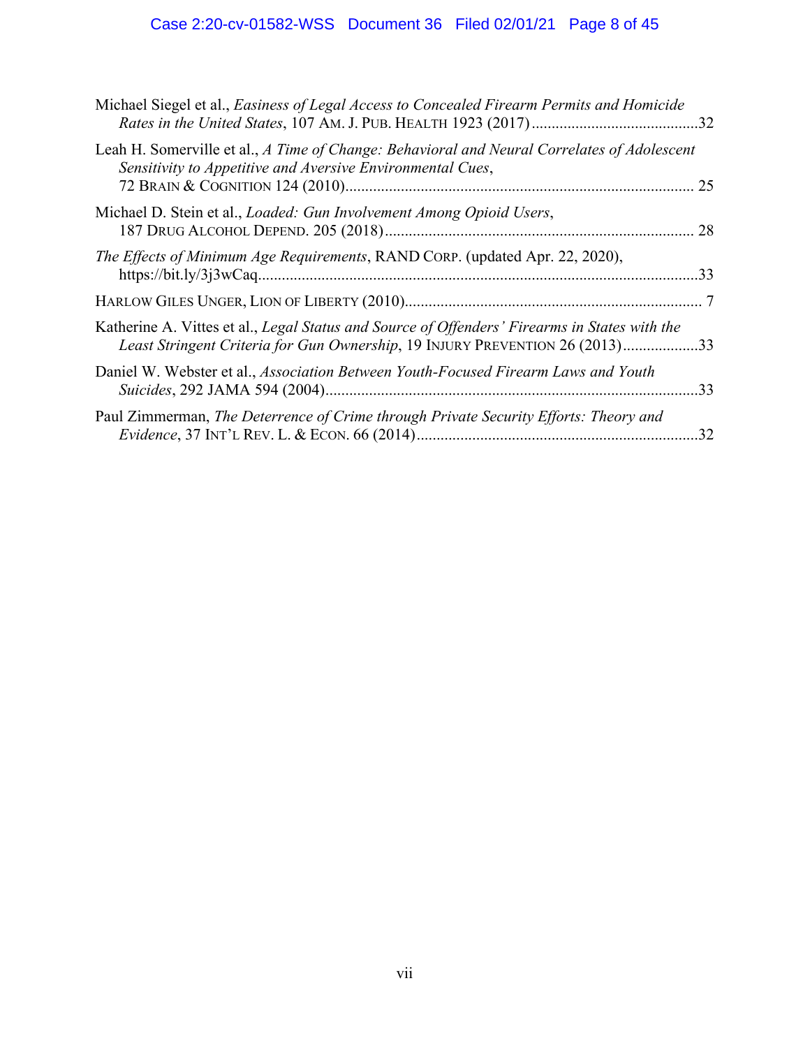Michael Siegel et al., *Easiness of Legal Access to Concealed Firearm Permits and Homicide Rates in the United States*, 107 AM. J. PUB. HEALTH 1923 (2017)..........................................32

Leah H. Somerville et al., *A Time of Change: Behavioral and Neural Correlates of Adolescent Sensitivity to Appetitive and Aversive Environmental Cues*, 72 BRAIN & COGNITION 124 (2010)....................................................................................... 25

Michael D. Stein et al., *Loaded: Gun Involvement Among Opioid Users*, 187 DRUG ALCOHOL DEPEND. 205 (2018)............................................................................. 28

*The Effects of Minimum Age Requirements*, RAND CORP. (updated Apr. 22, 2020), https://bit.ly/3j3wCaq..............................................................................................................33

HARLOW GILES UNGER, LION OF LIBERTY (2010).......................................................................... 7

Katherine A. Vittes et al., *Legal Status and Source of Offenders' Firearms in States with the Least Stringent Criteria for Gun Ownership*, 19 INJURY PREVENTION 26 (2013)...................33

Daniel W. Webster et al., *Association Between Youth-Focused Firearm Laws and Youth Suicides*, 292 JAMA 594 (2004)..............................................................................................33

Paul Zimmerman, *The Deterrence of Crime through Private Security Efforts: Theory and Evidence*, 37 INT'L REV. L. & ECON. 66 (2014).......................................................................32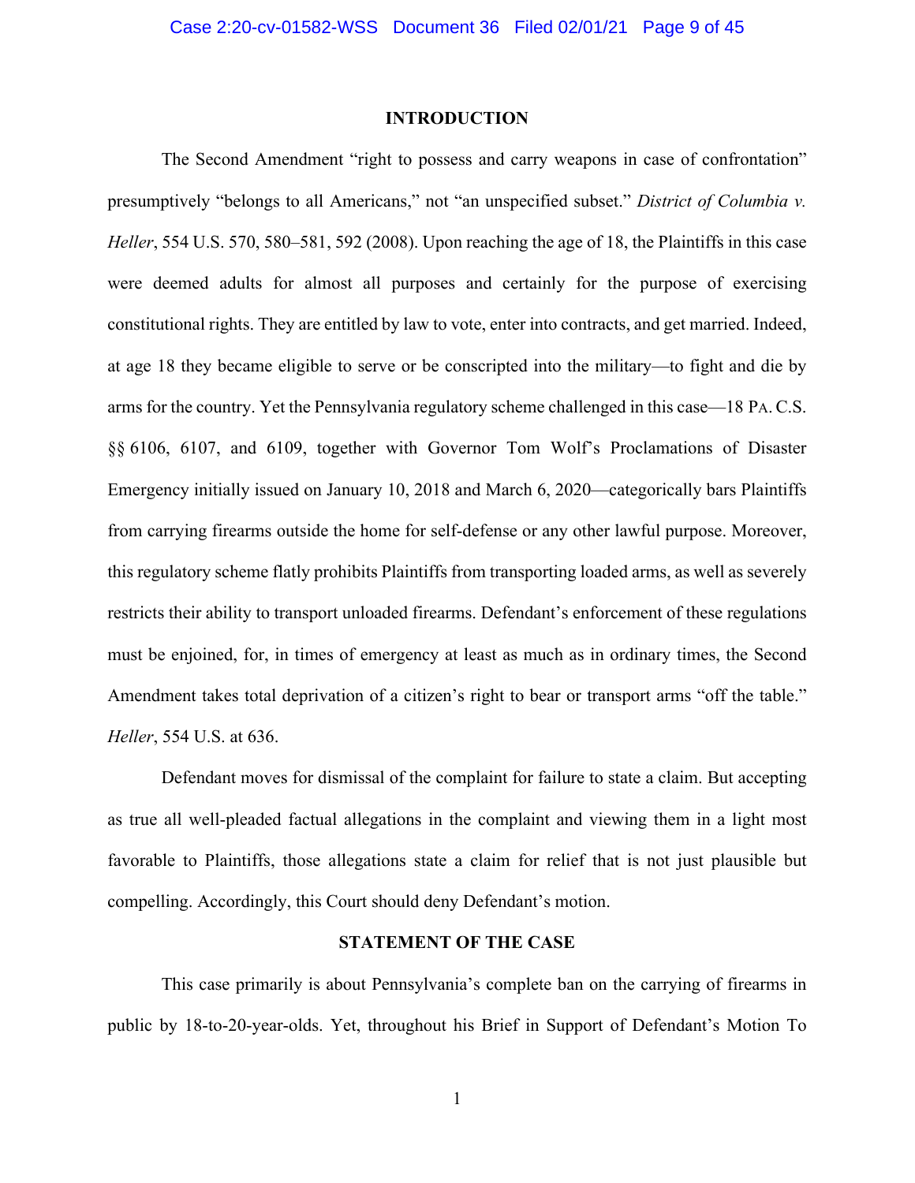## INTRODUCTION

The Second Amendment "right to possess and carry weapons in case of confrontation" presumptively "belongs to all Americans," not "an unspecified subset." *District of Columbia v. Heller*, 554 U.S. 570, 580–581, 592 (2008). Upon reaching the age of 18, the Plaintiffs in this case were deemed adults for almost all purposes and certainly for the purpose of exercising constitutional rights. They are entitled by law to vote, enter into contracts, and get married. Indeed, at age 18 they became eligible to serve or be conscripted into the military—to fight and die by arms for the country. Yet the Pennsylvania regulatory scheme challenged in this case—18 PA. C.S. §§ 6106, 6107, and 6109, together with Governor Tom Wolf's Proclamations of Disaster Emergency initially issued on January 10, 2018 and March 6, 2020—categorically bars Plaintiffs from carrying firearms outside the home for self-defense or any other lawful purpose. Moreover, this regulatory scheme flatly prohibits Plaintiffs from transporting loaded arms, as well as severely restricts their ability to transport unloaded firearms. Defendant's enforcement of these regulations must be enjoined, for, in times of emergency at least as much as in ordinary times, the Second Amendment takes total deprivation of a citizen's right to bear or transport arms "off the table." *Heller*, 554 U.S. at 636.

Defendant moves for dismissal of the complaint for failure to state a claim. But accepting as true all well-pleaded factual allegations in the complaint and viewing them in a light most favorable to Plaintiffs, those allegations state a claim for relief that is not just plausible but compelling. Accordingly, this Court should deny Defendant's motion.

## STATEMENT OF THE CASE

This case primarily is about Pennsylvania's complete ban on the carrying of firearms in public by 18-to-20-year-olds. Yet, throughout his Brief in Support of Defendant's Motion To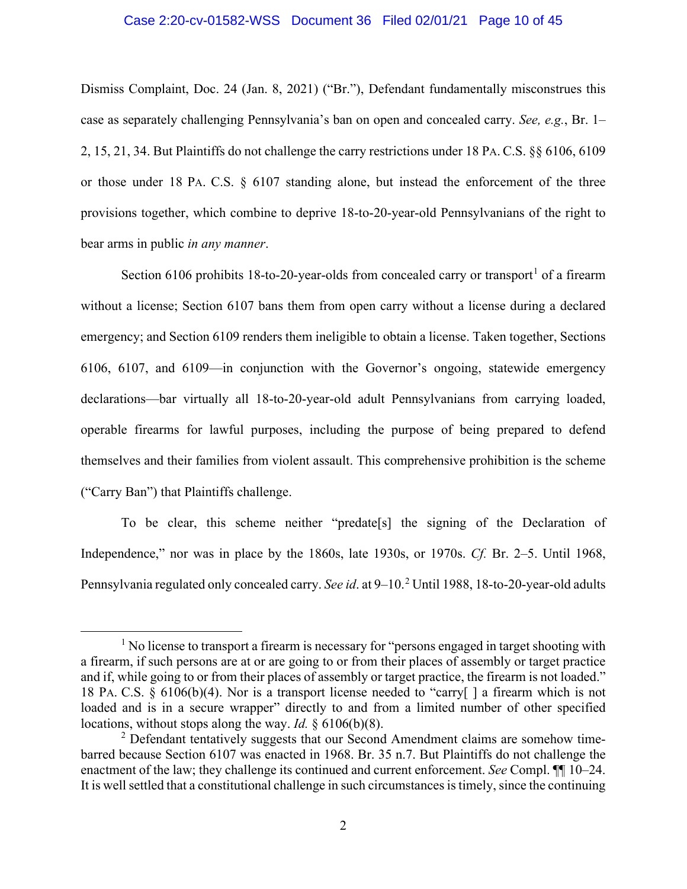Dismiss Complaint, Doc. 24 (Jan. 8, 2021) ("Br."), Defendant fundamentally misconstrues this case as separately challenging Pennsylvania's ban on open and concealed carry. *See, e.g.*, Br. 1–2, 15, 21, 34. But Plaintiffs do not challenge the carry restrictions under 18 PA. C.S. §§ 6106, 6109 or those under 18 PA. C.S. § 6107 standing alone, but instead the enforcement of the three provisions together, which combine to deprive 18-to-20-year-old Pennsylvanians of the right to bear arms in public *in any manner*.

Section 6106 prohibits 18-to-20-year-olds from concealed carry or transport[1] of a firearm without a license; Section 6107 bans them from open carry without a license during a declared emergency; and Section 6109 renders them ineligible to obtain a license. Taken together, Sections 6106, 6107, and 6109—in conjunction with the Governor's ongoing, statewide emergency declarations—bar virtually all 18-to-20-year-old adult Pennsylvanians from carrying loaded, operable firearms for lawful purposes, including the purpose of being prepared to defend themselves and their families from violent assault. This comprehensive prohibition is the scheme ("Carry Ban") that Plaintiffs challenge.

To be clear, this scheme neither "predate[s] the signing of the Declaration of Independence," nor was in place by the 1860s, late 1930s, or 1970s. *Cf.* Br. 2–5. Until 1968, Pennsylvania regulated only concealed carry. *See id*. at 9–10.[2] Until 1988, 18-to-20-year-old adults

[1] No license to transport a firearm is necessary for "persons engaged in target shooting with a firearm, if such persons are at or are going to or from their places of assembly or target practice and if, while going to or from their places of assembly or target practice, the firearm is not loaded." 18 PA. C.S. § 6106(b)(4). Nor is a transport license needed to "carry[ ] a firearm which is not loaded and is in a secure wrapper" directly to and from a limited number of other specified locations, without stops along the way. *Id.* § 6106(b)(8).

[2] Defendant tentatively suggests that our Second Amendment claims are somehow time-barred because Section 6107 was enacted in 1968. Br. 35 n.7. But Plaintiffs do not challenge the enactment of the law; they challenge its continued and current enforcement. *See* Compl. ¶¶ 10–24. It is well settled that a constitutional challenge in such circumstances is timely, since the continuing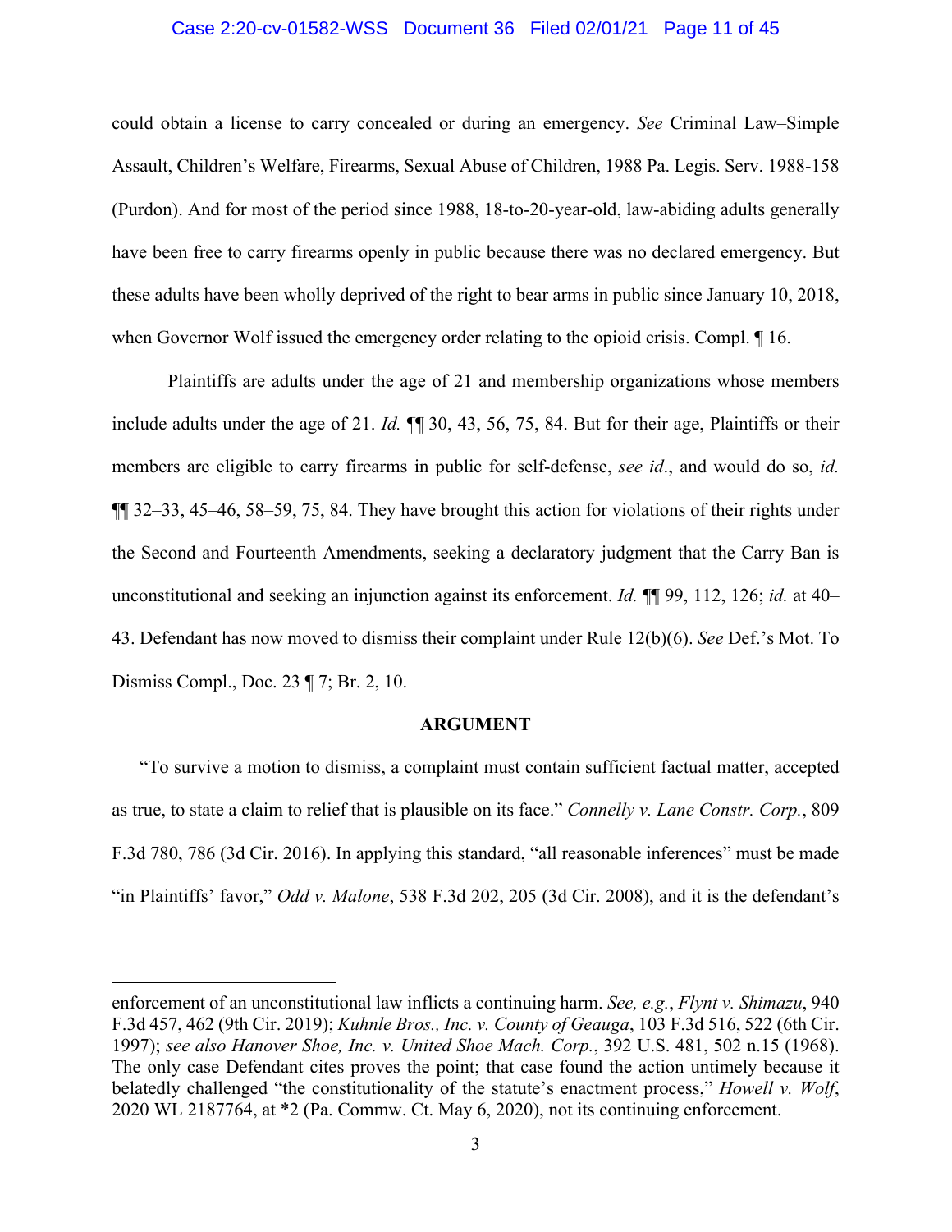could obtain a license to carry concealed or during an emergency. *See* Criminal Law–Simple Assault, Children's Welfare, Firearms, Sexual Abuse of Children, 1988 Pa. Legis. Serv. 1988-158 (Purdon). And for most of the period since 1988, 18-to-20-year-old, law-abiding adults generally have been free to carry firearms openly in public because there was no declared emergency. But these adults have been wholly deprived of the right to bear arms in public since January 10, 2018, when Governor Wolf issued the emergency order relating to the opioid crisis. Compl. ¶ 16.

Plaintiffs are adults under the age of 21 and membership organizations whose members include adults under the age of 21. *Id.* ¶¶ 30, 43, 56, 75, 84. But for their age, Plaintiffs or their members are eligible to carry firearms in public for self-defense, *see id*., and would do so, *id.* ¶¶ 32–33, 45–46, 58–59, 75, 84. They have brought this action for violations of their rights under the Second and Fourteenth Amendments, seeking a declaratory judgment that the Carry Ban is unconstitutional and seeking an injunction against its enforcement. *Id.* ¶¶ 99, 112, 126; *id.* at 40–43. Defendant has now moved to dismiss their complaint under Rule 12(b)(6). *See* Def.'s Mot. To Dismiss Compl., Doc. 23 ¶ 7; Br. 2, 10.

## ARGUMENT

"To survive a motion to dismiss, a complaint must contain sufficient factual matter, accepted as true, to state a claim to relief that is plausible on its face." *Connelly v. Lane Constr. Corp.*, 809 F.3d 780, 786 (3d Cir. 2016). In applying this standard, "all reasonable inferences" must be made "in Plaintiffs' favor," *Odd v. Malone*, 538 F.3d 202, 205 (3d Cir. 2008), and it is the defendant's

---

enforcement of an unconstitutional law inflicts a continuing harm. *See, e.g.*, *Flynt v. Shimazu*, 940 F.3d 457, 462 (9th Cir. 2019); *Kuhnle Bros., Inc. v. County of Geauga*, 103 F.3d 516, 522 (6th Cir. 1997); *see also Hanover Shoe, Inc. v. United Shoe Mach. Corp.*, 392 U.S. 481, 502 n.15 (1968). The only case Defendant cites proves the point; that case found the action untimely because it belatedly challenged "the constitutionality of the statute's enactment process," *Howell v. Wolf*, 2020 WL 2187764, at *2 (Pa. Commw. Ct. May 6, 2020), not its continuing enforcement.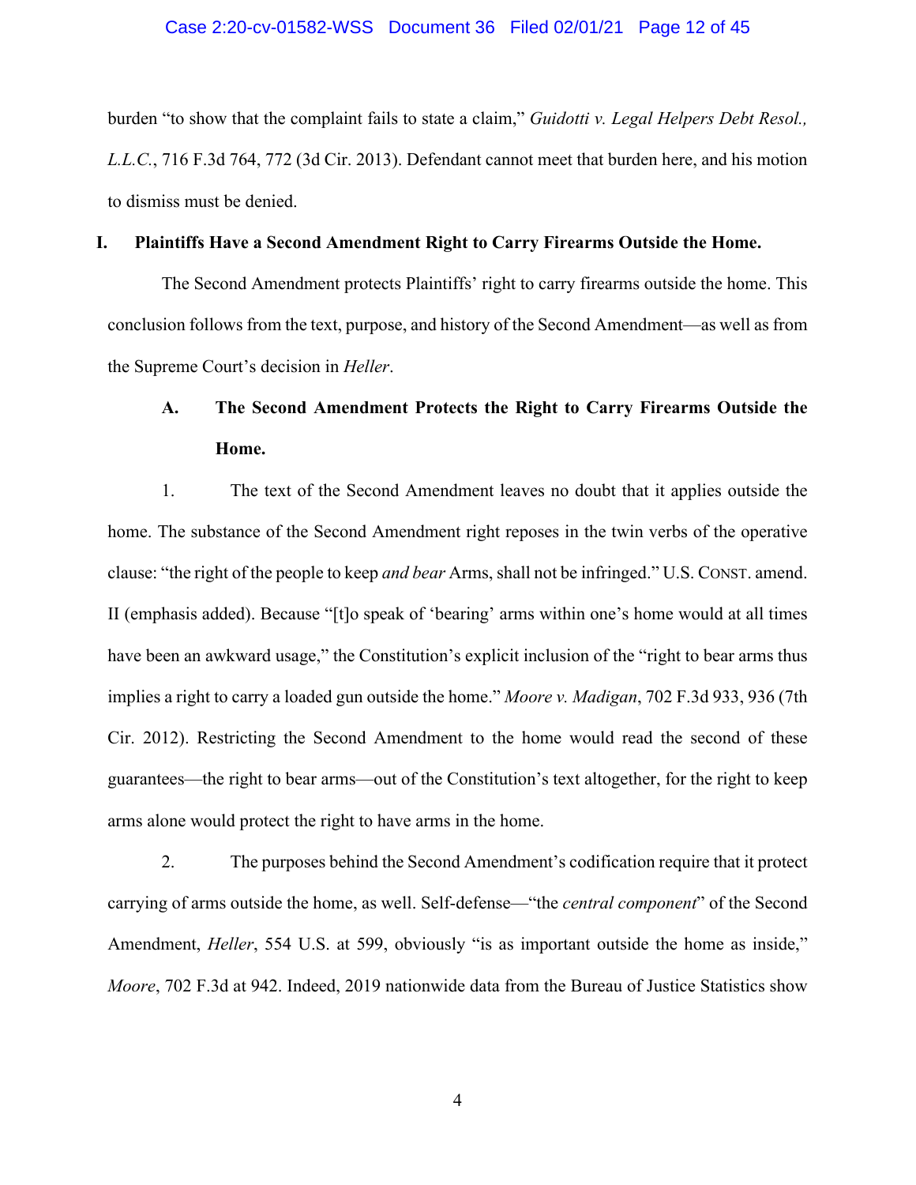burden "to show that the complaint fails to state a claim," *Guidotti v. Legal Helpers Debt Resol., L.L.C.*, 716 F.3d 764, 772 (3d Cir. 2013). Defendant cannot meet that burden here, and his motion to dismiss must be denied.

## I. Plaintiffs Have a Second Amendment Right to Carry Firearms Outside the Home.

The Second Amendment protects Plaintiffs' right to carry firearms outside the home. This conclusion follows from the text, purpose, and history of the Second Amendment—as well as from the Supreme Court's decision in *Heller*.

### A. The Second Amendment Protects the Right to Carry Firearms Outside the Home.

1. The text of the Second Amendment leaves no doubt that it applies outside the home. The substance of the Second Amendment right reposes in the twin verbs of the operative clause: "the right of the people to keep *and bear* Arms, shall not be infringed." U.S. CONST. amend. II (emphasis added). Because "[t]o speak of 'bearing' arms within one's home would at all times have been an awkward usage," the Constitution's explicit inclusion of the "right to bear arms thus implies a right to carry a loaded gun outside the home." *Moore v. Madigan*, 702 F.3d 933, 936 (7th Cir. 2012). Restricting the Second Amendment to the home would read the second of these guarantees—the right to bear arms—out of the Constitution's text altogether, for the right to keep arms alone would protect the right to have arms in the home.

2. The purposes behind the Second Amendment's codification require that it protect carrying of arms outside the home, as well. Self-defense—"the *central component*" of the Second Amendment, *Heller*, 554 U.S. at 599, obviously "is as important outside the home as inside," *Moore*, 702 F.3d at 942. Indeed, 2019 nationwide data from the Bureau of Justice Statistics show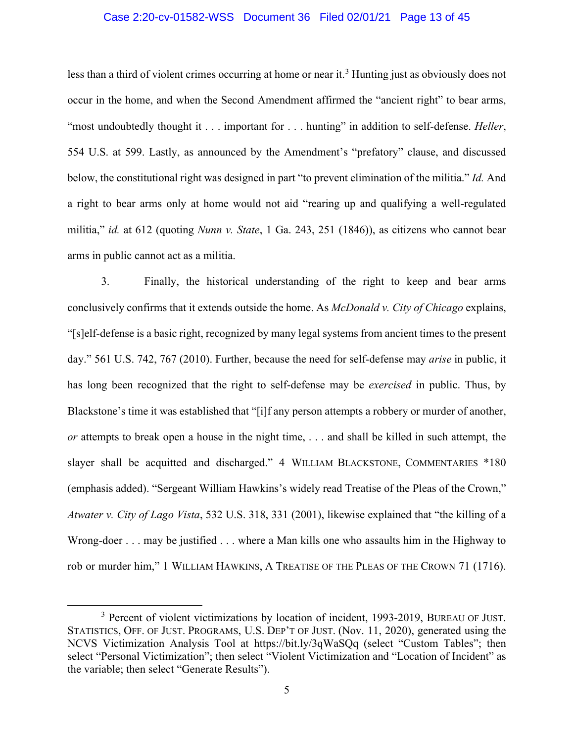less than a third of violent crimes occurring at home or near it.[3] Hunting just as obviously does not occur in the home, and when the Second Amendment affirmed the "ancient right" to bear arms, "most undoubtedly thought it . . . important for . . . hunting" in addition to self-defense. *Heller*, 554 U.S. at 599. Lastly, as announced by the Amendment's "prefatory" clause, and discussed below, the constitutional right was designed in part "to prevent elimination of the militia." *Id.* And a right to bear arms only at home would not aid "rearing up and qualifying a well-regulated militia," *id.* at 612 (quoting *Nunn v. State*, 1 Ga. 243, 251 (1846)), as citizens who cannot bear arms in public cannot act as a militia.

3. Finally, the historical understanding of the right to keep and bear arms conclusively confirms that it extends outside the home. As *McDonald v. City of Chicago* explains, "[s]elf-defense is a basic right, recognized by many legal systems from ancient times to the present day." 561 U.S. 742, 767 (2010). Further, because the need for self-defense may *arise* in public, it has long been recognized that the right to self-defense may be *exercised* in public. Thus, by Blackstone's time it was established that "[i]f any person attempts a robbery or murder of another, *or* attempts to break open a house in the night time, . . . and shall be killed in such attempt, the slayer shall be acquitted and discharged." 4 WILLIAM BLACKSTONE, COMMENTARIES *180 (emphasis added). "Sergeant William Hawkins's widely read Treatise of the Pleas of the Crown," *Atwater v. City of Lago Vista*, 532 U.S. 318, 331 (2001), likewise explained that "the killing of a Wrong-doer . . . may be justified . . . where a Man kills one who assaults him in the Highway to rob or murder him," 1 WILLIAM HAWKINS, A TREATISE OF THE PLEAS OF THE CROWN 71 (1716).

---

[3] Percent of violent victimizations by location of incident, 1993-2019, BUREAU OF JUST. STATISTICS, OFF. OF JUST. PROGRAMS, U.S. DEP'T OF JUST. (Nov. 11, 2020), generated using the NCVS Victimization Analysis Tool at https://bit.ly/3qWaSQq (select "Custom Tables"; then select "Personal Victimization"; then select "Violent Victimization and "Location of Incident" as the variable; then select "Generate Results").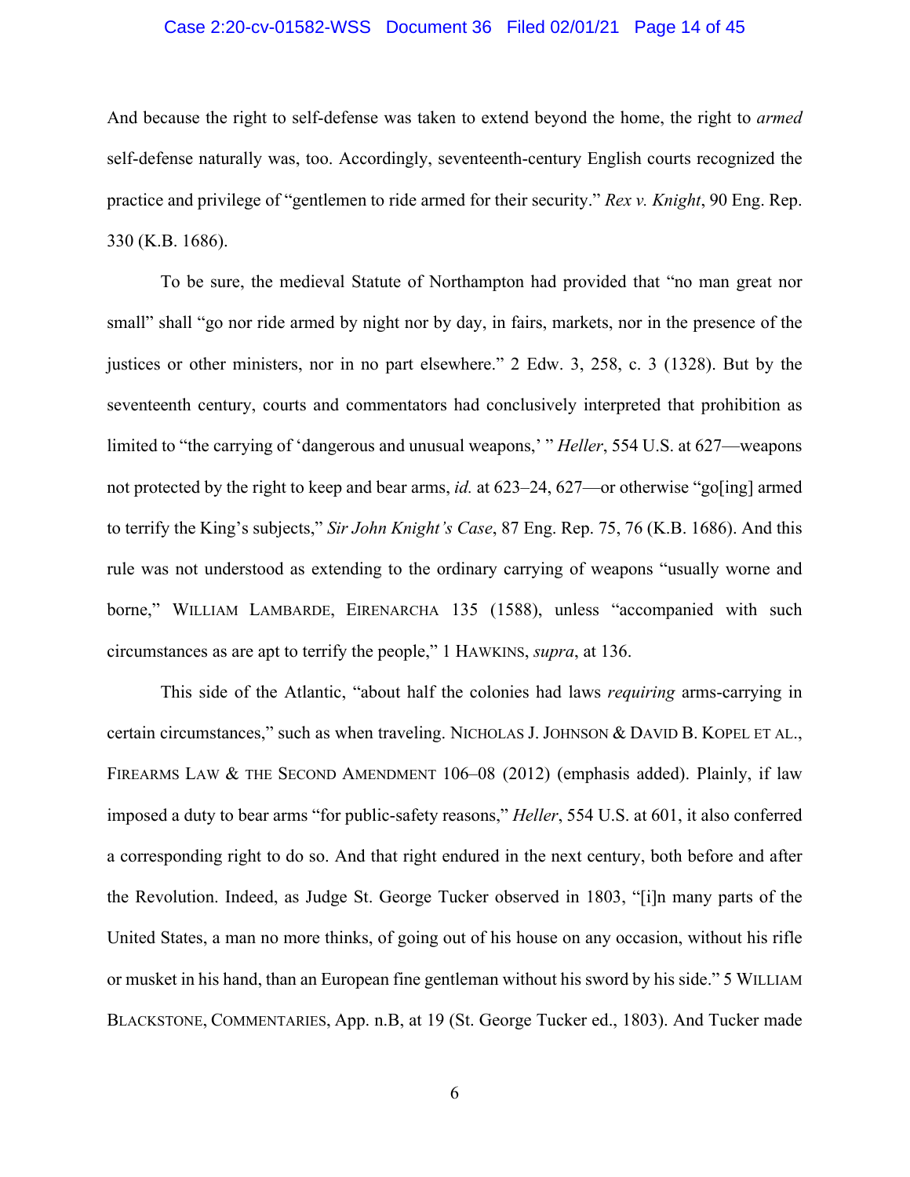And because the right to self-defense was taken to extend beyond the home, the right to *armed* self-defense naturally was, too. Accordingly, seventeenth-century English courts recognized the practice and privilege of "gentlemen to ride armed for their security." *Rex v. Knight*, 90 Eng. Rep. 330 (K.B. 1686).

To be sure, the medieval Statute of Northampton had provided that "no man great nor small" shall "go nor ride armed by night nor by day, in fairs, markets, nor in the presence of the justices or other ministers, nor in no part elsewhere." 2 Edw. 3, 258, c. 3 (1328). But by the seventeenth century, courts and commentators had conclusively interpreted that prohibition as limited to "the carrying of 'dangerous and unusual weapons,' " *Heller*, 554 U.S. at 627—weapons not protected by the right to keep and bear arms, *id.* at 623–24, 627—or otherwise "go[ing] armed to terrify the King's subjects," *Sir John Knight's Case*, 87 Eng. Rep. 75, 76 (K.B. 1686). And this rule was not understood as extending to the ordinary carrying of weapons "usually worne and borne," WILLIAM LAMBARDE, EIRENARCHA 135 (1588), unless "accompanied with such circumstances as are apt to terrify the people," 1 HAWKINS, *supra*, at 136.

This side of the Atlantic, "about half the colonies had laws *requiring* arms-carrying in certain circumstances," such as when traveling. NICHOLAS J. JOHNSON & DAVID B. KOPEL ET AL., FIREARMS LAW & THE SECOND AMENDMENT 106–08 (2012) (emphasis added). Plainly, if law imposed a duty to bear arms "for public-safety reasons," *Heller*, 554 U.S. at 601, it also conferred a corresponding right to do so. And that right endured in the next century, both before and after the Revolution. Indeed, as Judge St. George Tucker observed in 1803, "[i]n many parts of the United States, a man no more thinks, of going out of his house on any occasion, without his rifle or musket in his hand, than an European fine gentleman without his sword by his side." 5 WILLIAM BLACKSTONE, COMMENTARIES, App. n.B, at 19 (St. George Tucker ed., 1803). And Tucker made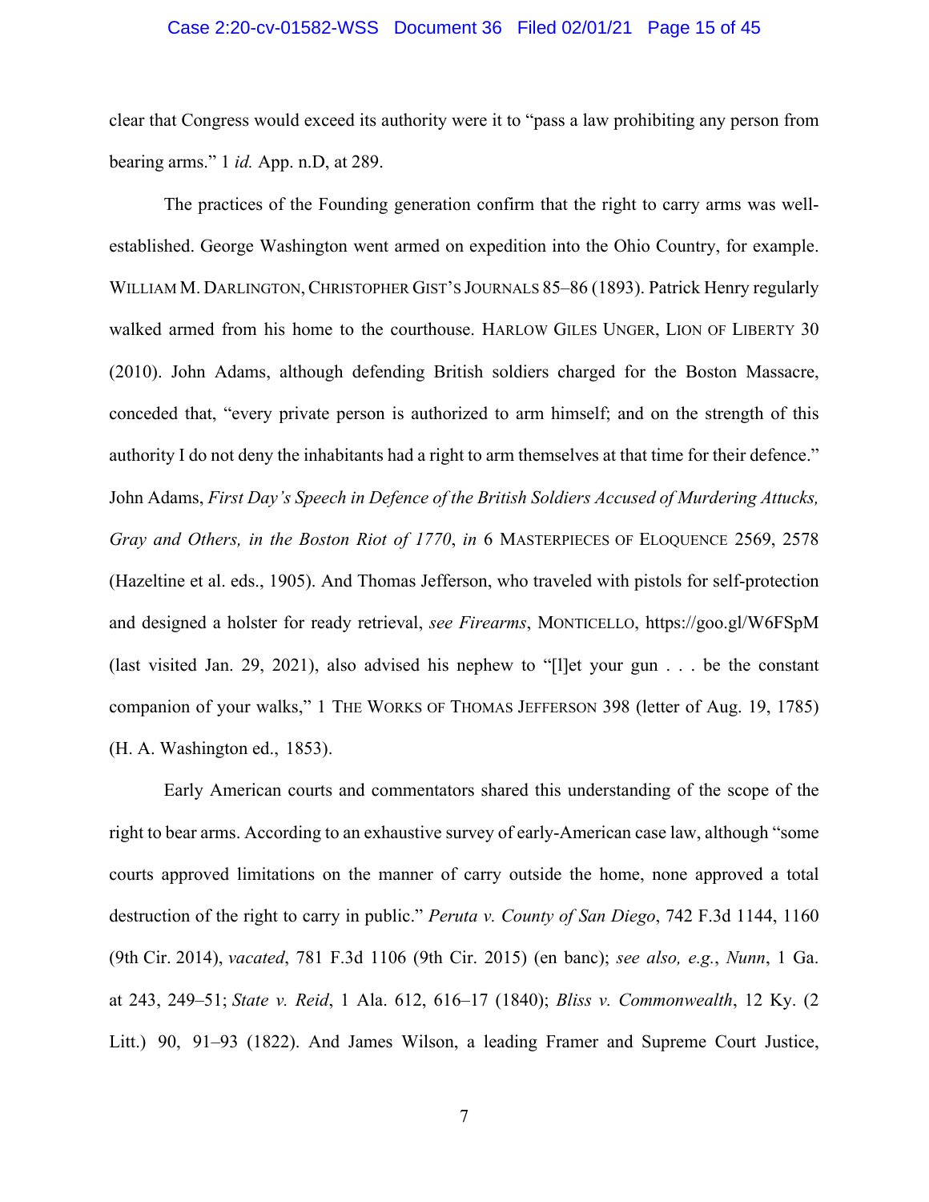clear that Congress would exceed its authority were it to "pass a law prohibiting any person from bearing arms." 1 *id.* App. n.D, at 289.

The practices of the Founding generation confirm that the right to carry arms was well-established. George Washington went armed on expedition into the Ohio Country, for example. WILLIAM M. DARLINGTON, CHRISTOPHER GIST'S JOURNALS 85–86 (1893). Patrick Henry regularly walked armed from his home to the courthouse. HARLOW GILES UNGER, LION OF LIBERTY 30 (2010). John Adams, although defending British soldiers charged for the Boston Massacre, conceded that, "every private person is authorized to arm himself; and on the strength of this authority I do not deny the inhabitants had a right to arm themselves at that time for their defence." John Adams, *First Day's Speech in Defence of the British Soldiers Accused of Murdering Attucks, Gray and Others, in the Boston Riot of 1770*, *in* 6 MASTERPIECES OF ELOQUENCE 2569, 2578 (Hazeltine et al. eds., 1905). And Thomas Jefferson, who traveled with pistols for self-protection and designed a holster for ready retrieval, *see Firearms*, MONTICELLO, https://goo.gl/W6FSpM (last visited Jan. 29, 2021), also advised his nephew to "[l]et your gun . . . be the constant companion of your walks," 1 THE WORKS OF THOMAS JEFFERSON 398 (letter of Aug. 19, 1785) (H. A. Washington ed., 1853).

Early American courts and commentators shared this understanding of the scope of the right to bear arms. According to an exhaustive survey of early-American case law, although "some courts approved limitations on the manner of carry outside the home, none approved a total destruction of the right to carry in public." *Peruta v. County of San Diego*, 742 F.3d 1144, 1160 (9th Cir. 2014), *vacated*, 781 F.3d 1106 (9th Cir. 2015) (en banc); *see also, e.g.*, *Nunn*, 1 Ga. at 243, 249–51; *State v. Reid*, 1 Ala. 612, 616–17 (1840); *Bliss v. Commonwealth*, 12 Ky. (2 Litt.) 90, 91–93 (1822). And James Wilson, a leading Framer and Supreme Court Justice,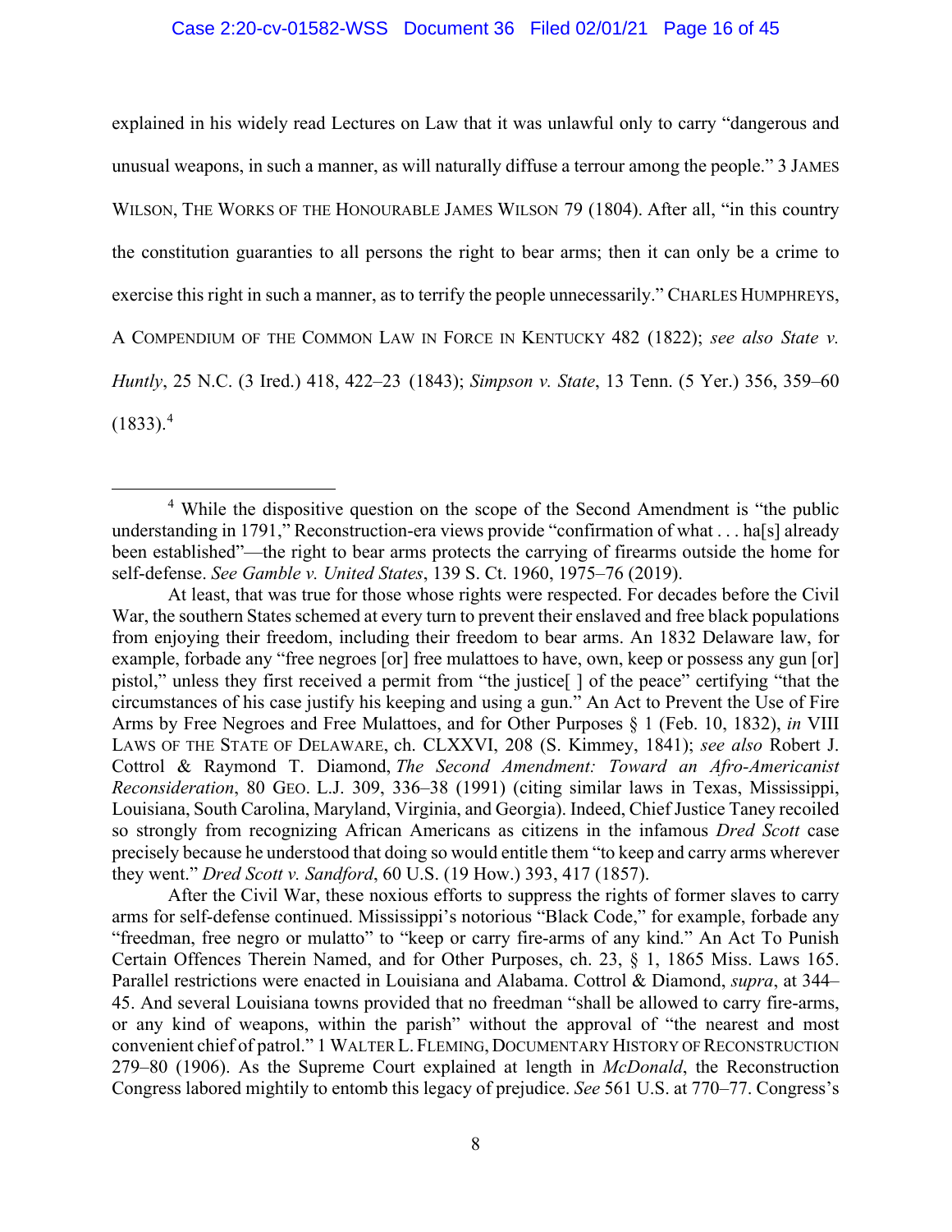explained in his widely read Lectures on Law that it was unlawful only to carry "dangerous and unusual weapons, in such a manner, as will naturally diffuse a terrour among the people." 3 JAMES WILSON, THE WORKS OF THE HONOURABLE JAMES WILSON 79 (1804). After all, "in this country the constitution guaranties to all persons the right to bear arms; then it can only be a crime to exercise this right in such a manner, as to terrify the people unnecessarily." CHARLES HUMPHREYS, A COMPENDIUM OF THE COMMON LAW IN FORCE IN KENTUCKY 482 (1822); *see also State v. Huntly*, 25 N.C. (3 Ired.) 418, 422–23 (1843); *Simpson v. State*, 13 Tenn. (5 Yer.) 356, 359–60 (1833).[4]

---

[4] While the dispositive question on the scope of the Second Amendment is "the public understanding in 1791," Reconstruction-era views provide "confirmation of what . . . ha[s] already been established"—the right to bear arms protects the carrying of firearms outside the home for self-defense. *See Gamble v. United States*, 139 S. Ct. 1960, 1975–76 (2019).

At least, that was true for those whose rights were respected. For decades before the Civil War, the southern States schemed at every turn to prevent their enslaved and free black populations from enjoying their freedom, including their freedom to bear arms. An 1832 Delaware law, for example, forbade any "free negroes [or] free mulattoes to have, own, keep or possess any gun [or] pistol," unless they first received a permit from "the justice[ ] of the peace" certifying "that the circumstances of his case justify his keeping and using a gun." An Act to Prevent the Use of Fire Arms by Free Negroes and Free Mulattoes, and for Other Purposes § 1 (Feb. 10, 1832), *in* VIII LAWS OF THE STATE OF DELAWARE, ch. CLXXVI, 208 (S. Kimmey, 1841); *see also* Robert J. Cottrol & Raymond T. Diamond, *The Second Amendment: Toward an Afro-Americanist Reconsideration*, 80 GEO. L.J. 309, 336–38 (1991) (citing similar laws in Texas, Mississippi, Louisiana, South Carolina, Maryland, Virginia, and Georgia). Indeed, Chief Justice Taney recoiled so strongly from recognizing African Americans as citizens in the infamous *Dred Scott* case precisely because he understood that doing so would entitle them "to keep and carry arms wherever they went." *Dred Scott v. Sandford*, 60 U.S. (19 How.) 393, 417 (1857).

After the Civil War, these noxious efforts to suppress the rights of former slaves to carry arms for self-defense continued. Mississippi's notorious "Black Code," for example, forbade any "freedman, free negro or mulatto" to "keep or carry fire-arms of any kind." An Act To Punish Certain Offences Therein Named, and for Other Purposes, ch. 23, § 1, 1865 Miss. Laws 165. Parallel restrictions were enacted in Louisiana and Alabama. Cottrol & Diamond, *supra*, at 344–45. And several Louisiana towns provided that no freedman "shall be allowed to carry fire-arms, or any kind of weapons, within the parish" without the approval of "the nearest and most convenient chief of patrol." 1 WALTER L. FLEMING, DOCUMENTARY HISTORY OF RECONSTRUCTION 279–80 (1906). As the Supreme Court explained at length in *McDonald*, the Reconstruction Congress labored mightily to entomb this legacy of prejudice. *See* 561 U.S. at 770–77. Congress's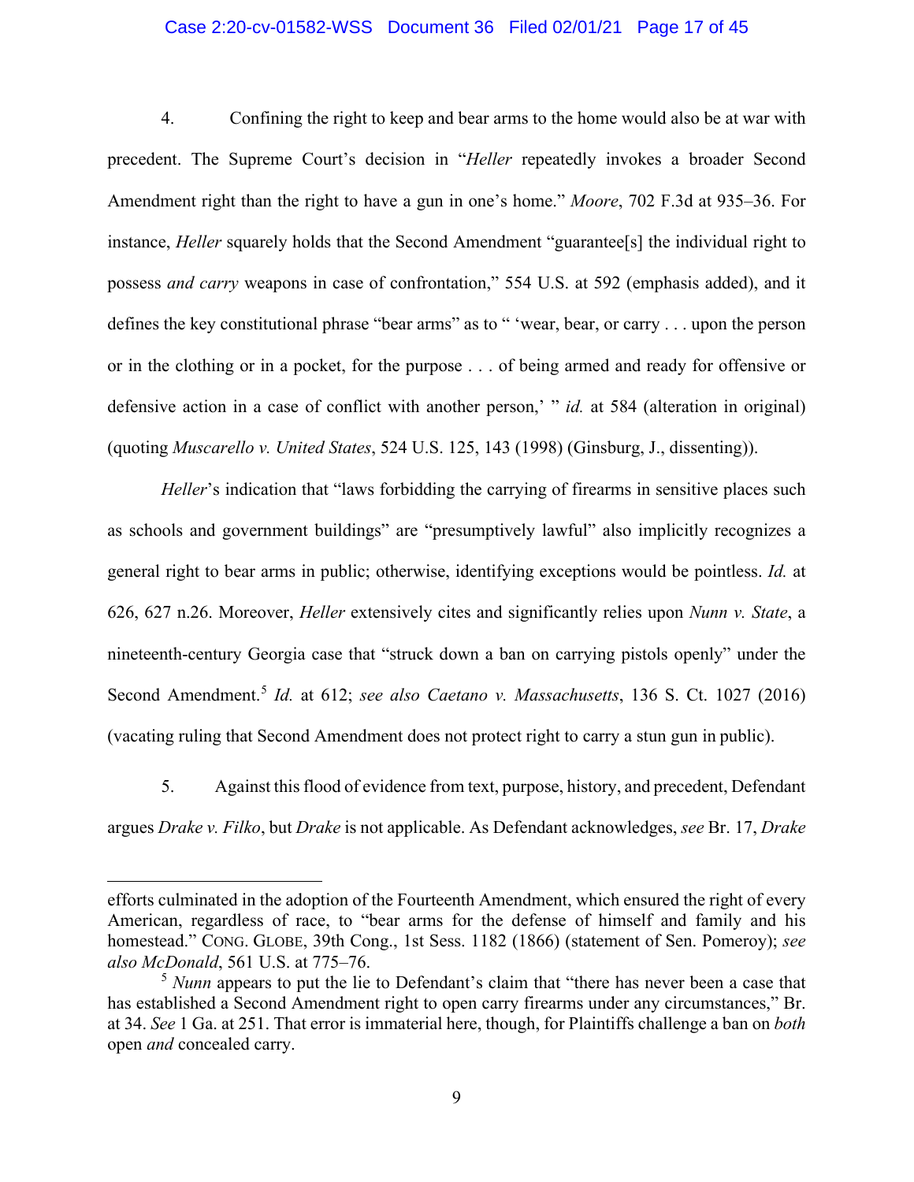4. Confining the right to keep and bear arms to the home would also be at war with precedent. The Supreme Court's decision in "*Heller* repeatedly invokes a broader Second Amendment right than the right to have a gun in one's home." *Moore*, 702 F.3d at 935–36. For instance, *Heller* squarely holds that the Second Amendment "guarantee[s] the individual right to possess *and carry* weapons in case of confrontation," 554 U.S. at 592 (emphasis added), and it defines the key constitutional phrase "bear arms" as to " 'wear, bear, or carry . . . upon the person or in the clothing or in a pocket, for the purpose . . . of being armed and ready for offensive or defensive action in a case of conflict with another person,' " *id.* at 584 (alteration in original) (quoting *Muscarello v. United States*, 524 U.S. 125, 143 (1998) (Ginsburg, J., dissenting)).

*Heller*'s indication that "laws forbidding the carrying of firearms in sensitive places such as schools and government buildings" are "presumptively lawful" also implicitly recognizes a general right to bear arms in public; otherwise, identifying exceptions would be pointless. *Id.* at 626, 627 n.26. Moreover, *Heller* extensively cites and significantly relies upon *Nunn v. State*, a nineteenth-century Georgia case that "struck down a ban on carrying pistols openly" under the Second Amendment.[5] *Id.* at 612; *see also Caetano v. Massachusetts*, 136 S. Ct. 1027 (2016) (vacating ruling that Second Amendment does not protect right to carry a stun gun in public).

5. Against this flood of evidence from text, purpose, history, and precedent, Defendant argues *Drake v. Filko*, but *Drake* is not applicable. As Defendant acknowledges, *see* Br. 17, *Drake*

---

efforts culminated in the adoption of the Fourteenth Amendment, which ensured the right of every American, regardless of race, to "bear arms for the defense of himself and family and his homestead." CONG. GLOBE, 39th Cong., 1st Sess. 1182 (1866) (statement of Sen. Pomeroy); *see also McDonald*, 561 U.S. at 775–76.

[5] *Nunn* appears to put the lie to Defendant's claim that "there has never been a case that has established a Second Amendment right to open carry firearms under any circumstances," Br. at 34. *See* 1 Ga. at 251. That error is immaterial here, though, for Plaintiffs challenge a ban on *both* open *and* concealed carry.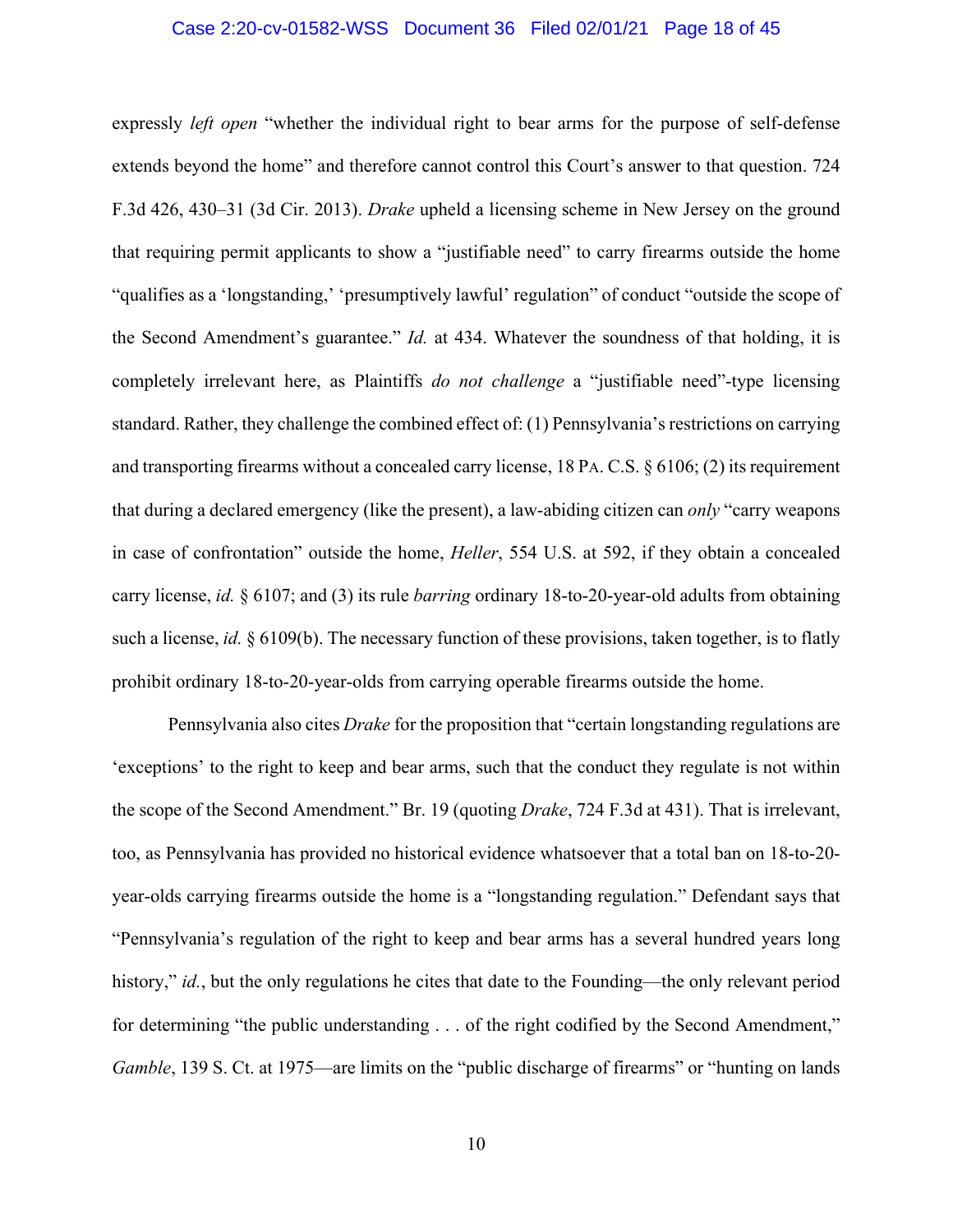expressly *left open* "whether the individual right to bear arms for the purpose of self-defense extends beyond the home" and therefore cannot control this Court's answer to that question. 724 F.3d 426, 430–31 (3d Cir. 2013). *Drake* upheld a licensing scheme in New Jersey on the ground that requiring permit applicants to show a "justifiable need" to carry firearms outside the home "qualifies as a 'longstanding,' 'presumptively lawful' regulation" of conduct "outside the scope of the Second Amendment's guarantee." *Id.* at 434. Whatever the soundness of that holding, it is completely irrelevant here, as Plaintiffs *do not challenge* a "justifiable need"-type licensing standard. Rather, they challenge the combined effect of: (1) Pennsylvania's restrictions on carrying and transporting firearms without a concealed carry license, 18 PA. C.S. § 6106; (2) its requirement that during a declared emergency (like the present), a law-abiding citizen can *only* "carry weapons in case of confrontation" outside the home, *Heller*, 554 U.S. at 592, if they obtain a concealed carry license, *id.* § 6107; and (3) its rule *barring* ordinary 18-to-20-year-old adults from obtaining such a license, *id.* § 6109(b). The necessary function of these provisions, taken together, is to flatly prohibit ordinary 18-to-20-year-olds from carrying operable firearms outside the home.

Pennsylvania also cites *Drake* for the proposition that "certain longstanding regulations are 'exceptions' to the right to keep and bear arms, such that the conduct they regulate is not within the scope of the Second Amendment." Br. 19 (quoting *Drake*, 724 F.3d at 431). That is irrelevant, too, as Pennsylvania has provided no historical evidence whatsoever that a total ban on 18-to-20-year-olds carrying firearms outside the home is a "longstanding regulation." Defendant says that "Pennsylvania's regulation of the right to keep and bear arms has a several hundred years long history," *id.*, but the only regulations he cites that date to the Founding—the only relevant period for determining "the public understanding . . . of the right codified by the Second Amendment," *Gamble*, 139 S. Ct. at 1975—are limits on the "public discharge of firearms" or "hunting on lands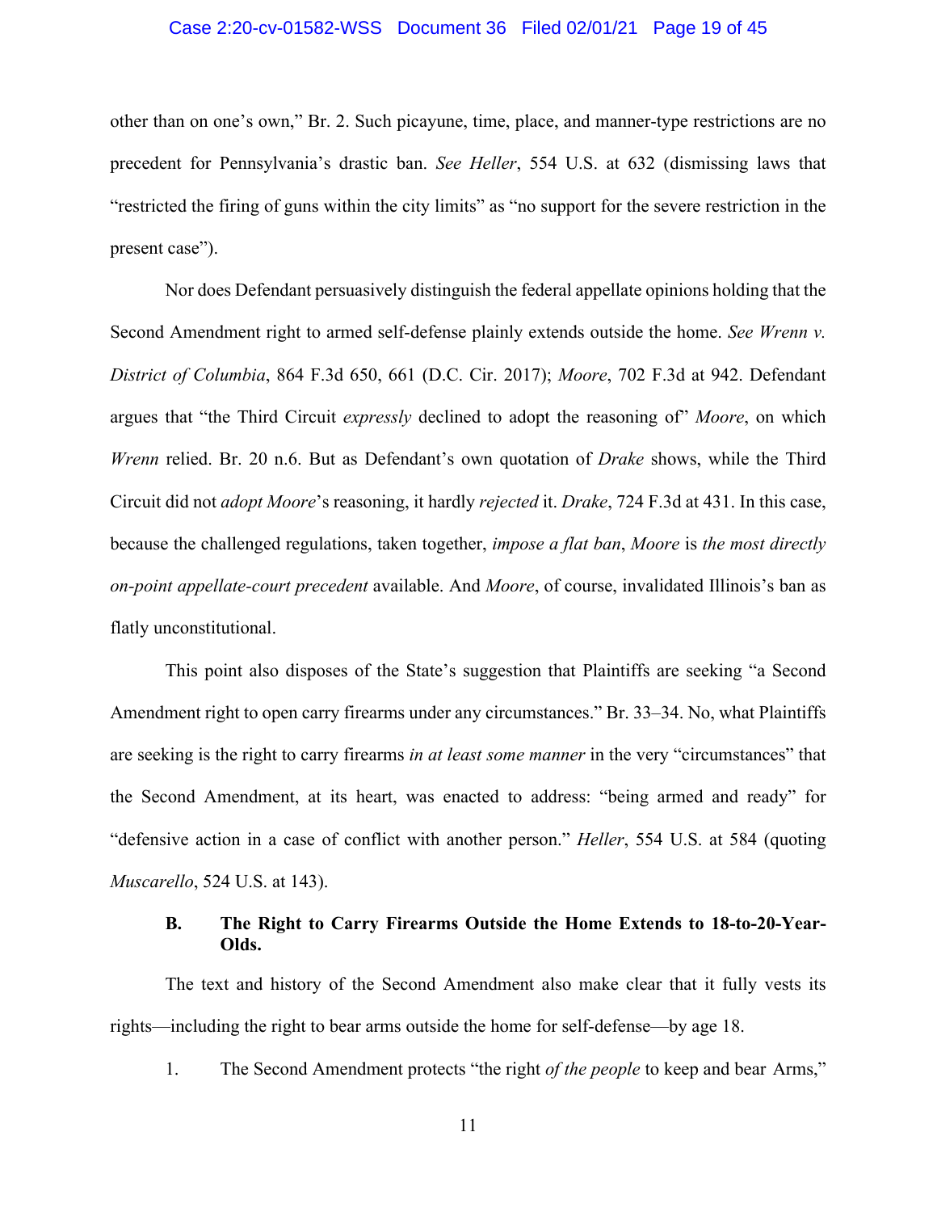other than on one's own," Br. 2. Such picayune, time, place, and manner-type restrictions are no precedent for Pennsylvania's drastic ban. *See Heller*, 554 U.S. at 632 (dismissing laws that "restricted the firing of guns within the city limits" as "no support for the severe restriction in the present case").

Nor does Defendant persuasively distinguish the federal appellate opinions holding that the Second Amendment right to armed self-defense plainly extends outside the home. *See Wrenn v. District of Columbia*, 864 F.3d 650, 661 (D.C. Cir. 2017); *Moore*, 702 F.3d at 942. Defendant argues that "the Third Circuit *expressly* declined to adopt the reasoning of" *Moore*, on which *Wrenn* relied. Br. 20 n.6. But as Defendant's own quotation of *Drake* shows, while the Third Circuit did not *adopt Moore*'s reasoning, it hardly *rejected* it. *Drake*, 724 F.3d at 431. In this case, because the challenged regulations, taken together, *impose a flat ban*, *Moore* is *the most directly on-point appellate-court precedent* available. And *Moore*, of course, invalidated Illinois's ban as flatly unconstitutional.

This point also disposes of the State's suggestion that Plaintiffs are seeking "a Second Amendment right to open carry firearms under any circumstances." Br. 33–34. No, what Plaintiffs are seeking is the right to carry firearms *in at least some manner* in the very "circumstances" that the Second Amendment, at its heart, was enacted to address: "being armed and ready" for "defensive action in a case of conflict with another person." *Heller*, 554 U.S. at 584 (quoting *Muscarello*, 524 U.S. at 143).

### B. The Right to Carry Firearms Outside the Home Extends to 18-to-20-Year-Olds.

The text and history of the Second Amendment also make clear that it fully vests its rights—including the right to bear arms outside the home for self-defense—by age 18.

1. The Second Amendment protects "the right *of the people* to keep and bear Arms,"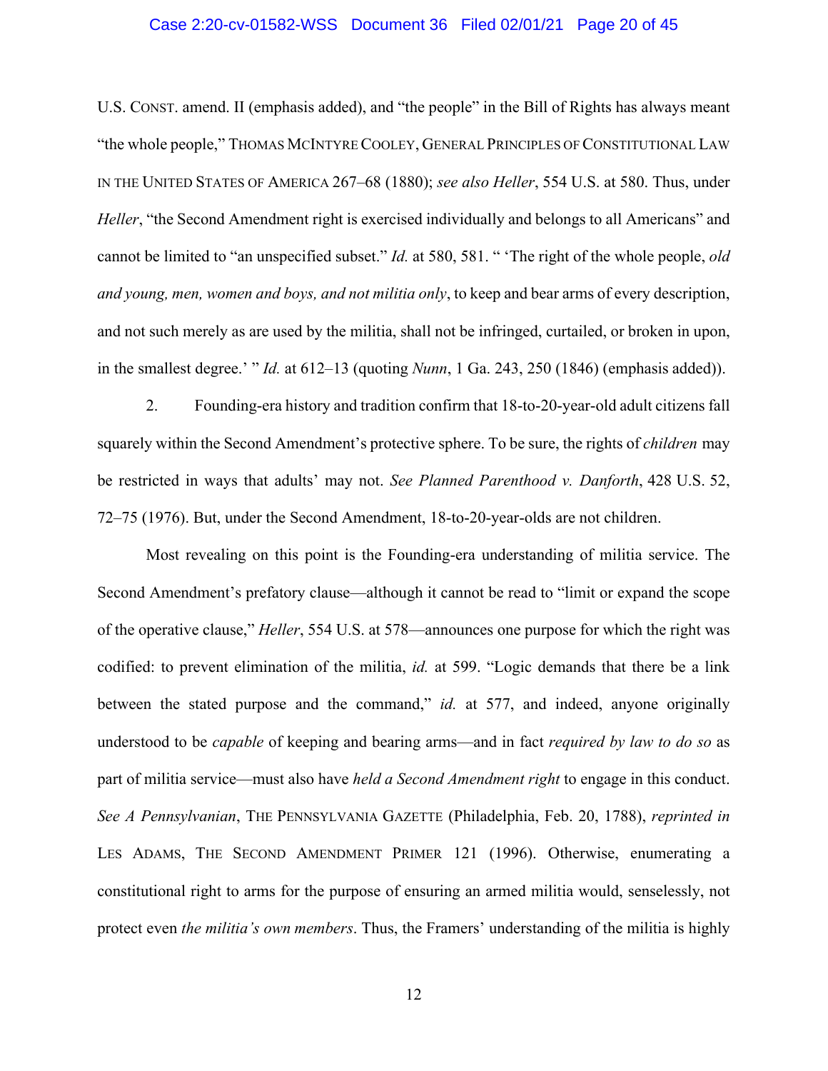U.S. CONST. amend. II (emphasis added), and "the people" in the Bill of Rights has always meant "the whole people," THOMAS MCINTYRE COOLEY, GENERAL PRINCIPLES OF CONSTITUTIONAL LAW IN THE UNITED STATES OF AMERICA 267–68 (1880); *see also Heller*, 554 U.S. at 580. Thus, under *Heller*, "the Second Amendment right is exercised individually and belongs to all Americans" and cannot be limited to "an unspecified subset." *Id.* at 580, 581. " 'The right of the whole people, *old and young, men, women and boys, and not militia only*, to keep and bear arms of every description, and not such merely as are used by the militia, shall not be infringed, curtailed, or broken in upon, in the smallest degree.' " *Id.* at 612–13 (quoting *Nunn*, 1 Ga. 243, 250 (1846) (emphasis added)).

2. Founding-era history and tradition confirm that 18-to-20-year-old adult citizens fall squarely within the Second Amendment's protective sphere. To be sure, the rights of *children* may be restricted in ways that adults' may not. *See Planned Parenthood v. Danforth*, 428 U.S. 52, 72–75 (1976). But, under the Second Amendment, 18-to-20-year-olds are not children.

Most revealing on this point is the Founding-era understanding of militia service. The Second Amendment's prefatory clause—although it cannot be read to "limit or expand the scope of the operative clause," *Heller*, 554 U.S. at 578—announces one purpose for which the right was codified: to prevent elimination of the militia, *id.* at 599. "Logic demands that there be a link between the stated purpose and the command," *id.* at 577, and indeed, anyone originally understood to be *capable* of keeping and bearing arms—and in fact *required by law to do so* as part of militia service—must also have *held a Second Amendment right* to engage in this conduct. *See A Pennsylvanian*, THE PENNSYLVANIA GAZETTE (Philadelphia, Feb. 20, 1788), *reprinted in* LES ADAMS, THE SECOND AMENDMENT PRIMER 121 (1996). Otherwise, enumerating a constitutional right to arms for the purpose of ensuring an armed militia would, senselessly, not protect even *the militia's own members*. Thus, the Framers' understanding of the militia is highly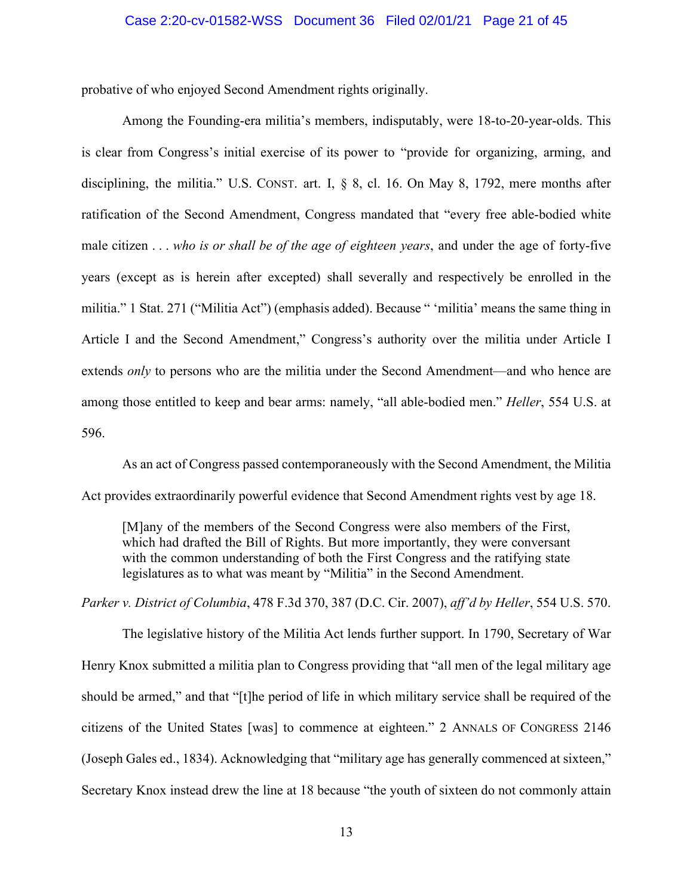probative of who enjoyed Second Amendment rights originally.

Among the Founding-era militia's members, indisputably, were 18-to-20-year-olds. This is clear from Congress's initial exercise of its power to "provide for organizing, arming, and disciplining, the militia." U.S. CONST. art. I, § 8, cl. 16. On May 8, 1792, mere months after ratification of the Second Amendment, Congress mandated that "every free able-bodied white male citizen . . . *who is or shall be of the age of eighteen years*, and under the age of forty-five years (except as is herein after excepted) shall severally and respectively be enrolled in the militia." 1 Stat. 271 ("Militia Act") (emphasis added). Because " 'militia' means the same thing in Article I and the Second Amendment," Congress's authority over the militia under Article I extends *only* to persons who are the militia under the Second Amendment—and who hence are among those entitled to keep and bear arms: namely, "all able-bodied men." *Heller*, 554 U.S. at 596.

As an act of Congress passed contemporaneously with the Second Amendment, the Militia Act provides extraordinarily powerful evidence that Second Amendment rights vest by age 18.

> [M]any of the members of the Second Congress were also members of the First, which had drafted the Bill of Rights. But more importantly, they were conversant with the common understanding of both the First Congress and the ratifying state legislatures as to what was meant by "Militia" in the Second Amendment.

*Parker v. District of Columbia*, 478 F.3d 370, 387 (D.C. Cir. 2007), *aff'd by Heller*, 554 U.S. 570.

The legislative history of the Militia Act lends further support. In 1790, Secretary of War Henry Knox submitted a militia plan to Congress providing that "all men of the legal military age should be armed," and that "[t]he period of life in which military service shall be required of the citizens of the United States [was] to commence at eighteen." 2 ANNALS OF CONGRESS 2146 (Joseph Gales ed., 1834). Acknowledging that "military age has generally commenced at sixteen," Secretary Knox instead drew the line at 18 because "the youth of sixteen do not commonly attain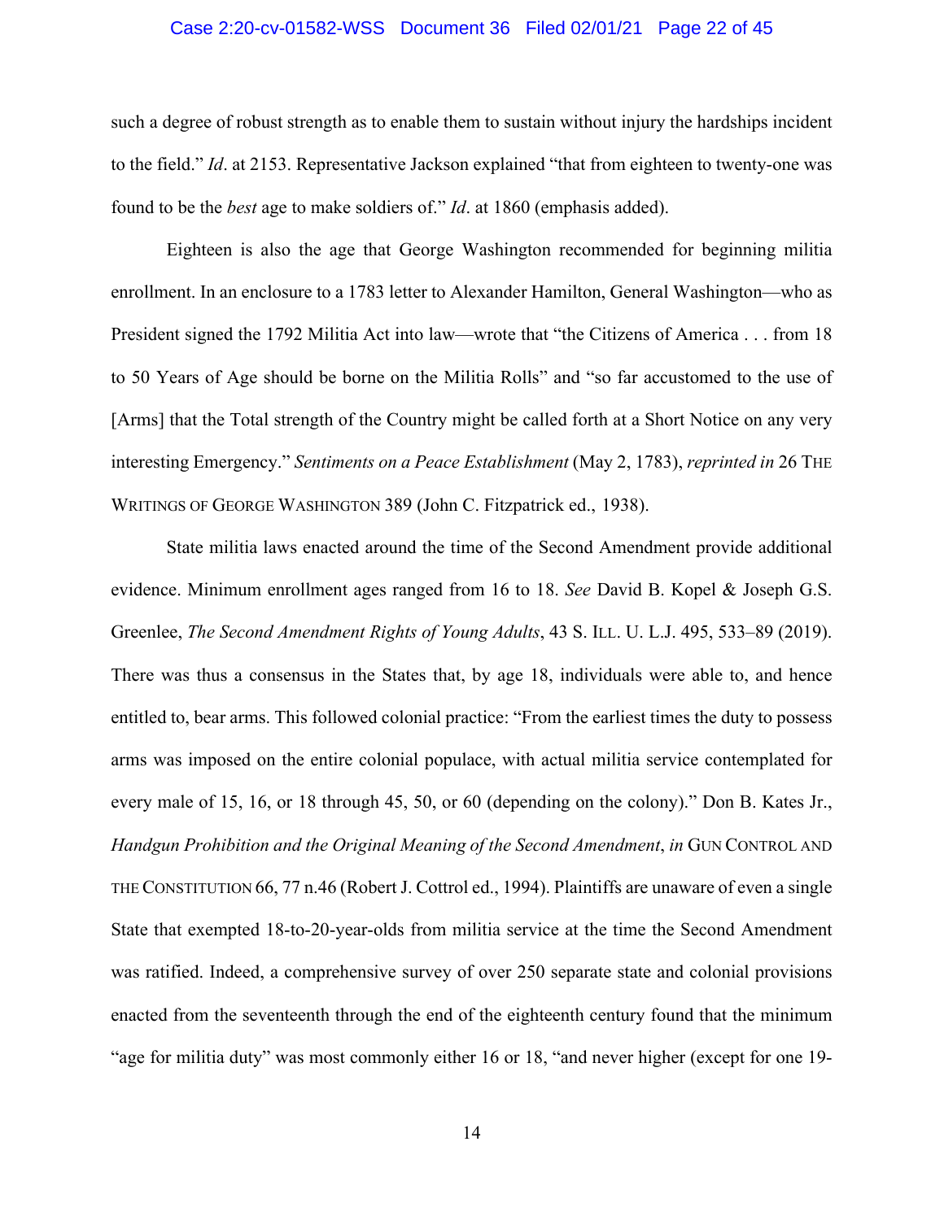such a degree of robust strength as to enable them to sustain without injury the hardships incident to the field." *Id*. at 2153. Representative Jackson explained "that from eighteen to twenty-one was found to be the *best* age to make soldiers of." *Id*. at 1860 (emphasis added).

Eighteen is also the age that George Washington recommended for beginning militia enrollment. In an enclosure to a 1783 letter to Alexander Hamilton, General Washington—who as President signed the 1792 Militia Act into law—wrote that "the Citizens of America . . . from 18 to 50 Years of Age should be borne on the Militia Rolls" and "so far accustomed to the use of [Arms] that the Total strength of the Country might be called forth at a Short Notice on any very interesting Emergency." *Sentiments on a Peace Establishment* (May 2, 1783), *reprinted in* 26 THE WRITINGS OF GEORGE WASHINGTON 389 (John C. Fitzpatrick ed., 1938).

State militia laws enacted around the time of the Second Amendment provide additional evidence. Minimum enrollment ages ranged from 16 to 18. *See* David B. Kopel & Joseph G.S. Greenlee, *The Second Amendment Rights of Young Adults*, 43 S. ILL. U. L.J. 495, 533–89 (2019). There was thus a consensus in the States that, by age 18, individuals were able to, and hence entitled to, bear arms. This followed colonial practice: "From the earliest times the duty to possess arms was imposed on the entire colonial populace, with actual militia service contemplated for every male of 15, 16, or 18 through 45, 50, or 60 (depending on the colony)." Don B. Kates Jr., *Handgun Prohibition and the Original Meaning of the Second Amendment*, *in* GUN CONTROL AND THE CONSTITUTION 66, 77 n.46 (Robert J. Cottrol ed., 1994). Plaintiffs are unaware of even a single State that exempted 18-to-20-year-olds from militia service at the time the Second Amendment was ratified. Indeed, a comprehensive survey of over 250 separate state and colonial provisions enacted from the seventeenth through the end of the eighteenth century found that the minimum "age for militia duty" was most commonly either 16 or 18, "and never higher (except for one 19-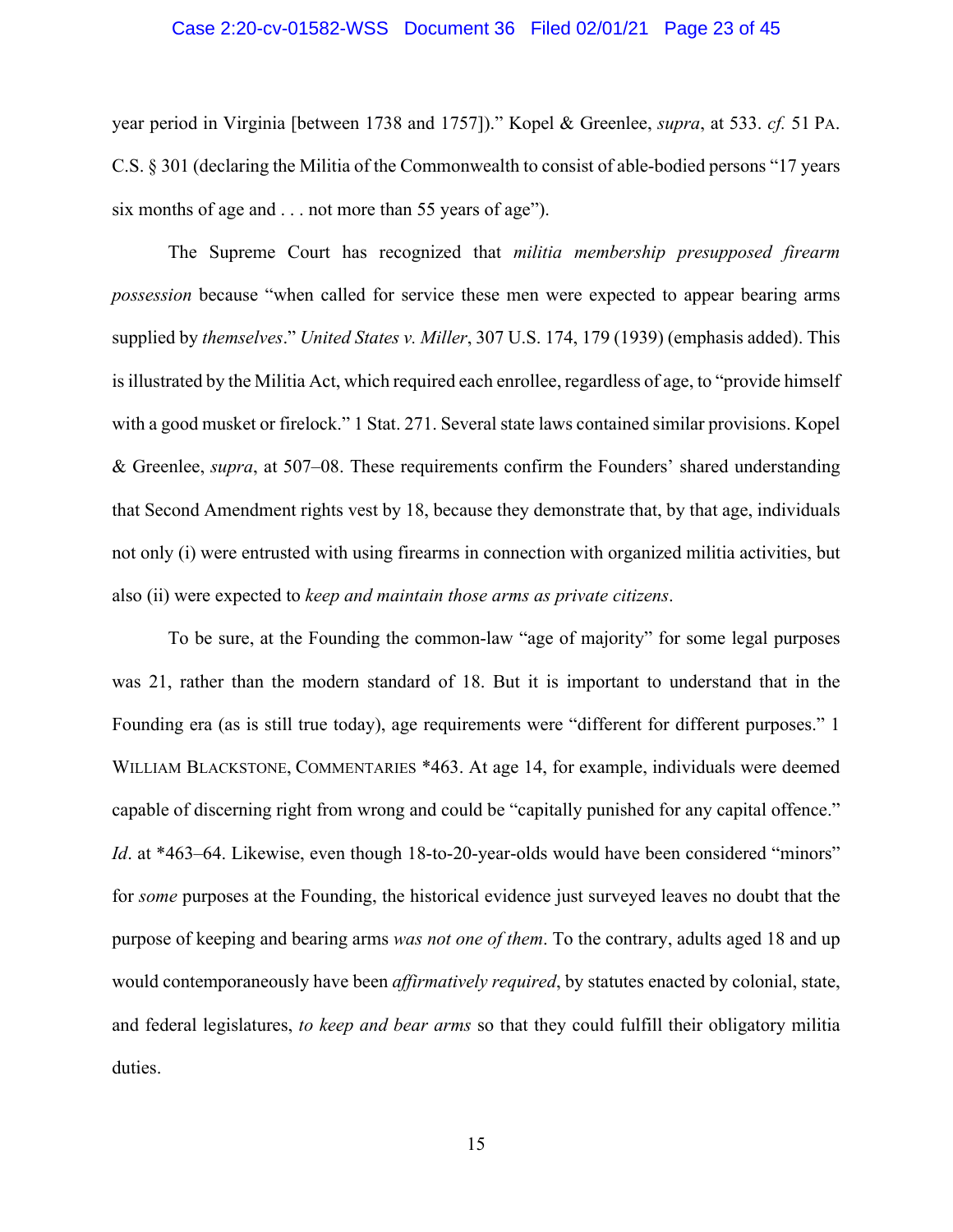year period in Virginia [between 1738 and 1757])." Kopel & Greenlee, *supra*, at 533. *cf.* 51 PA. C.S. § 301 (declaring the Militia of the Commonwealth to consist of able-bodied persons "17 years six months of age and . . . not more than 55 years of age").

The Supreme Court has recognized that *militia membership presupposed firearm possession* because "when called for service these men were expected to appear bearing arms supplied by *themselves*." *United States v. Miller*, 307 U.S. 174, 179 (1939) (emphasis added). This is illustrated by the Militia Act, which required each enrollee, regardless of age, to "provide himself with a good musket or firelock." 1 Stat. 271. Several state laws contained similar provisions. Kopel & Greenlee, *supra*, at 507–08. These requirements confirm the Founders' shared understanding that Second Amendment rights vest by 18, because they demonstrate that, by that age, individuals not only (i) were entrusted with using firearms in connection with organized militia activities, but also (ii) were expected to *keep and maintain those arms as private citizens*.

To be sure, at the Founding the common-law "age of majority" for some legal purposes was 21, rather than the modern standard of 18. But it is important to understand that in the Founding era (as is still true today), age requirements were "different for different purposes." 1 WILLIAM BLACKSTONE, COMMENTARIES *463. At age 14, for example, individuals were deemed capable of discerning right from wrong and could be "capitally punished for any capital offence." *Id*. at *463–64. Likewise, even though 18-to-20-year-olds would have been considered "minors" for *some* purposes at the Founding, the historical evidence just surveyed leaves no doubt that the purpose of keeping and bearing arms *was not one of them*. To the contrary, adults aged 18 and up would contemporaneously have been *affirmatively required*, by statutes enacted by colonial, state, and federal legislatures, *to keep and bear arms* so that they could fulfill their obligatory militia duties.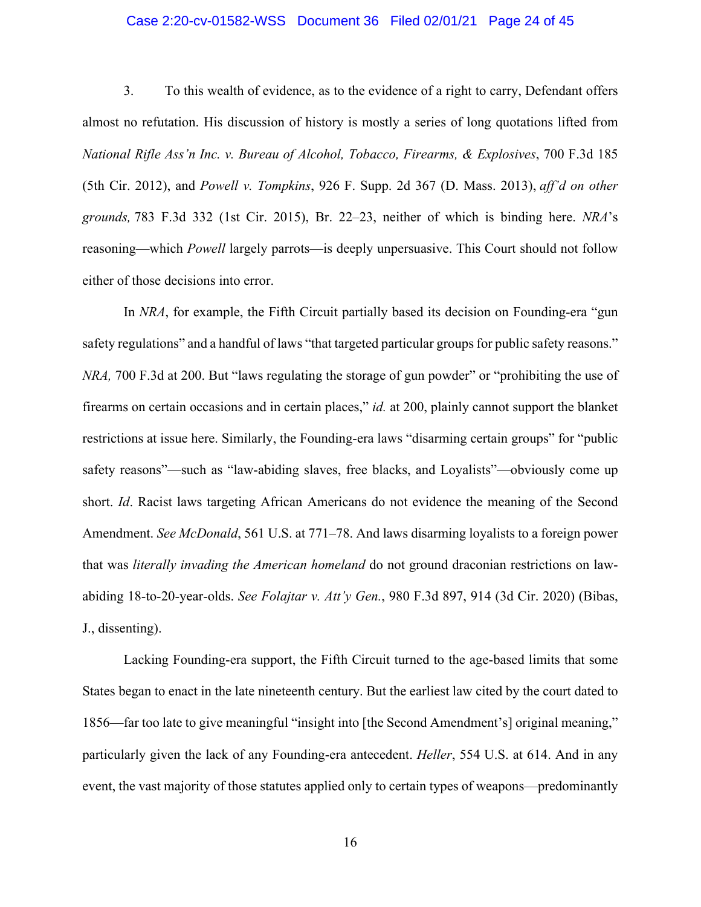3. To this wealth of evidence, as to the evidence of a right to carry, Defendant offers almost no refutation. His discussion of history is mostly a series of long quotations lifted from *National Rifle Ass'n Inc. v. Bureau of Alcohol, Tobacco, Firearms, & Explosives*, 700 F.3d 185 (5th Cir. 2012), and *Powell v. Tompkins*, 926 F. Supp. 2d 367 (D. Mass. 2013), *aff'd on other grounds,* 783 F.3d 332 (1st Cir. 2015), Br. 22–23, neither of which is binding here. *NRA*'s reasoning—which *Powell* largely parrots—is deeply unpersuasive. This Court should not follow either of those decisions into error.

In *NRA*, for example, the Fifth Circuit partially based its decision on Founding-era "gun safety regulations" and a handful of laws "that targeted particular groups for public safety reasons." *NRA,* 700 F.3d at 200. But "laws regulating the storage of gun powder" or "prohibiting the use of firearms on certain occasions and in certain places," *id.* at 200, plainly cannot support the blanket restrictions at issue here. Similarly, the Founding-era laws "disarming certain groups" for "public safety reasons"—such as "law-abiding slaves, free blacks, and Loyalists"—obviously come up short. *Id*. Racist laws targeting African Americans do not evidence the meaning of the Second Amendment. *See McDonald*, 561 U.S. at 771–78. And laws disarming loyalists to a foreign power that was *literally invading the American homeland* do not ground draconian restrictions on law-abiding 18-to-20-year-olds. *See Folajtar v. Att'y Gen.*, 980 F.3d 897, 914 (3d Cir. 2020) (Bibas, J., dissenting).

Lacking Founding-era support, the Fifth Circuit turned to the age-based limits that some States began to enact in the late nineteenth century. But the earliest law cited by the court dated to 1856—far too late to give meaningful "insight into [the Second Amendment's] original meaning," particularly given the lack of any Founding-era antecedent. *Heller*, 554 U.S. at 614. And in any event, the vast majority of those statutes applied only to certain types of weapons—predominantly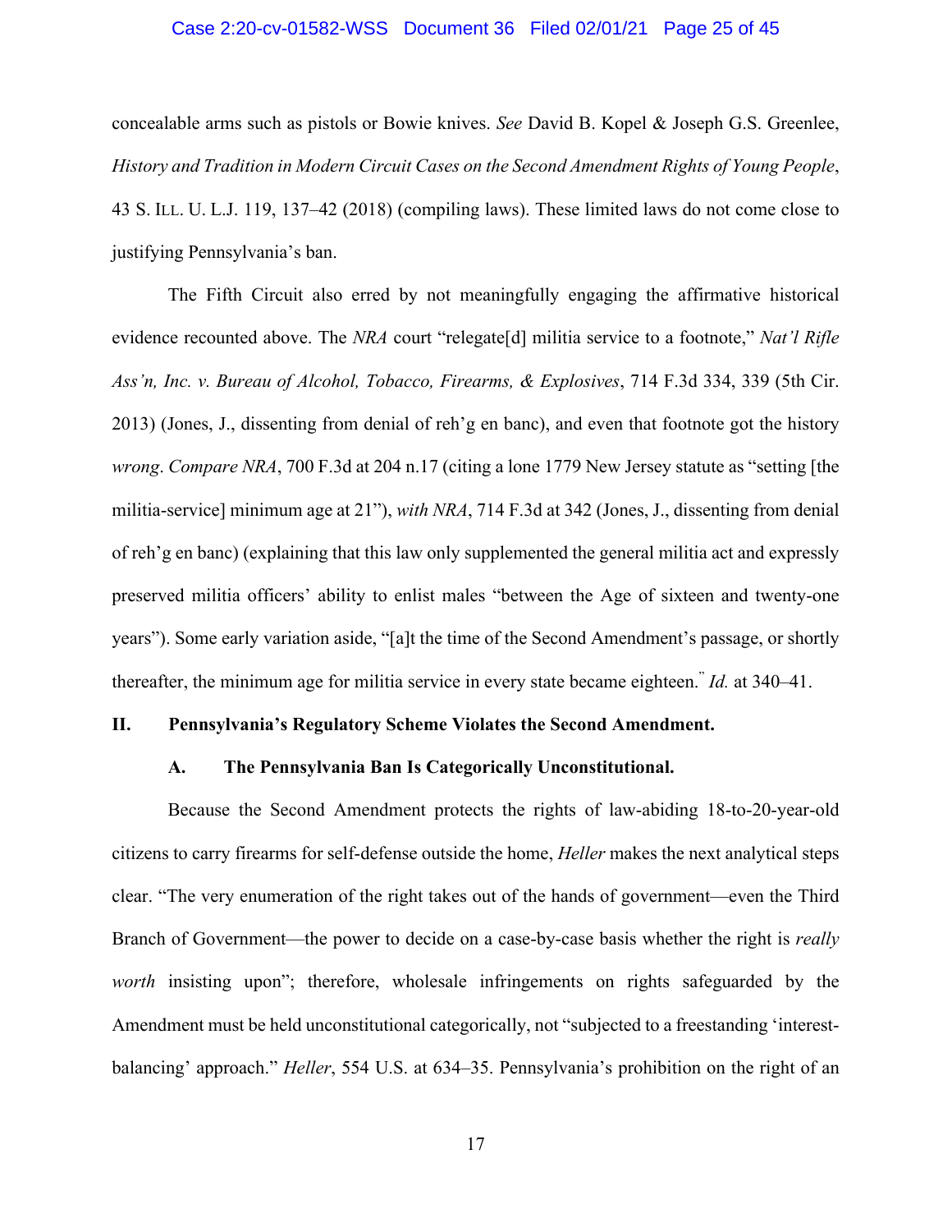concealable arms such as pistols or Bowie knives. *See* David B. Kopel & Joseph G.S. Greenlee, *History and Tradition in Modern Circuit Cases on the Second Amendment Rights of Young People*, 43 S. ILL. U. L.J. 119, 137–42 (2018) (compiling laws). These limited laws do not come close to justifying Pennsylvania's ban.

The Fifth Circuit also erred by not meaningfully engaging the affirmative historical evidence recounted above. The *NRA* court "relegate[d] militia service to a footnote," *Nat'l Rifle Ass'n, Inc. v. Bureau of Alcohol, Tobacco, Firearms, & Explosives*, 714 F.3d 334, 339 (5th Cir. 2013) (Jones, J., dissenting from denial of reh'g en banc), and even that footnote got the history *wrong*. *Compare NRA*, 700 F.3d at 204 n.17 (citing a lone 1779 New Jersey statute as "setting [the militia-service] minimum age at 21"), *with NRA*, 714 F.3d at 342 (Jones, J., dissenting from denial of reh'g en banc) (explaining that this law only supplemented the general militia act and expressly preserved militia officers' ability to enlist males "between the Age of sixteen and twenty-one years"). Some early variation aside, "[a]t the time of the Second Amendment's passage, or shortly thereafter, the minimum age for militia service in every state became eighteen." *Id.* at 340–41.

## II. Pennsylvania's Regulatory Scheme Violates the Second Amendment.

### A. The Pennsylvania Ban Is Categorically Unconstitutional.

Because the Second Amendment protects the rights of law-abiding 18-to-20-year-old citizens to carry firearms for self-defense outside the home, *Heller* makes the next analytical steps clear. "The very enumeration of the right takes out of the hands of government—even the Third Branch of Government—the power to decide on a case-by-case basis whether the right is *really worth* insisting upon"; therefore, wholesale infringements on rights safeguarded by the Amendment must be held unconstitutional categorically, not "subjected to a freestanding 'interest-balancing' approach." *Heller*, 554 U.S. at 634–35. Pennsylvania's prohibition on the right of an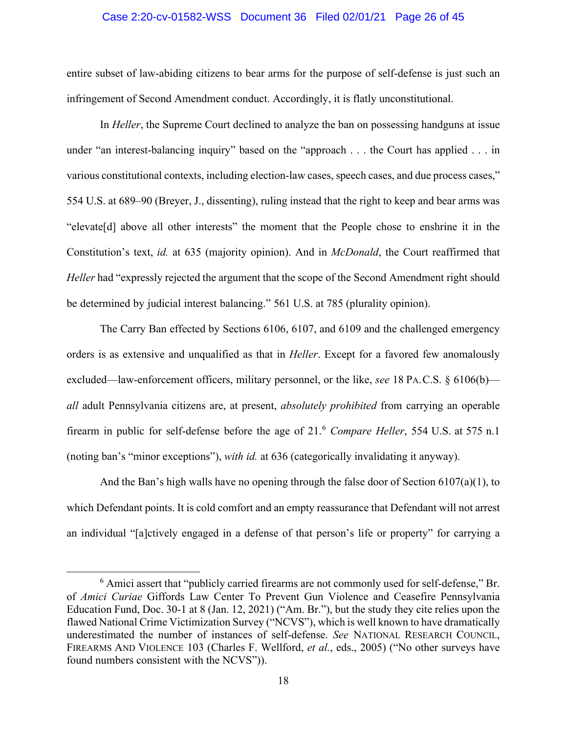entire subset of law-abiding citizens to bear arms for the purpose of self-defense is just such an infringement of Second Amendment conduct. Accordingly, it is flatly unconstitutional.

In *Heller*, the Supreme Court declined to analyze the ban on possessing handguns at issue under "an interest-balancing inquiry" based on the "approach . . . the Court has applied . . . in various constitutional contexts, including election-law cases, speech cases, and due process cases," 554 U.S. at 689–90 (Breyer, J., dissenting), ruling instead that the right to keep and bear arms was "elevate[d] above all other interests" the moment that the People chose to enshrine it in the Constitution's text, *id.* at 635 (majority opinion). And in *McDonald*, the Court reaffirmed that *Heller* had "expressly rejected the argument that the scope of the Second Amendment right should be determined by judicial interest balancing." 561 U.S. at 785 (plurality opinion).

The Carry Ban effected by Sections 6106, 6107, and 6109 and the challenged emergency orders is as extensive and unqualified as that in *Heller*. Except for a favored few anomalously excluded—law-enforcement officers, military personnel, or the like, *see* 18 PA. C.S. § 6106(b)—*all* adult Pennsylvania citizens are, at present, *absolutely prohibited* from carrying an operable firearm in public for self-defense before the age of 21.[6] *Compare Heller*, 554 U.S. at 575 n.1 (noting ban's "minor exceptions"), *with id.* at 636 (categorically invalidating it anyway).

And the Ban's high walls have no opening through the false door of Section 6107(a)(1), to which Defendant points. It is cold comfort and an empty reassurance that Defendant will not arrest an individual "[a]ctively engaged in a defense of that person's life or property" for carrying a

[6] Amici assert that "publicly carried firearms are not commonly used for self-defense," Br. of *Amici Curiae* Giffords Law Center To Prevent Gun Violence and Ceasefire Pennsylvania Education Fund, Doc. 30-1 at 8 (Jan. 12, 2021) ("Am. Br."), but the study they cite relies upon the flawed National Crime Victimization Survey ("NCVS"), which is well known to have dramatically underestimated the number of instances of self-defense. *See* NATIONAL RESEARCH COUNCIL, FIREARMS AND VIOLENCE 103 (Charles F. Wellford, *et al.*, eds., 2005) ("No other surveys have found numbers consistent with the NCVS")).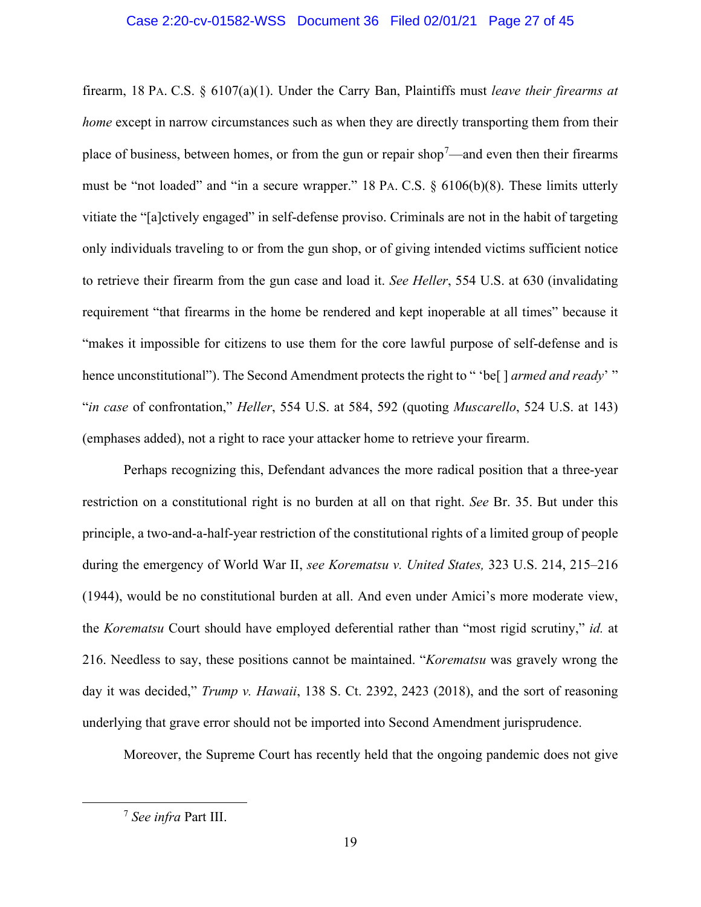firearm, 18 Pa. C.S. § 6107(a)(1). Under the Carry Ban, Plaintiffs must *leave their firearms at home* except in narrow circumstances such as when they are directly transporting them from their place of business, between homes, or from the gun or repair shop[7]—and even then their firearms must be "not loaded" and "in a secure wrapper." 18 Pa. C.S. § 6106(b)(8). These limits utterly vitiate the "[a]ctively engaged" in self-defense proviso. Criminals are not in the habit of targeting only individuals traveling to or from the gun shop, or of giving intended victims sufficient notice to retrieve their firearm from the gun case and load it. *See Heller*, 554 U.S. at 630 (invalidating requirement "that firearms in the home be rendered and kept inoperable at all times" because it "makes it impossible for citizens to use them for the core lawful purpose of self-defense and is hence unconstitutional"). The Second Amendment protects the right to " 'be[ ] *armed and ready*' " "*in case* of confrontation," *Heller*, 554 U.S. at 584, 592 (quoting *Muscarello*, 524 U.S. at 143) (emphases added), not a right to race your attacker home to retrieve your firearm.

Perhaps recognizing this, Defendant advances the more radical position that a three-year restriction on a constitutional right is no burden at all on that right. *See* Br. 35. But under this principle, a two-and-a-half-year restriction of the constitutional rights of a limited group of people during the emergency of World War II, *see Korematsu v. United States,* 323 U.S. 214, 215–216 (1944), would be no constitutional burden at all. And even under Amici's more moderate view, the *Korematsu* Court should have employed deferential rather than "most rigid scrutiny," *id.* at 216. Needless to say, these positions cannot be maintained. "*Korematsu* was gravely wrong the day it was decided," *Trump v. Hawaii*, 138 S. Ct. 2392, 2423 (2018), and the sort of reasoning underlying that grave error should not be imported into Second Amendment jurisprudence.

Moreover, the Supreme Court has recently held that the ongoing pandemic does not give

---

[7] *See infra* Part III.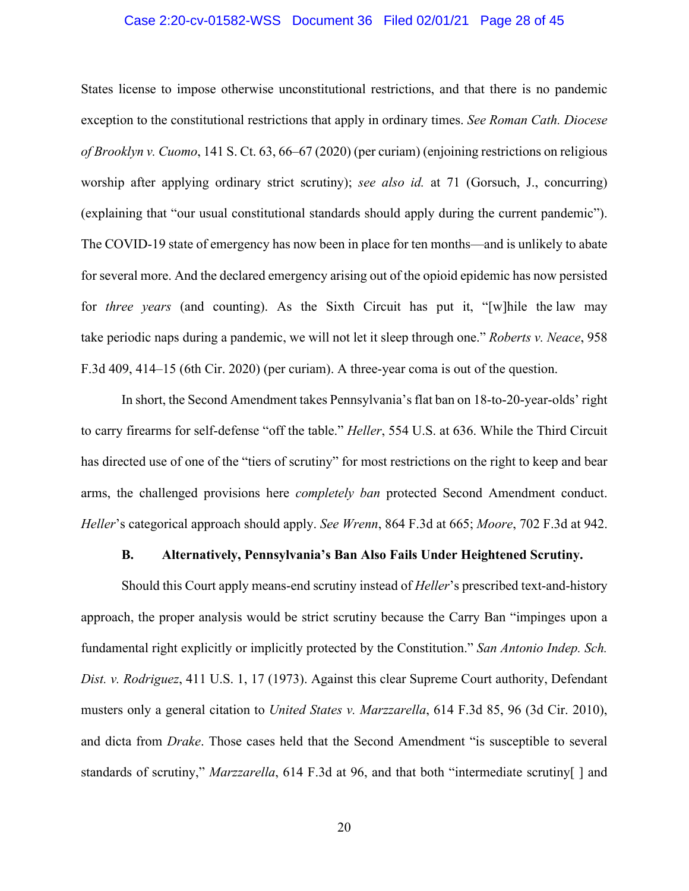States license to impose otherwise unconstitutional restrictions, and that there is no pandemic exception to the constitutional restrictions that apply in ordinary times. *See Roman Cath. Diocese of Brooklyn v. Cuomo*, 141 S. Ct. 63, 66–67 (2020) (per curiam) (enjoining restrictions on religious worship after applying ordinary strict scrutiny); *see also id.* at 71 (Gorsuch, J., concurring) (explaining that "our usual constitutional standards should apply during the current pandemic"). The COVID-19 state of emergency has now been in place for ten months—and is unlikely to abate for several more. And the declared emergency arising out of the opioid epidemic has now persisted for *three years* (and counting). As the Sixth Circuit has put it, "[w]hile the law may take periodic naps during a pandemic, we will not let it sleep through one." *Roberts v. Neace*, 958 F.3d 409, 414–15 (6th Cir. 2020) (per curiam). A three-year coma is out of the question.

In short, the Second Amendment takes Pennsylvania's flat ban on 18-to-20-year-olds' right to carry firearms for self-defense "off the table." *Heller*, 554 U.S. at 636. While the Third Circuit has directed use of one of the "tiers of scrutiny" for most restrictions on the right to keep and bear arms, the challenged provisions here *completely ban* protected Second Amendment conduct. *Heller*'s categorical approach should apply. *See Wrenn*, 864 F.3d at 665; *Moore*, 702 F.3d at 942.

### B. Alternatively, Pennsylvania's Ban Also Fails Under Heightened Scrutiny.

Should this Court apply means-end scrutiny instead of *Heller*'s prescribed text-and-history approach, the proper analysis would be strict scrutiny because the Carry Ban "impinges upon a fundamental right explicitly or implicitly protected by the Constitution." *San Antonio Indep. Sch. Dist. v. Rodriguez*, 411 U.S. 1, 17 (1973). Against this clear Supreme Court authority, Defendant musters only a general citation to *United States v. Marzzarella*, 614 F.3d 85, 96 (3d Cir. 2010), and dicta from *Drake*. Those cases held that the Second Amendment "is susceptible to several standards of scrutiny," *Marzzarella*, 614 F.3d at 96, and that both "intermediate scrutiny[ ] and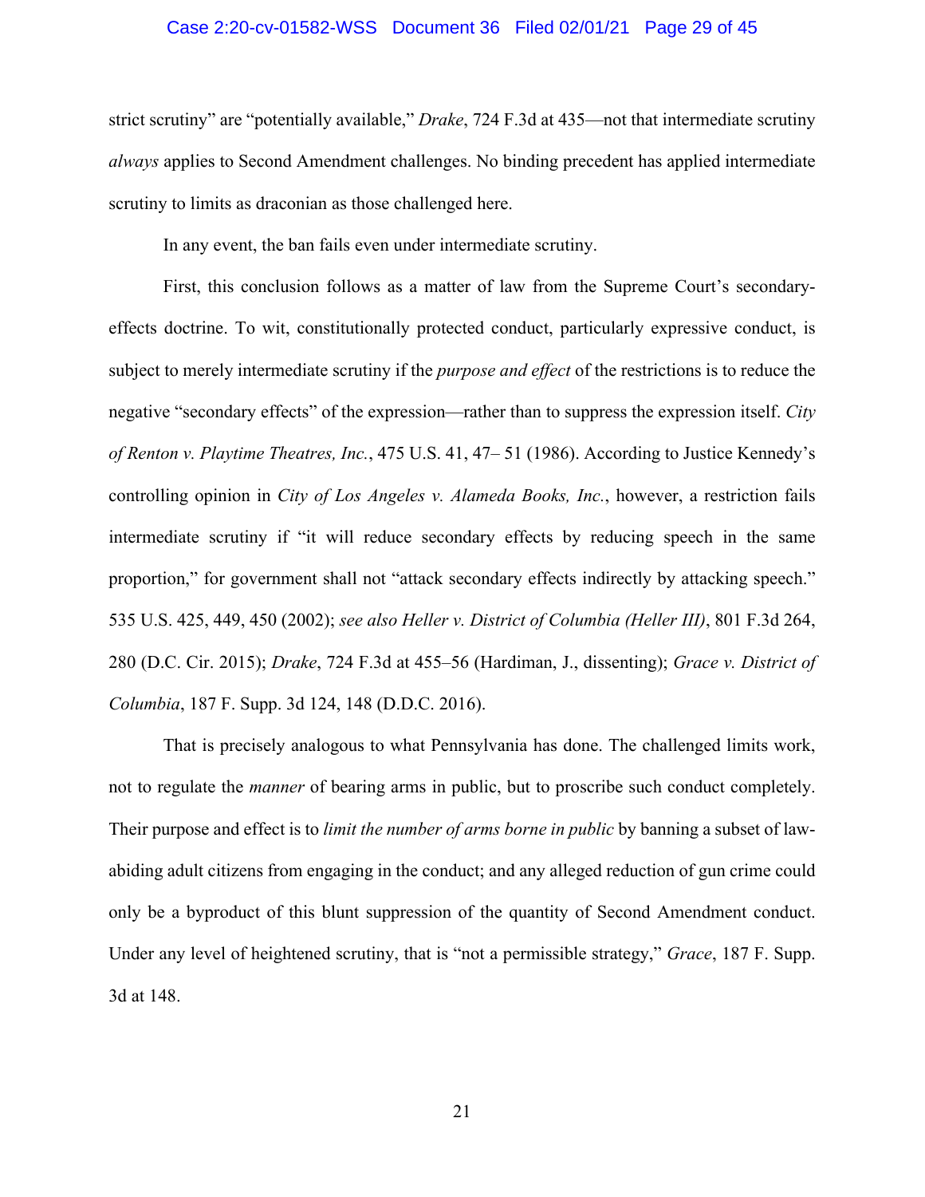strict scrutiny" are "potentially available," *Drake*, 724 F.3d at 435—not that intermediate scrutiny *always* applies to Second Amendment challenges. No binding precedent has applied intermediate scrutiny to limits as draconian as those challenged here.

In any event, the ban fails even under intermediate scrutiny.

First, this conclusion follows as a matter of law from the Supreme Court's secondary-effects doctrine. To wit, constitutionally protected conduct, particularly expressive conduct, is subject to merely intermediate scrutiny if the *purpose and effect* of the restrictions is to reduce the negative "secondary effects" of the expression—rather than to suppress the expression itself. *City of Renton v. Playtime Theatres, Inc.*, 475 U.S. 41, 47– 51 (1986). According to Justice Kennedy's controlling opinion in *City of Los Angeles v. Alameda Books, Inc.*, however, a restriction fails intermediate scrutiny if "it will reduce secondary effects by reducing speech in the same proportion," for government shall not "attack secondary effects indirectly by attacking speech." 535 U.S. 425, 449, 450 (2002); *see also Heller v. District of Columbia (Heller III)*, 801 F.3d 264, 280 (D.C. Cir. 2015); *Drake*, 724 F.3d at 455–56 (Hardiman, J., dissenting); *Grace v. District of Columbia*, 187 F. Supp. 3d 124, 148 (D.D.C. 2016).

That is precisely analogous to what Pennsylvania has done. The challenged limits work, not to regulate the *manner* of bearing arms in public, but to proscribe such conduct completely. Their purpose and effect is to *limit the number of arms borne in public* by banning a subset of law-abiding adult citizens from engaging in the conduct; and any alleged reduction of gun crime could only be a byproduct of this blunt suppression of the quantity of Second Amendment conduct. Under any level of heightened scrutiny, that is "not a permissible strategy," *Grace*, 187 F. Supp. 3d at 148.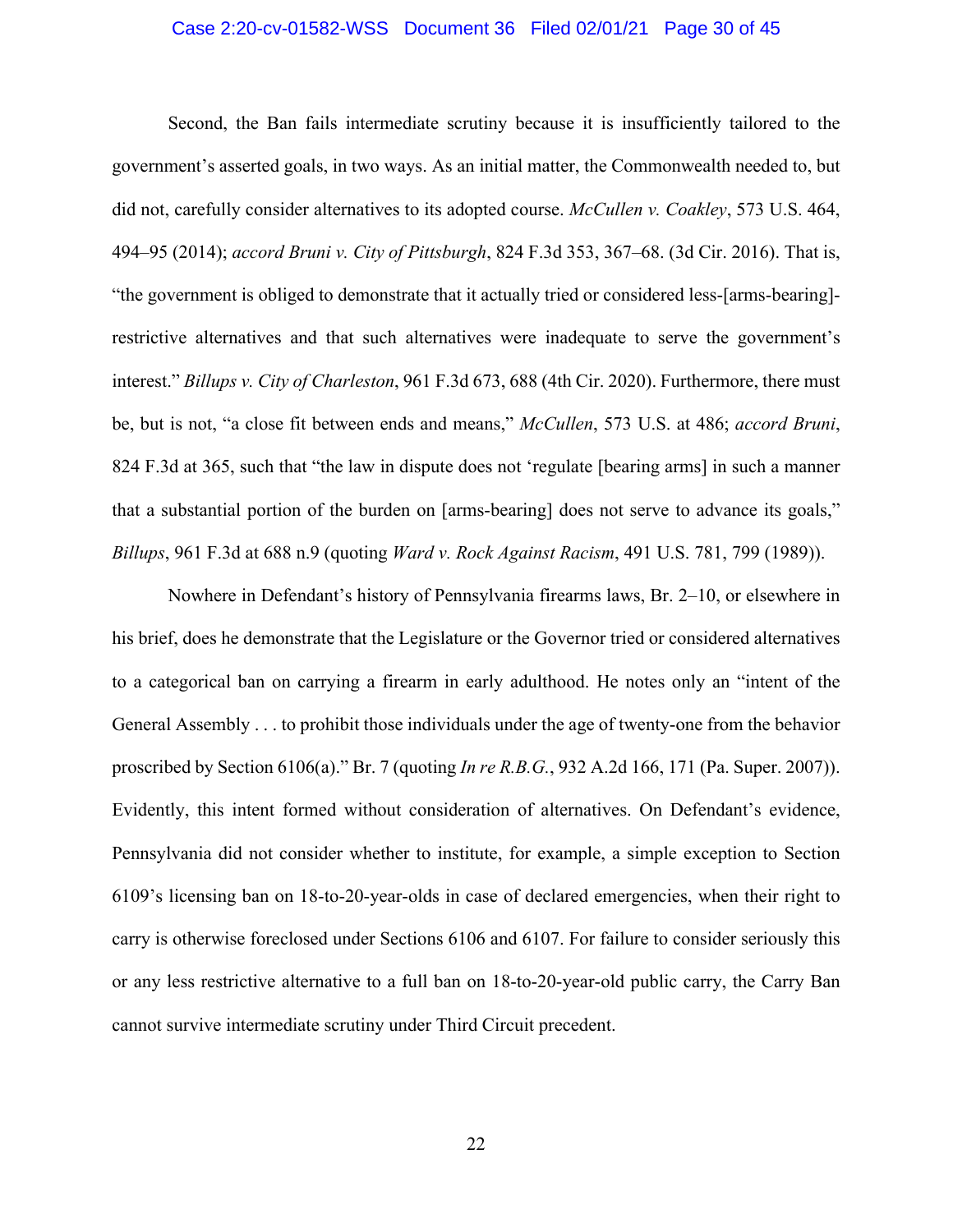Second, the Ban fails intermediate scrutiny because it is insufficiently tailored to the government's asserted goals, in two ways. As an initial matter, the Commonwealth needed to, but did not, carefully consider alternatives to its adopted course. *McCullen v. Coakley*, 573 U.S. 464, 494–95 (2014); *accord Bruni v. City of Pittsburgh*, 824 F.3d 353, 367–68. (3d Cir. 2016). That is, "the government is obliged to demonstrate that it actually tried or considered less-[arms-bearing]-restrictive alternatives and that such alternatives were inadequate to serve the government's interest." *Billups v. City of Charleston*, 961 F.3d 673, 688 (4th Cir. 2020). Furthermore, there must be, but is not, "a close fit between ends and means," *McCullen*, 573 U.S. at 486; *accord Bruni*, 824 F.3d at 365, such that "the law in dispute does not 'regulate [bearing arms] in such a manner that a substantial portion of the burden on [arms-bearing] does not serve to advance its goals,"' *Billups*, 961 F.3d at 688 n.9 (quoting *Ward v. Rock Against Racism*, 491 U.S. 781, 799 (1989)).

Nowhere in Defendant's history of Pennsylvania firearms laws, Br. 2–10, or elsewhere in his brief, does he demonstrate that the Legislature or the Governor tried or considered alternatives to a categorical ban on carrying a firearm in early adulthood. He notes only an "intent of the General Assembly . . . to prohibit those individuals under the age of twenty-one from the behavior proscribed by Section 6106(a)." Br. 7 (quoting *In re R.B.G.*, 932 A.2d 166, 171 (Pa. Super. 2007)). Evidently, this intent formed without consideration of alternatives. On Defendant's evidence, Pennsylvania did not consider whether to institute, for example, a simple exception to Section 6109's licensing ban on 18-to-20-year-olds in case of declared emergencies, when their right to carry is otherwise foreclosed under Sections 6106 and 6107. For failure to consider seriously this or any less restrictive alternative to a full ban on 18-to-20-year-old public carry, the Carry Ban cannot survive intermediate scrutiny under Third Circuit precedent.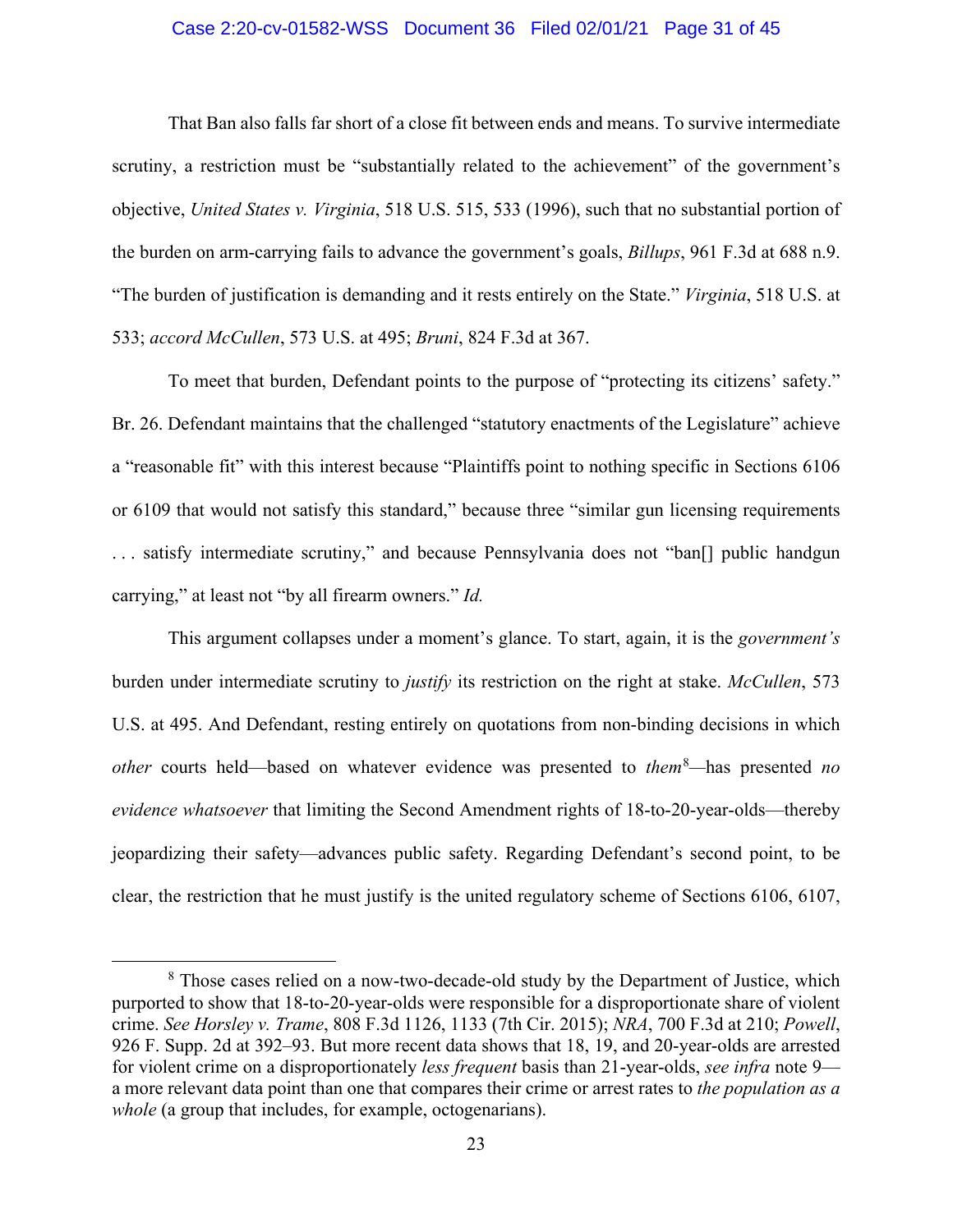That Ban also falls far short of a close fit between ends and means. To survive intermediate scrutiny, a restriction must be "substantially related to the achievement" of the government's objective, *United States v. Virginia*, 518 U.S. 515, 533 (1996), such that no substantial portion of the burden on arm-carrying fails to advance the government's goals, *Billups*, 961 F.3d at 688 n.9. "The burden of justification is demanding and it rests entirely on the State." *Virginia*, 518 U.S. at 533; *accord McCullen*, 573 U.S. at 495; *Bruni*, 824 F.3d at 367.

To meet that burden, Defendant points to the purpose of "protecting its citizens' safety." Br. 26. Defendant maintains that the challenged "statutory enactments of the Legislature" achieve a "reasonable fit" with this interest because "Plaintiffs point to nothing specific in Sections 6106 or 6109 that would not satisfy this standard," because three "similar gun licensing requirements . . . satisfy intermediate scrutiny," and because Pennsylvania does not "ban[] public handgun carrying," at least not "by all firearm owners." *Id.*

This argument collapses under a moment's glance. To start, again, it is the *government's* burden under intermediate scrutiny to *justify* its restriction on the right at stake. *McCullen*, 573 U.S. at 495. And Defendant, resting entirely on quotations from non-binding decisions in which *other* courts held—based on whatever evidence was presented to *them*[8]—has presented *no evidence whatsoever* that limiting the Second Amendment rights of 18-to-20-year-olds—thereby jeopardizing their safety—advances public safety. Regarding Defendant's second point, to be clear, the restriction that he must justify is the united regulatory scheme of Sections 6106, 6107,

[8] Those cases relied on a now-two-decade-old study by the Department of Justice, which purported to show that 18-to-20-year-olds were responsible for a disproportionate share of violent crime. *See Horsley v. Trame*, 808 F.3d 1126, 1133 (7th Cir. 2015); *NRA*, 700 F.3d at 210; *Powell*, 926 F. Supp. 2d at 392–93. But more recent data shows that 18, 19, and 20-year-olds are arrested for violent crime on a disproportionately *less frequent* basis than 21-year-olds, *see infra* note 9—a more relevant data point than one that compares their crime or arrest rates to *the population as a whole* (a group that includes, for example, octogenarians).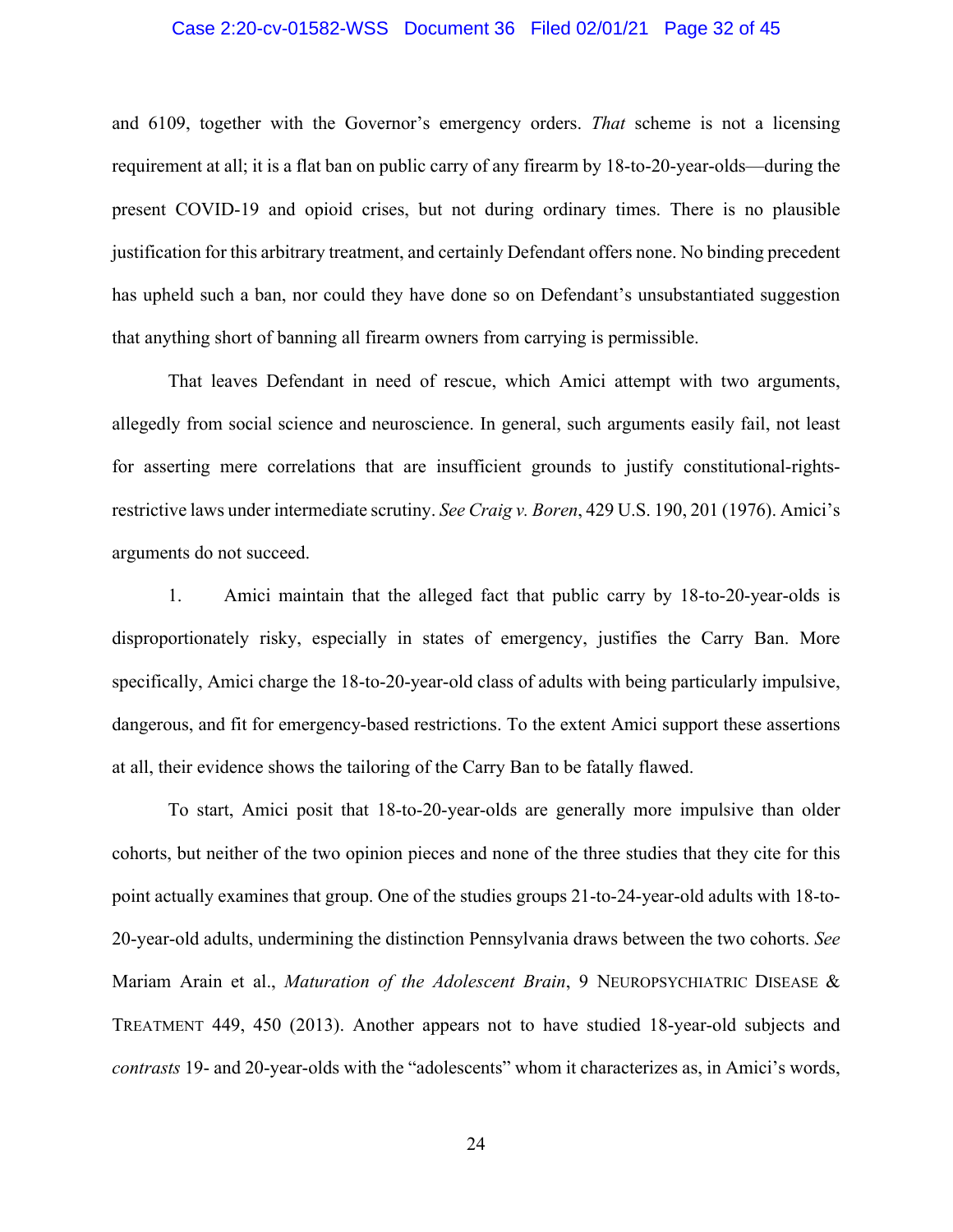and 6109, together with the Governor's emergency orders. *That* scheme is not a licensing requirement at all; it is a flat ban on public carry of any firearm by 18-to-20-year-olds—during the present COVID-19 and opioid crises, but not during ordinary times. There is no plausible justification for this arbitrary treatment, and certainly Defendant offers none. No binding precedent has upheld such a ban, nor could they have done so on Defendant's unsubstantiated suggestion that anything short of banning all firearm owners from carrying is permissible.

That leaves Defendant in need of rescue, which Amici attempt with two arguments, allegedly from social science and neuroscience. In general, such arguments easily fail, not least for asserting mere correlations that are insufficient grounds to justify constitutional-rights-restrictive laws under intermediate scrutiny. *See Craig v. Boren*, 429 U.S. 190, 201 (1976). Amici's arguments do not succeed.

1. Amici maintain that the alleged fact that public carry by 18-to-20-year-olds is disproportionately risky, especially in states of emergency, justifies the Carry Ban. More specifically, Amici charge the 18-to-20-year-old class of adults with being particularly impulsive, dangerous, and fit for emergency-based restrictions. To the extent Amici support these assertions at all, their evidence shows the tailoring of the Carry Ban to be fatally flawed.

To start, Amici posit that 18-to-20-year-olds are generally more impulsive than older cohorts, but neither of the two opinion pieces and none of the three studies that they cite for this point actually examines that group. One of the studies groups 21-to-24-year-old adults with 18-to-20-year-old adults, undermining the distinction Pennsylvania draws between the two cohorts. *See* Mariam Arain et al., *Maturation of the Adolescent Brain*, 9 NEUROPSYCHIATRIC DISEASE & TREATMENT 449, 450 (2013). Another appears not to have studied 18-year-old subjects and *contrasts* 19- and 20-year-olds with the "adolescents" whom it characterizes as, in Amici's words,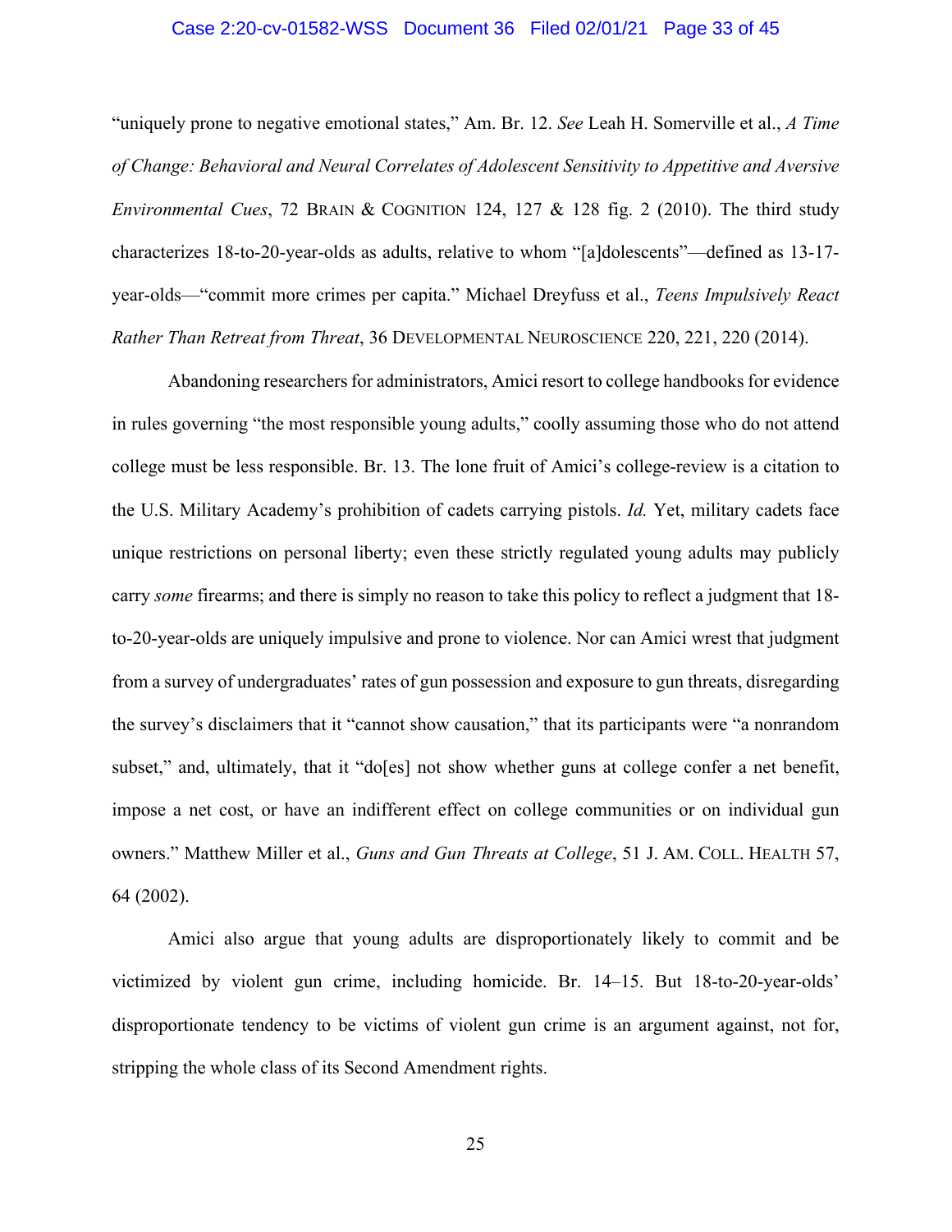"uniquely prone to negative emotional states," Am. Br. 12. *See* Leah H. Somerville et al., *A Time of Change: Behavioral and Neural Correlates of Adolescent Sensitivity to Appetitive and Aversive Environmental Cues*, 72 BRAIN & COGNITION 124, 127 & 128 fig. 2 (2010). The third study characterizes 18-to-20-year-olds as adults, relative to whom "[a]dolescents"—defined as 13-17-year-olds—"commit more crimes per capita." Michael Dreyfuss et al., *Teens Impulsively React Rather Than Retreat from Threat*, 36 DEVELOPMENTAL NEUROSCIENCE 220, 221, 220 (2014).

Abandoning researchers for administrators, Amici resort to college handbooks for evidence in rules governing "the most responsible young adults," coolly assuming those who do not attend college must be less responsible. Br. 13. The lone fruit of Amici's college-review is a citation to the U.S. Military Academy's prohibition of cadets carrying pistols. *Id.* Yet, military cadets face unique restrictions on personal liberty; even these strictly regulated young adults may publicly carry *some* firearms; and there is simply no reason to take this policy to reflect a judgment that 18-to-20-year-olds are uniquely impulsive and prone to violence. Nor can Amici wrest that judgment from a survey of undergraduates' rates of gun possession and exposure to gun threats, disregarding the survey's disclaimers that it "cannot show causation," that its participants were "a nonrandom subset," and, ultimately, that it "do[es] not show whether guns at college confer a net benefit, impose a net cost, or have an indifferent effect on college communities or on individual gun owners." Matthew Miller et al., *Guns and Gun Threats at College*, 51 J. AM. COLL. HEALTH 57, 64 (2002).

Amici also argue that young adults are disproportionately likely to commit and be victimized by violent gun crime, including homicide. Br. 14–15. But 18-to-20-year-olds' disproportionate tendency to be victims of violent gun crime is an argument against, not for, stripping the whole class of its Second Amendment rights.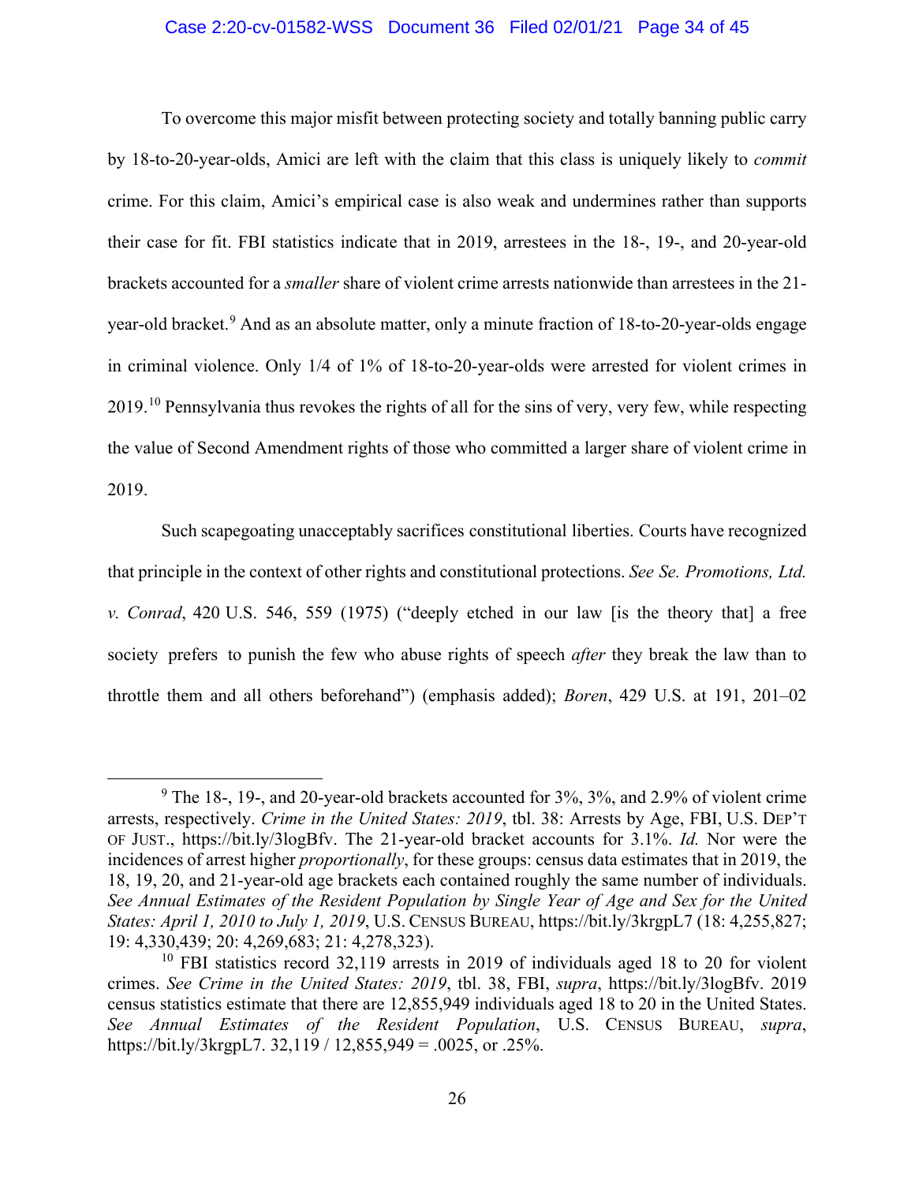To overcome this major misfit between protecting society and totally banning public carry by 18-to-20-year-olds, Amici are left with the claim that this class is uniquely likely to *commit* crime. For this claim, Amici's empirical case is also weak and undermines rather than supports their case for fit. FBI statistics indicate that in 2019, arrestees in the 18-, 19-, and 20-year-old brackets accounted for a *smaller* share of violent crime arrests nationwide than arrestees in the 21-year-old bracket.[9] And as an absolute matter, only a minute fraction of 18-to-20-year-olds engage in criminal violence. Only 1/4 of 1% of 18-to-20-year-olds were arrested for violent crimes in 2019.[10] Pennsylvania thus revokes the rights of all for the sins of very, very few, while respecting the value of Second Amendment rights of those who committed a larger share of violent crime in 2019.

Such scapegoating unacceptably sacrifices constitutional liberties. Courts have recognized that principle in the context of other rights and constitutional protections. *See Se. Promotions, Ltd. v. Conrad*, 420 U.S. 546, 559 (1975) ("deeply etched in our law [is the theory that] a free society prefers to punish the few who abuse rights of speech *after* they break the law than to throttle them and all others beforehand") (emphasis added); *Boren*, 429 U.S. at 191, 201–02

---

[9] The 18-, 19-, and 20-year-old brackets accounted for 3%, 3%, and 2.9% of violent crime arrests, respectively. *Crime in the United States: 2019*, tbl. 38: Arrests by Age, FBI, U.S. DEP'T OF JUST., https://bit.ly/3logBfv. The 21-year-old bracket accounts for 3.1%. *Id.* Nor were the incidences of arrest higher *proportionally*, for these groups: census data estimates that in 2019, the 18, 19, 20, and 21-year-old age brackets each contained roughly the same number of individuals. *See Annual Estimates of the Resident Population by Single Year of Age and Sex for the United States: April 1, 2010 to July 1, 2019*, U.S. CENSUS BUREAU, https://bit.ly/3krgpL7 (18: 4,255,827; 19: 4,330,439; 20: 4,269,683; 21: 4,278,323).

[10] FBI statistics record 32,119 arrests in 2019 of individuals aged 18 to 20 for violent crimes. *See Crime in the United States: 2019*, tbl. 38, FBI, *supra*, https://bit.ly/3logBfv. 2019 census statistics estimate that there are 12,855,949 individuals aged 18 to 20 in the United States. *See Annual Estimates of the Resident Population*, U.S. CENSUS BUREAU, *supra*, https://bit.ly/3krgpL7. 32,119 / 12,855,949 = .0025, or .25%.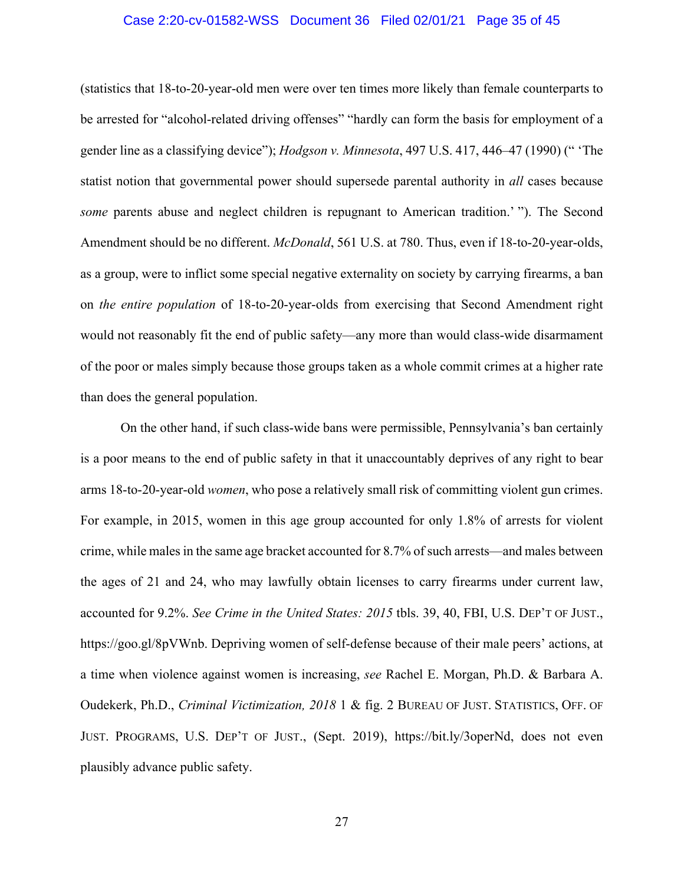(statistics that 18-to-20-year-old men were over ten times more likely than female counterparts to be arrested for "alcohol-related driving offenses" "hardly can form the basis for employment of a gender line as a classifying device"); *Hodgson v. Minnesota*, 497 U.S. 417, 446–47 (1990) (" 'The statist notion that governmental power should supersede parental authority in *all* cases because *some* parents abuse and neglect children is repugnant to American tradition.' "). The Second Amendment should be no different. *McDonald*, 561 U.S. at 780. Thus, even if 18-to-20-year-olds, as a group, were to inflict some special negative externality on society by carrying firearms, a ban on *the entire population* of 18-to-20-year-olds from exercising that Second Amendment right would not reasonably fit the end of public safety—any more than would class-wide disarmament of the poor or males simply because those groups taken as a whole commit crimes at a higher rate than does the general population.

On the other hand, if such class-wide bans were permissible, Pennsylvania's ban certainly is a poor means to the end of public safety in that it unaccountably deprives of any right to bear arms 18-to-20-year-old *women*, who pose a relatively small risk of committing violent gun crimes. For example, in 2015, women in this age group accounted for only 1.8% of arrests for violent crime, while males in the same age bracket accounted for 8.7% of such arrests—and males between the ages of 21 and 24, who may lawfully obtain licenses to carry firearms under current law, accounted for 9.2%. *See Crime in the United States: 2015* tbls. 39, 40, FBI, U.S. DEP'T OF JUST., https://goo.gl/8pVWnb. Depriving women of self-defense because of their male peers' actions, at a time when violence against women is increasing, *see* Rachel E. Morgan, Ph.D. & Barbara A. Oudekerk, Ph.D., *Criminal Victimization, 2018* 1 & fig. 2 BUREAU OF JUST. STATISTICS, OFF. OF JUST. PROGRAMS, U.S. DEP'T OF JUST., (Sept. 2019), https://bit.ly/3operNd, does not even plausibly advance public safety.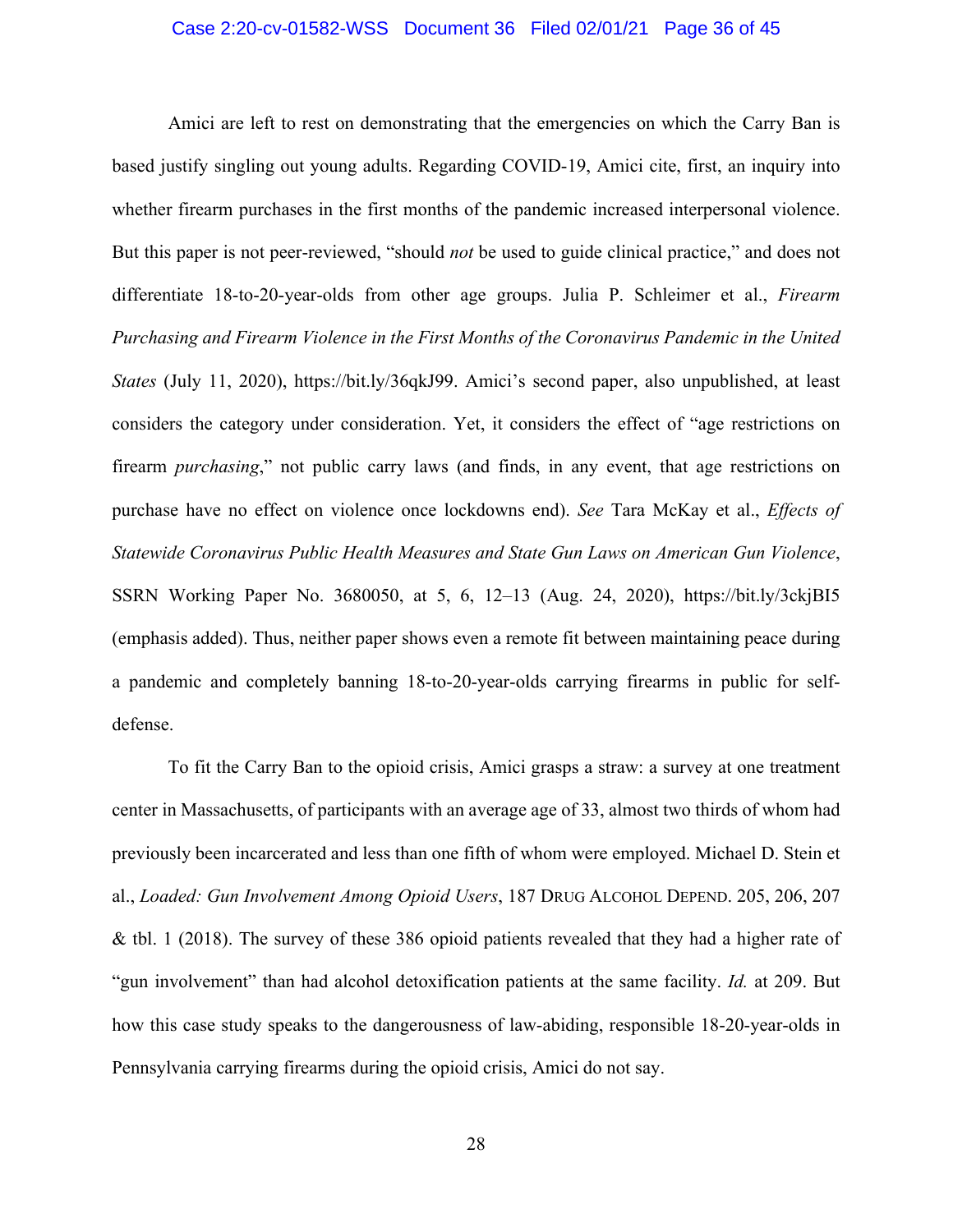Amici are left to rest on demonstrating that the emergencies on which the Carry Ban is based justify singling out young adults. Regarding COVID-19, Amici cite, first, an inquiry into whether firearm purchases in the first months of the pandemic increased interpersonal violence. But this paper is not peer-reviewed, "should *not* be used to guide clinical practice," and does not differentiate 18-to-20-year-olds from other age groups. Julia P. Schleimer et al., *Firearm Purchasing and Firearm Violence in the First Months of the Coronavirus Pandemic in the United States* (July 11, 2020), https://bit.ly/36qkJ99. Amici's second paper, also unpublished, at least considers the category under consideration. Yet, it considers the effect of "age restrictions on firearm *purchasing*," not public carry laws (and finds, in any event, that age restrictions on purchase have no effect on violence once lockdowns end). *See* Tara McKay et al., *Effects of Statewide Coronavirus Public Health Measures and State Gun Laws on American Gun Violence*, SSRN Working Paper No. 3680050, at 5, 6, 12–13 (Aug. 24, 2020), https://bit.ly/3ckjBI5 (emphasis added). Thus, neither paper shows even a remote fit between maintaining peace during a pandemic and completely banning 18-to-20-year-olds carrying firearms in public for self-defense.

To fit the Carry Ban to the opioid crisis, Amici grasps a straw: a survey at one treatment center in Massachusetts, of participants with an average age of 33, almost two thirds of whom had previously been incarcerated and less than one fifth of whom were employed. Michael D. Stein et al., *Loaded: Gun Involvement Among Opioid Users*, 187 DRUG ALCOHOL DEPEND. 205, 206, 207 & tbl. 1 (2018). The survey of these 386 opioid patients revealed that they had a higher rate of "gun involvement" than had alcohol detoxification patients at the same facility. *Id.* at 209. But how this case study speaks to the dangerousness of law-abiding, responsible 18-20-year-olds in Pennsylvania carrying firearms during the opioid crisis, Amici do not say.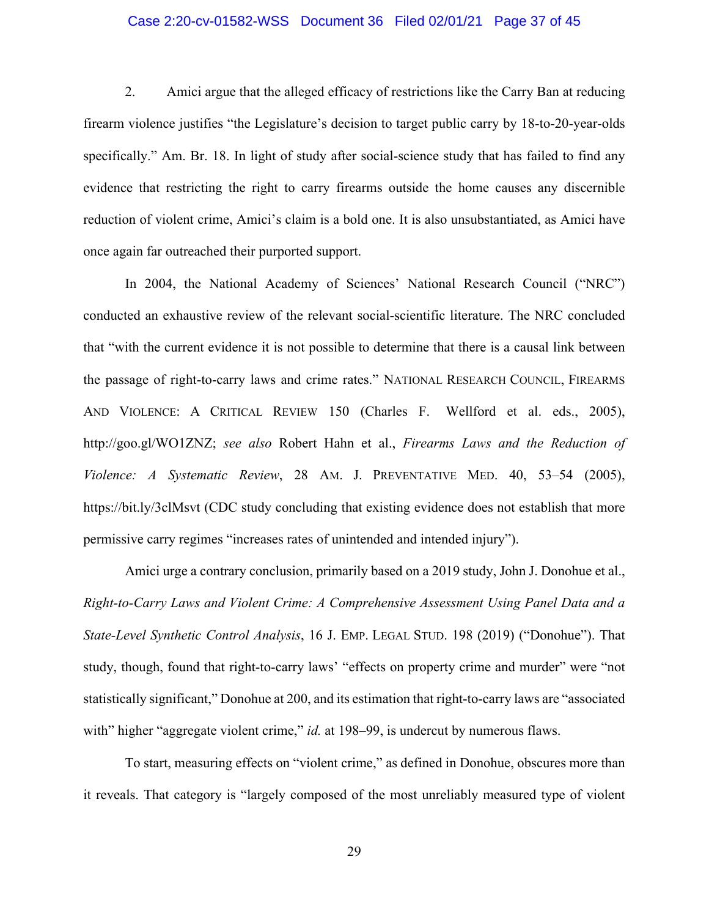2. Amici argue that the alleged efficacy of restrictions like the Carry Ban at reducing firearm violence justifies "the Legislature's decision to target public carry by 18-to-20-year-olds specifically." Am. Br. 18. In light of study after social-science study that has failed to find any evidence that restricting the right to carry firearms outside the home causes any discernible reduction of violent crime, Amici's claim is a bold one. It is also unsubstantiated, as Amici have once again far outreached their purported support.

In 2004, the National Academy of Sciences' National Research Council ("NRC") conducted an exhaustive review of the relevant social-scientific literature. The NRC concluded that "with the current evidence it is not possible to determine that there is a causal link between the passage of right-to-carry laws and crime rates." NATIONAL RESEARCH COUNCIL, FIREARMS AND VIOLENCE: A CRITICAL REVIEW 150 (Charles F. Wellford et al. eds., 2005), http://goo.gl/WO1ZNZ; *see also* Robert Hahn et al., *Firearms Laws and the Reduction of Violence: A Systematic Review*, 28 AM. J. PREVENTATIVE MED. 40, 53–54 (2005), https://bit.ly/3clMsvt (CDC study concluding that existing evidence does not establish that more permissive carry regimes "increases rates of unintended and intended injury").

Amici urge a contrary conclusion, primarily based on a 2019 study, John J. Donohue et al., *Right-to-Carry Laws and Violent Crime: A Comprehensive Assessment Using Panel Data and a State-Level Synthetic Control Analysis*, 16 J. EMP. LEGAL STUD. 198 (2019) ("Donohue"). That study, though, found that right-to-carry laws' "effects on property crime and murder" were "not statistically significant," Donohue at 200, and its estimation that right-to-carry laws are "associated with" higher "aggregate violent crime," *id.* at 198–99, is undercut by numerous flaws.

To start, measuring effects on "violent crime," as defined in Donohue, obscures more than it reveals. That category is "largely composed of the most unreliably measured type of violent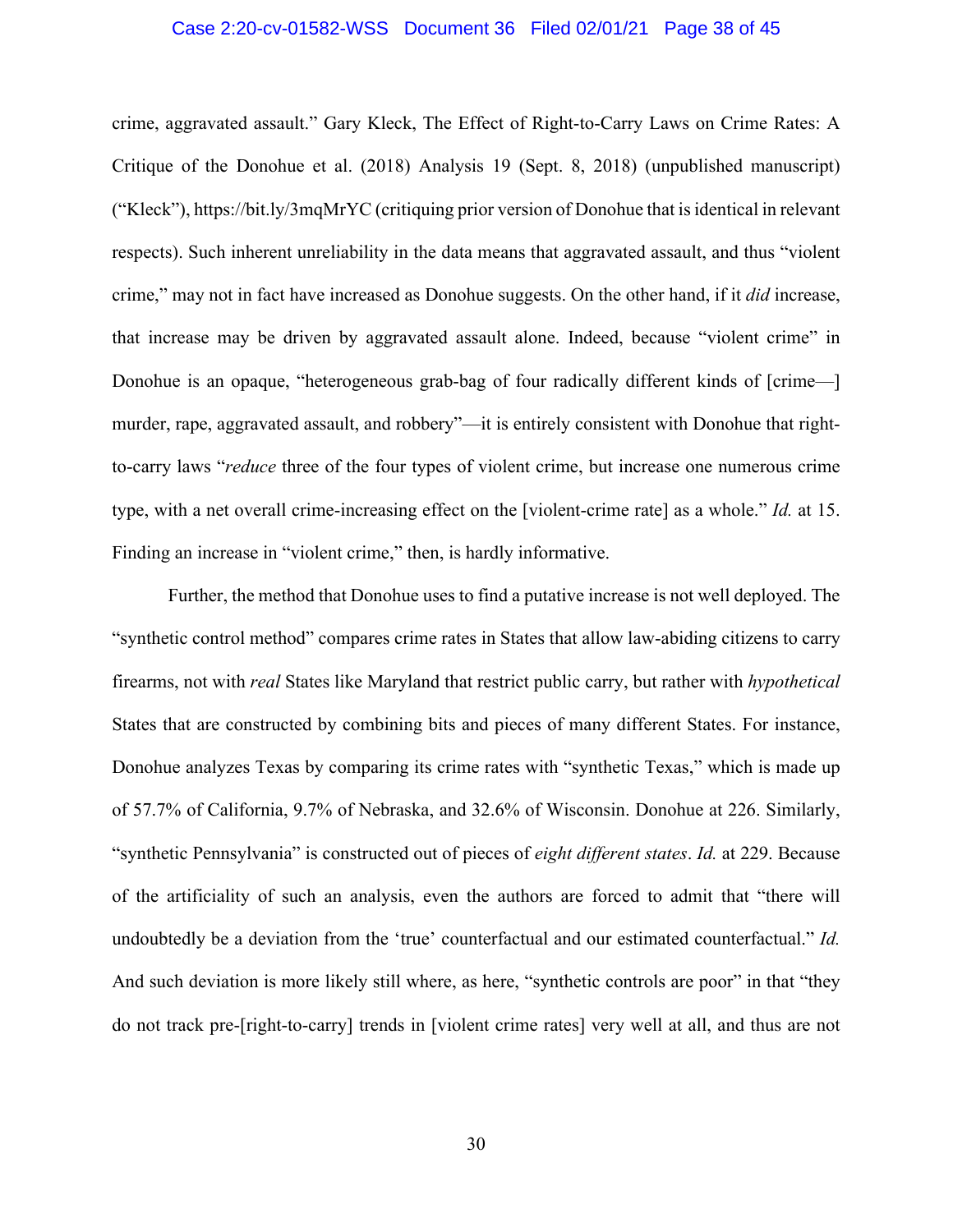crime, aggravated assault." Gary Kleck, The Effect of Right-to-Carry Laws on Crime Rates: A Critique of the Donohue et al. (2018) Analysis 19 (Sept. 8, 2018) (unpublished manuscript) ("Kleck"), https://bit.ly/3mqMrYC (critiquing prior version of Donohue that is identical in relevant respects). Such inherent unreliability in the data means that aggravated assault, and thus "violent crime," may not in fact have increased as Donohue suggests. On the other hand, if it *did* increase, that increase may be driven by aggravated assault alone. Indeed, because "violent crime" in Donohue is an opaque, "heterogeneous grab-bag of four radically different kinds of [crime—] murder, rape, aggravated assault, and robbery"—it is entirely consistent with Donohue that right-to-carry laws "*reduce* three of the four types of violent crime, but increase one numerous crime type, with a net overall crime-increasing effect on the [violent-crime rate] as a whole." *Id.* at 15. Finding an increase in "violent crime," then, is hardly informative.

Further, the method that Donohue uses to find a putative increase is not well deployed. The "synthetic control method" compares crime rates in States that allow law-abiding citizens to carry firearms, not with *real* States like Maryland that restrict public carry, but rather with *hypothetical* States that are constructed by combining bits and pieces of many different States. For instance, Donohue analyzes Texas by comparing its crime rates with "synthetic Texas," which is made up of 57.7% of California, 9.7% of Nebraska, and 32.6% of Wisconsin. Donohue at 226. Similarly, "synthetic Pennsylvania" is constructed out of pieces of *eight different states*. *Id.* at 229. Because of the artificiality of such an analysis, even the authors are forced to admit that "there will undoubtedly be a deviation from the 'true' counterfactual and our estimated counterfactual." *Id.* And such deviation is more likely still where, as here, "synthetic controls are poor" in that "they do not track pre-[right-to-carry] trends in [violent crime rates] very well at all, and thus are not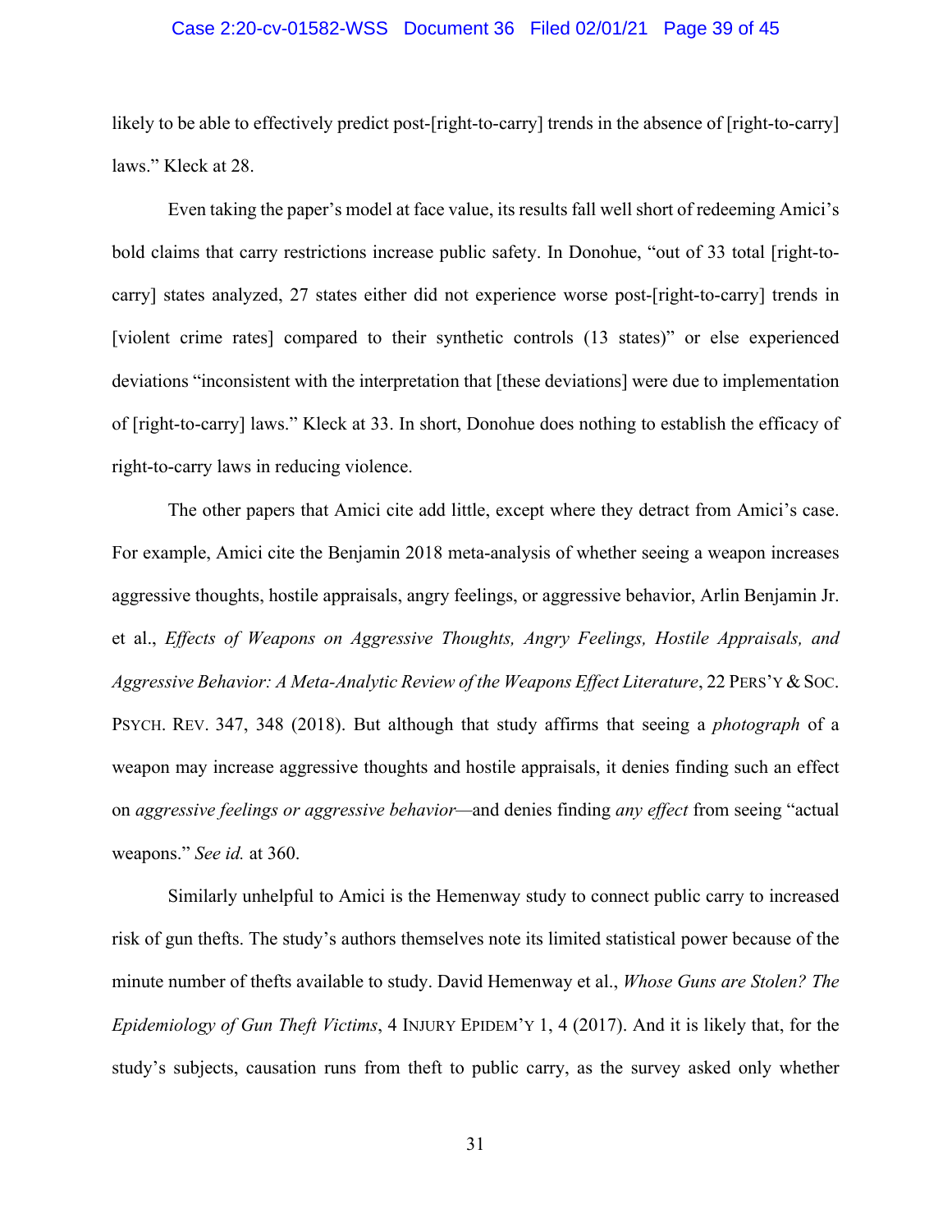likely to be able to effectively predict post-[right-to-carry] trends in the absence of [right-to-carry] laws." Kleck at 28.

Even taking the paper's model at face value, its results fall well short of redeeming Amici's bold claims that carry restrictions increase public safety. In Donohue, "out of 33 total [right-to-carry] states analyzed, 27 states either did not experience worse post-[right-to-carry] trends in [violent crime rates] compared to their synthetic controls (13 states)" or else experienced deviations "inconsistent with the interpretation that [these deviations] were due to implementation of [right-to-carry] laws." Kleck at 33. In short, Donohue does nothing to establish the efficacy of right-to-carry laws in reducing violence.

The other papers that Amici cite add little, except where they detract from Amici's case. For example, Amici cite the Benjamin 2018 meta-analysis of whether seeing a weapon increases aggressive thoughts, hostile appraisals, angry feelings, or aggressive behavior, Arlin Benjamin Jr. et al., *Effects of Weapons on Aggressive Thoughts, Angry Feelings, Hostile Appraisals, and Aggressive Behavior: A Meta-Analytic Review of the Weapons Effect Literature*, 22 PERS'Y & SOC. PSYCH. REV. 347, 348 (2018). But although that study affirms that seeing a *photograph* of a weapon may increase aggressive thoughts and hostile appraisals, it denies finding such an effect on *aggressive feelings or aggressive behavior*—and denies finding *any effect* from seeing "actual weapons." *See id.* at 360.

Similarly unhelpful to Amici is the Hemenway study to connect public carry to increased risk of gun thefts. The study's authors themselves note its limited statistical power because of the minute number of thefts available to study. David Hemenway et al., *Whose Guns are Stolen? The Epidemiology of Gun Theft Victims*, 4 INJURY EPIDEM'Y 1, 4 (2017). And it is likely that, for the study's subjects, causation runs from theft to public carry, as the survey asked only whether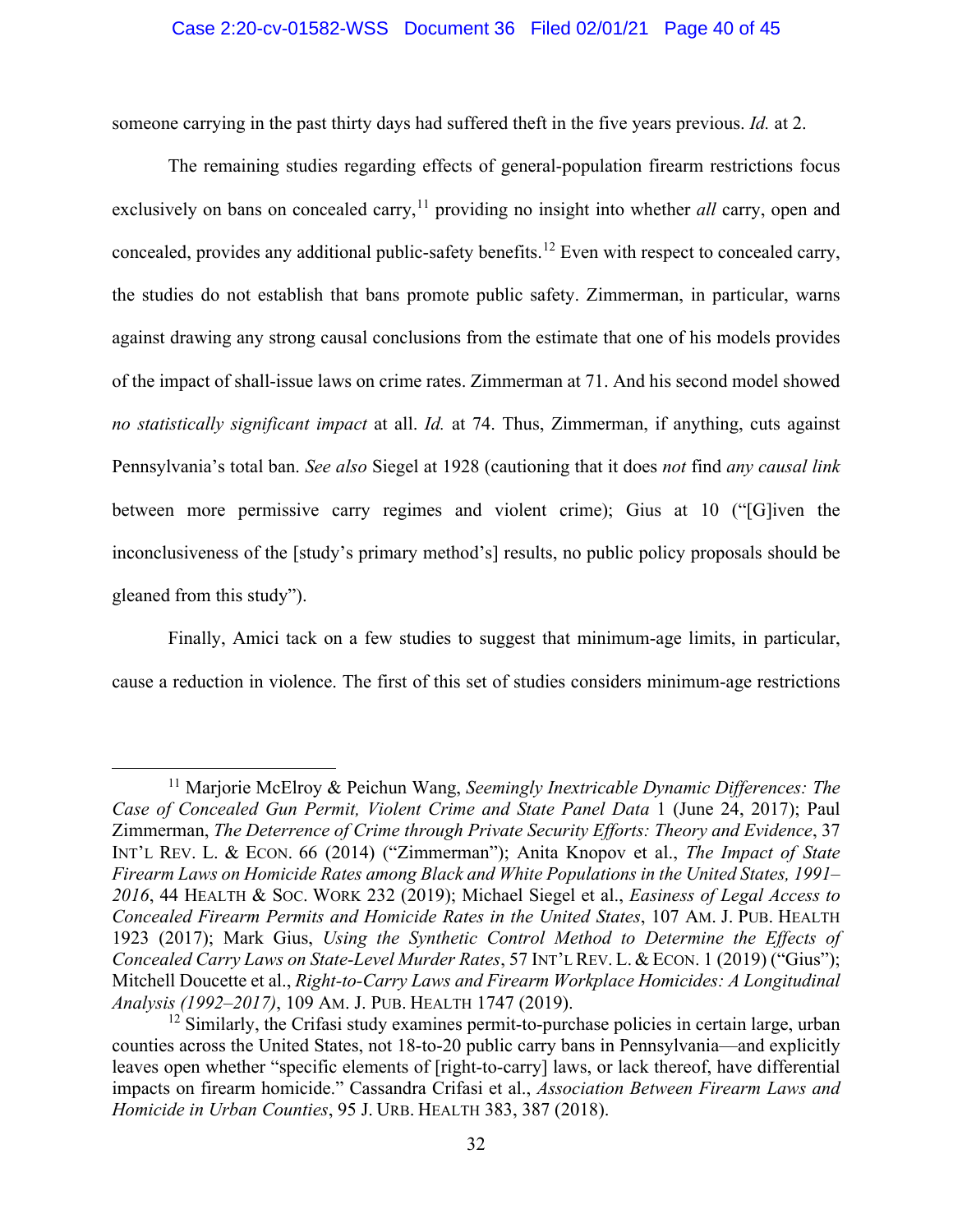someone carrying in the past thirty days had suffered theft in the five years previous. *Id.* at 2.

The remaining studies regarding effects of general-population firearm restrictions focus exclusively on bans on concealed carry,[11] providing no insight into whether *all* carry, open and concealed, provides any additional public-safety benefits.[12] Even with respect to concealed carry, the studies do not establish that bans promote public safety. Zimmerman, in particular, warns against drawing any strong causal conclusions from the estimate that one of his models provides of the impact of shall-issue laws on crime rates. Zimmerman at 71. And his second model showed *no statistically significant impact* at all. *Id.* at 74. Thus, Zimmerman, if anything, cuts against Pennsylvania's total ban. *See also* Siegel at 1928 (cautioning that it does *not* find *any causal link* between more permissive carry regimes and violent crime); Gius at 10 ("[G]iven the inconclusiveness of the [study's primary method's] results, no public policy proposals should be gleaned from this study").

Finally, Amici tack on a few studies to suggest that minimum-age limits, in particular, cause a reduction in violence. The first of this set of studies considers minimum-age restrictions

---

[11] Marjorie McElroy & Peichun Wang, *Seemingly Inextricable Dynamic Differences: The Case of Concealed Gun Permit, Violent Crime and State Panel Data* 1 (June 24, 2017); Paul Zimmerman, *The Deterrence of Crime through Private Security Efforts: Theory and Evidence*, 37 INT'L REV. L. & ECON. 66 (2014) ("Zimmerman"); Anita Knopov et al., *The Impact of State Firearm Laws on Homicide Rates among Black and White Populations in the United States, 1991–2016*, 44 HEALTH & SOC. WORK 232 (2019); Michael Siegel et al., *Easiness of Legal Access to Concealed Firearm Permits and Homicide Rates in the United States*, 107 AM. J. PUB. HEALTH 1923 (2017); Mark Gius, *Using the Synthetic Control Method to Determine the Effects of Concealed Carry Laws on State-Level Murder Rates*, 57 INT'L REV. L. & ECON. 1 (2019) ("Gius"); Mitchell Doucette et al., *Right-to-Carry Laws and Firearm Workplace Homicides: A Longitudinal Analysis (1992–2017)*, 109 AM. J. PUB. HEALTH 1747 (2019).

[12] Similarly, the Crifasi study examines permit-to-purchase policies in certain large, urban counties across the United States, not 18-to-20 public carry bans in Pennsylvania—and explicitly leaves open whether "specific elements of [right-to-carry] laws, or lack thereof, have differential impacts on firearm homicide." Cassandra Crifasi et al., *Association Between Firearm Laws and Homicide in Urban Counties*, 95 J. URB. HEALTH 383, 387 (2018).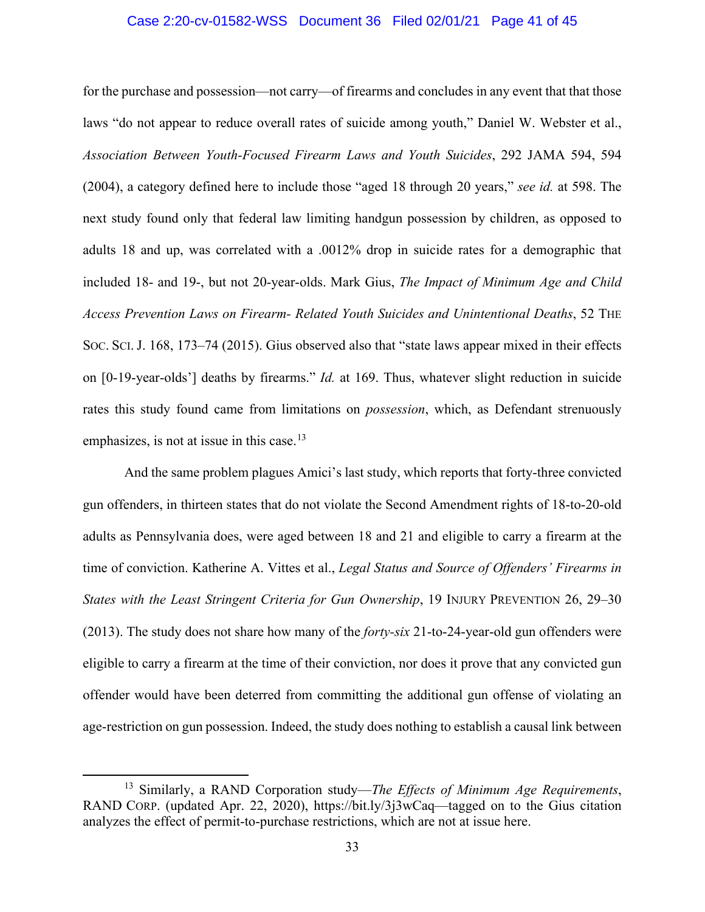for the purchase and possession—not carry—of firearms and concludes in any event that that those laws "do not appear to reduce overall rates of suicide among youth," Daniel W. Webster et al., *Association Between Youth-Focused Firearm Laws and Youth Suicides*, 292 JAMA 594, 594 (2004), a category defined here to include those "aged 18 through 20 years," *see id.* at 598. The next study found only that federal law limiting handgun possession by children, as opposed to adults 18 and up, was correlated with a .0012% drop in suicide rates for a demographic that included 18- and 19-, but not 20-year-olds. Mark Gius, *The Impact of Minimum Age and Child Access Prevention Laws on Firearm- Related Youth Suicides and Unintentional Deaths*, 52 THE SOC. SCI. J. 168, 173–74 (2015). Gius observed also that "state laws appear mixed in their effects on [0-19-year-olds'] deaths by firearms." *Id.* at 169. Thus, whatever slight reduction in suicide rates this study found came from limitations on *possession*, which, as Defendant strenuously emphasizes, is not at issue in this case.[13]

And the same problem plagues Amici's last study, which reports that forty-three convicted gun offenders, in thirteen states that do not violate the Second Amendment rights of 18-to-20-old adults as Pennsylvania does, were aged between 18 and 21 and eligible to carry a firearm at the time of conviction. Katherine A. Vittes et al., *Legal Status and Source of Offenders' Firearms in States with the Least Stringent Criteria for Gun Ownership*, 19 INJURY PREVENTION 26, 29–30 (2013). The study does not share how many of the *forty-six* 21-to-24-year-old gun offenders were eligible to carry a firearm at the time of their conviction, nor does it prove that any convicted gun offender would have been deterred from committing the additional gun offense of violating an age-restriction on gun possession. Indeed, the study does nothing to establish a causal link between

---

[13] Similarly, a RAND Corporation study—*The Effects of Minimum Age Requirements*, RAND CORP. (updated Apr. 22, 2020), https://bit.ly/3j3wCaq—tagged on to the Gius citation analyzes the effect of permit-to-purchase restrictions, which are not at issue here.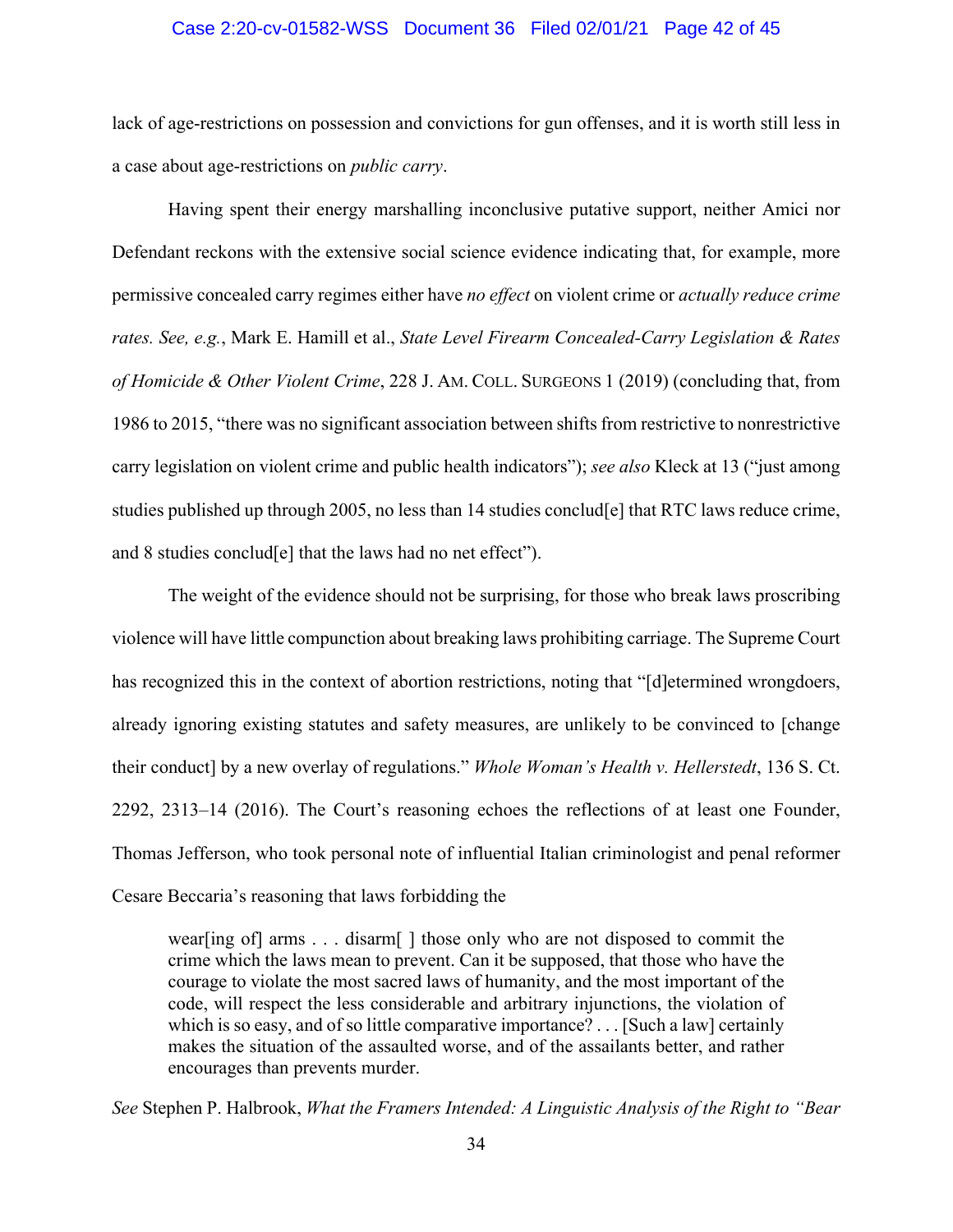lack of age-restrictions on possession and convictions for gun offenses, and it is worth still less in a case about age-restrictions on *public carry*.

Having spent their energy marshalling inconclusive putative support, neither Amici nor Defendant reckons with the extensive social science evidence indicating that, for example, more permissive concealed carry regimes either have *no effect* on violent crime or *actually reduce crime rates. See, e.g.*, Mark E. Hamill et al., *State Level Firearm Concealed-Carry Legislation & Rates of Homicide & Other Violent Crime*, 228 J. AM. COLL. SURGEONS 1 (2019) (concluding that, from 1986 to 2015, "there was no significant association between shifts from restrictive to nonrestrictive carry legislation on violent crime and public health indicators"); *see also* Kleck at 13 ("just among studies published up through 2005, no less than 14 studies conclud[e] that RTC laws reduce crime, and 8 studies conclud[e] that the laws had no net effect").

The weight of the evidence should not be surprising, for those who break laws proscribing violence will have little compunction about breaking laws prohibiting carriage. The Supreme Court has recognized this in the context of abortion restrictions, noting that "[d]etermined wrongdoers, already ignoring existing statutes and safety measures, are unlikely to be convinced to [change their conduct] by a new overlay of regulations." *Whole Woman's Health v. Hellerstedt*, 136 S. Ct. 2292, 2313–14 (2016). The Court's reasoning echoes the reflections of at least one Founder, Thomas Jefferson, who took personal note of influential Italian criminologist and penal reformer Cesare Beccaria's reasoning that laws forbidding the

> wear[ing of] arms . . . disarm[ ] those only who are not disposed to commit the crime which the laws mean to prevent. Can it be supposed, that those who have the courage to violate the most sacred laws of humanity, and the most important of the code, will respect the less considerable and arbitrary injunctions, the violation of which is so easy, and of so little comparative importance? . . . [Such a law] certainly makes the situation of the assaulted worse, and of the assailants better, and rather encourages than prevents murder.

*See* Stephen P. Halbrook, *What the Framers Intended: A Linguistic Analysis of the Right to "Bear*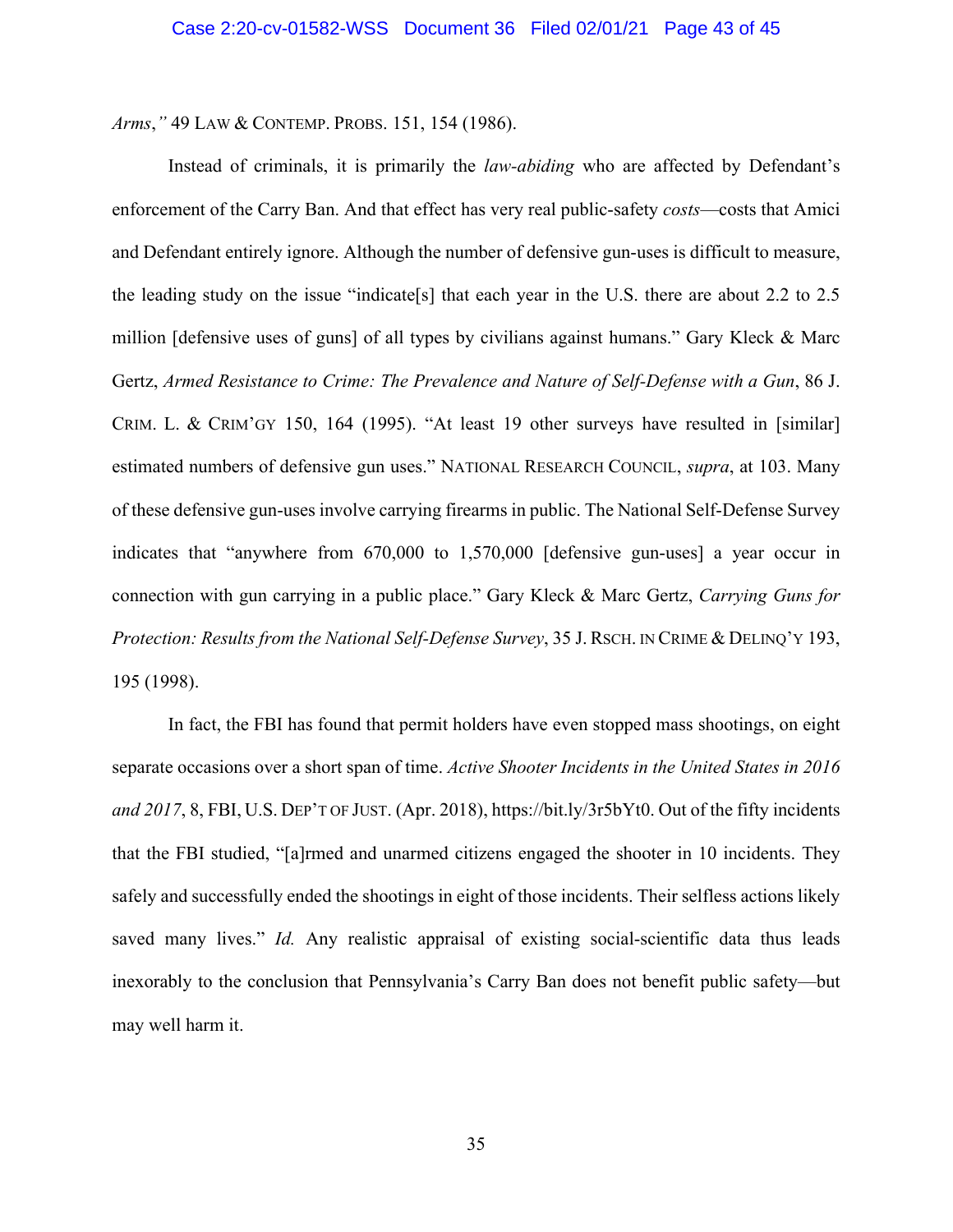*Arms*,*"* 49 LAW & CONTEMP. PROBS. 151, 154 (1986).

Instead of criminals, it is primarily the *law-abiding* who are affected by Defendant's enforcement of the Carry Ban. And that effect has very real public-safety *costs*—costs that Amici and Defendant entirely ignore. Although the number of defensive gun-uses is difficult to measure, the leading study on the issue "indicate[s] that each year in the U.S. there are about 2.2 to 2.5 million [defensive uses of guns] of all types by civilians against humans." Gary Kleck & Marc Gertz, *Armed Resistance to Crime: The Prevalence and Nature of Self-Defense with a Gun*, 86 J. CRIM. L. & CRIM'GY 150, 164 (1995). "At least 19 other surveys have resulted in [similar] estimated numbers of defensive gun uses." NATIONAL RESEARCH COUNCIL, *supra*, at 103. Many of these defensive gun-uses involve carrying firearms in public. The National Self-Defense Survey indicates that "anywhere from 670,000 to 1,570,000 [defensive gun-uses] a year occur in connection with gun carrying in a public place." Gary Kleck & Marc Gertz, *Carrying Guns for Protection: Results from the National Self-Defense Survey*, 35 J. RSCH. IN CRIME & DELINQ'Y 193, 195 (1998).

In fact, the FBI has found that permit holders have even stopped mass shootings, on eight separate occasions over a short span of time. *Active Shooter Incidents in the United States in 2016 and 2017*, 8, FBI, U.S. DEP'T OF JUST. (Apr. 2018), https://bit.ly/3r5bYt0. Out of the fifty incidents that the FBI studied, "[a]rmed and unarmed citizens engaged the shooter in 10 incidents. They safely and successfully ended the shootings in eight of those incidents. Their selfless actions likely saved many lives." *Id.* Any realistic appraisal of existing social-scientific data thus leads inexorably to the conclusion that Pennsylvania's Carry Ban does not benefit public safety—but may well harm it.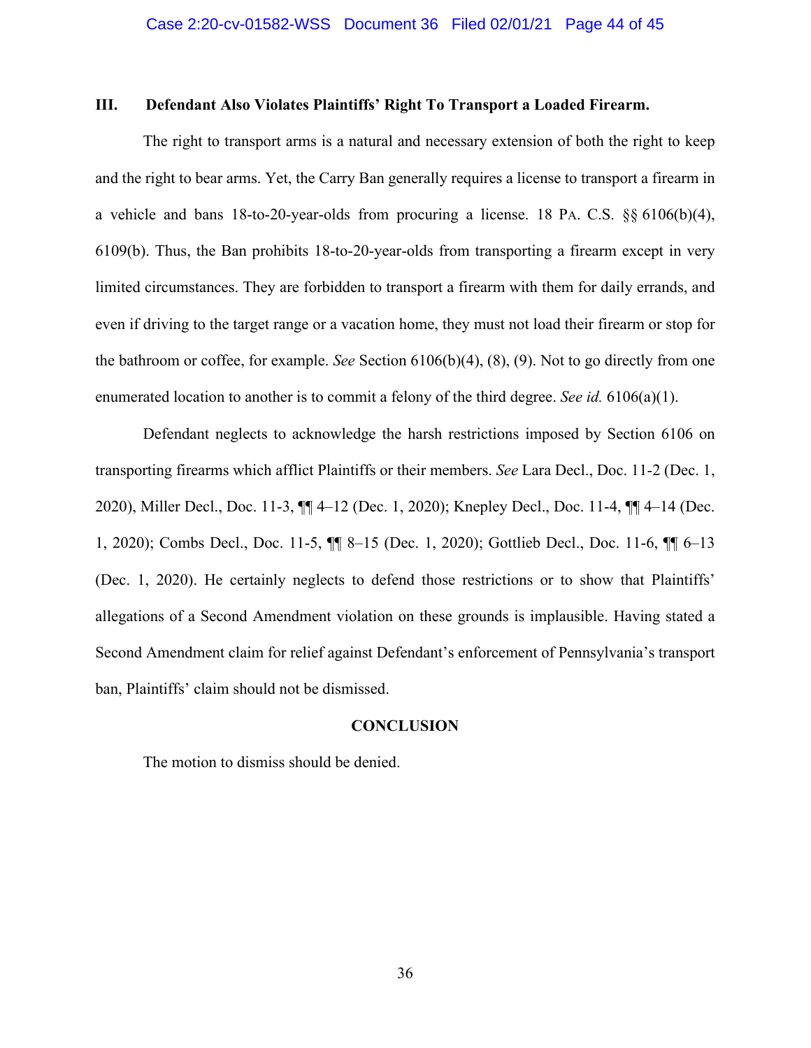### III. Defendant Also Violates Plaintiffs' Right To Transport a Loaded Firearm.

The right to transport arms is a natural and necessary extension of both the right to keep and the right to bear arms. Yet, the Carry Ban generally requires a license to transport a firearm in a vehicle and bans 18-to-20-year-olds from procuring a license. 18 PA. C.S. §§ 6106(b)(4), 6109(b). Thus, the Ban prohibits 18-to-20-year-olds from transporting a firearm except in very limited circumstances. They are forbidden to transport a firearm with them for daily errands, and even if driving to the target range or a vacation home, they must not load their firearm or stop for the bathroom or coffee, for example. *See* Section 6106(b)(4), (8), (9). Not to go directly from one enumerated location to another is to commit a felony of the third degree. *See id.* 6106(a)(1).

Defendant neglects to acknowledge the harsh restrictions imposed by Section 6106 on transporting firearms which afflict Plaintiffs or their members. *See* Lara Decl., Doc. 11-2 (Dec. 1, 2020), Miller Decl., Doc. 11-3, ¶¶ 4–12 (Dec. 1, 2020); Knepley Decl., Doc. 11-4, ¶¶ 4–14 (Dec. 1, 2020); Combs Decl., Doc. 11-5, ¶¶ 8–15 (Dec. 1, 2020); Gottlieb Decl., Doc. 11-6, ¶¶ 6–13 (Dec. 1, 2020). He certainly neglects to defend those restrictions or to show that Plaintiffs' allegations of a Second Amendment violation on these grounds is implausible. Having stated a Second Amendment claim for relief against Defendant's enforcement of Pennsylvania's transport ban, Plaintiffs' claim should not be dismissed.

## CONCLUSION

The motion to dismiss should be denied.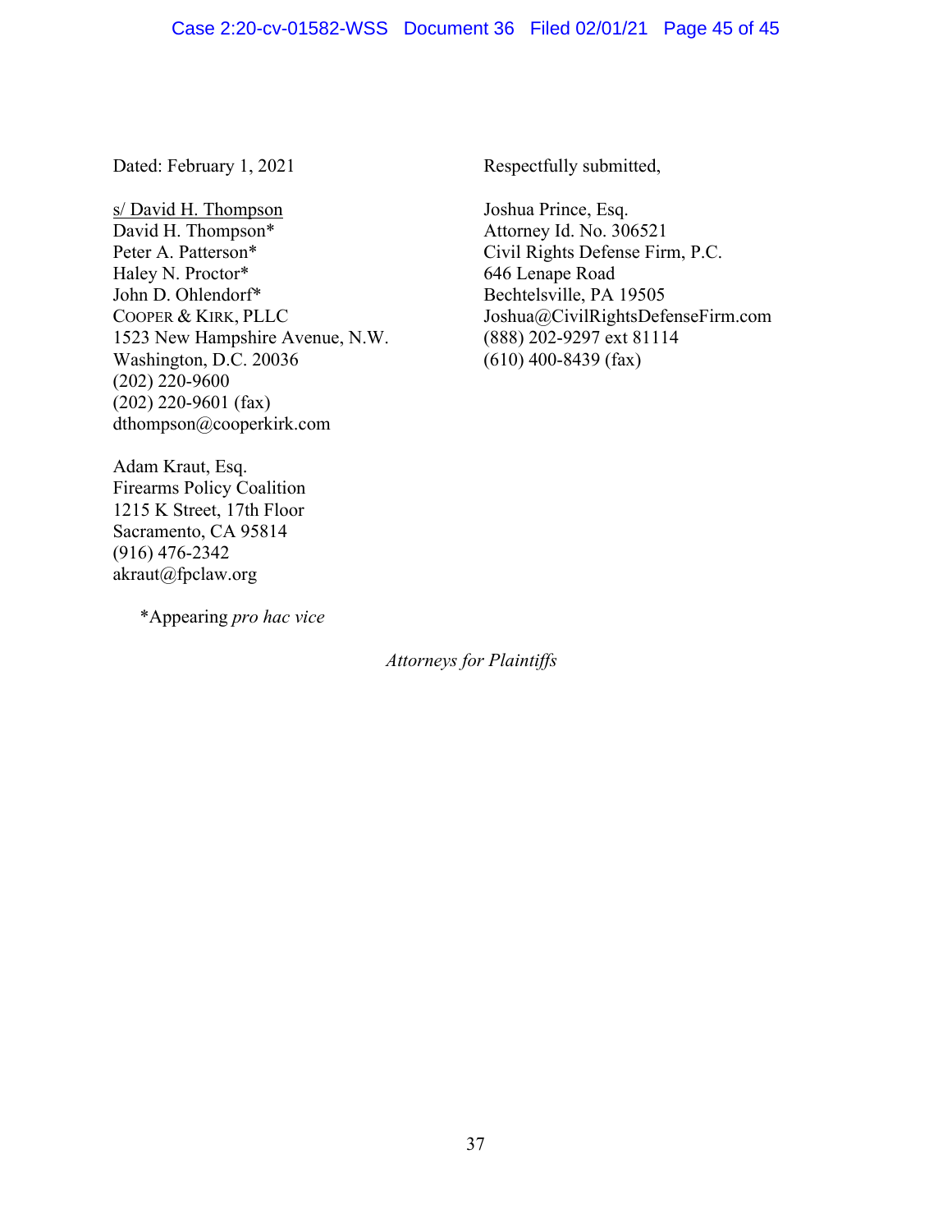Dated: February 1, 2021

Respectfully submitted,

s/ David H. Thompson
David H. Thompson*
Peter A. Patterson*
Haley N. Proctor*
John D. Ohlendorf*
COOPER & KIRK, PLLC
1523 New Hampshire Avenue, N.W.
Washington, D.C. 20036
(202) 220-9600
(202) 220-9601 (fax)
dthompson@cooperkirk.com

Adam Kraut, Esq.
Firearms Policy Coalition
1215 K Street, 17th Floor
Sacramento, CA 95814
(916) 476-2342
akraut@fpclaw.org

*Appearing *pro hac vice*

Joshua Prince, Esq.
Attorney Id. No. 306521
Civil Rights Defense Firm, P.C.
646 Lenape Road
Bechtelsville, PA 19505
Joshua@CivilRightsDefenseFirm.com
(888) 202-9297 ext 81114
(610) 400-8439 (fax)

*Attorneys for Plaintiffs*